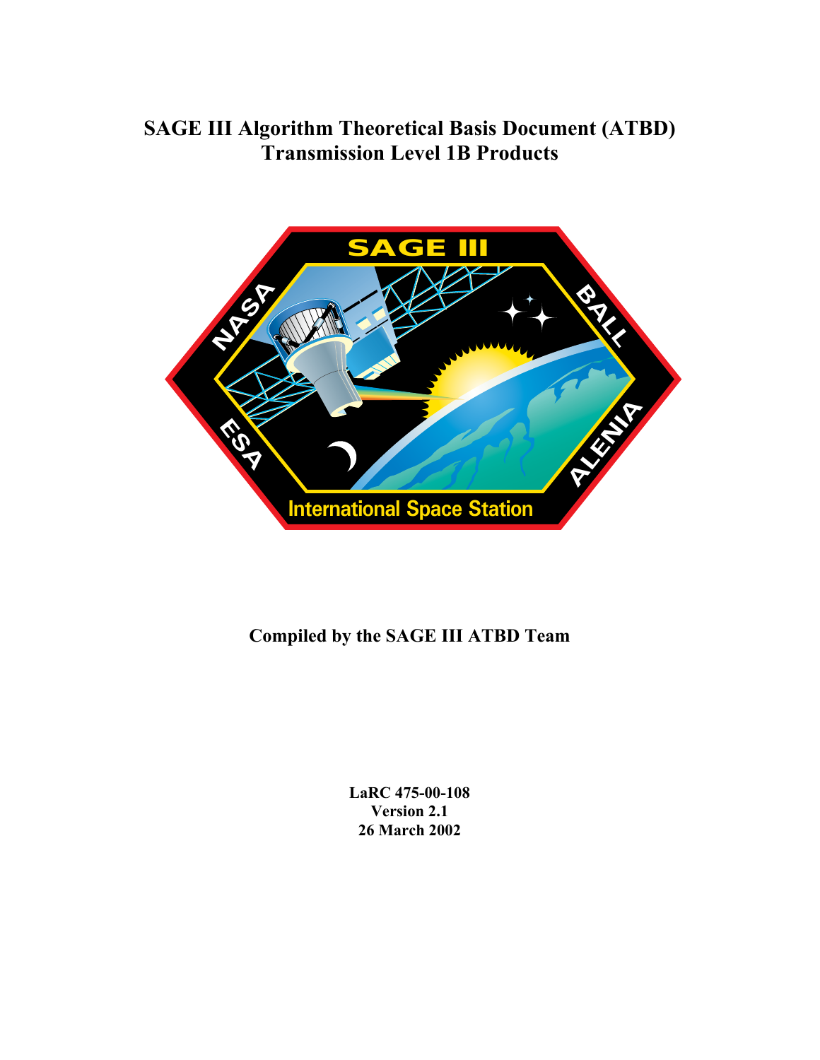# SAGE III Algorithm Theoretical Basis Document (ATBD) Transmission Level 1B Products

**Compiled by the SAGE III ATBD Team**

**LaRC 475-00-108**
**Version 2.1**
**26 March 2002**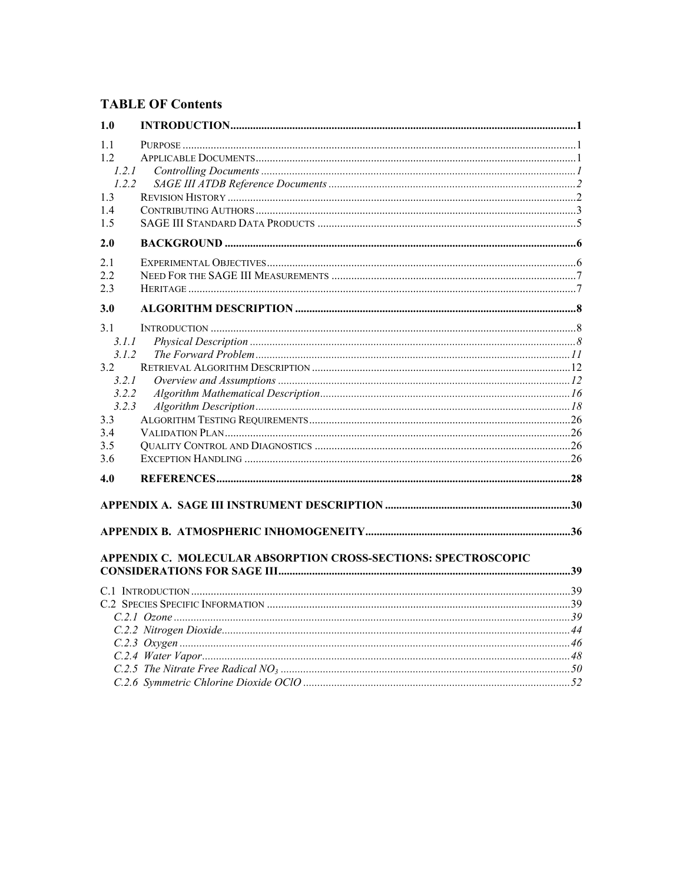## TABLE OF Contents

| | | |
|---|---|---|
| **1.0** | **INTRODUCTION** | **1** |
| 1.1 | PURPOSE | 1 |
| 1.2 | APPLICABLE DOCUMENTS | 1 |
| *1.2.1* | *Controlling Documents* | *1* |
| *1.2.2* | *SAGE III ATDB Reference Documents* | *2* |
| 1.3 | REVISION HISTORY | 2 |
| 1.4 | CONTRIBUTING AUTHORS | 3 |
| 1.5 | SAGE III STANDARD DATA PRODUCTS | 5 |
| **2.0** | **BACKGROUND** | **6** |
| 2.1 | EXPERIMENTAL OBJECTIVES | 6 |
| 2.2 | NEED FOR THE SAGE III MEASUREMENTS | 7 |
| 2.3 | HERITAGE | 7 |
| **3.0** | **ALGORITHM DESCRIPTION** | **8** |
| 3.1 | INTRODUCTION | 8 |
| *3.1.1* | *Physical Description* | *8* |
| *3.1.2* | *The Forward Problem* | *11* |
| 3.2 | RETRIEVAL ALGORITHM DESCRIPTION | 12 |
| *3.2.1* | *Overview and Assumptions* | *12* |
| *3.2.2* | *Algorithm Mathematical Description* | *16* |
| *3.2.3* | *Algorithm Description* | *18* |
| 3.3 | ALGORITHM TESTING REQUIREMENTS | 26 |
| 3.4 | VALIDATION PLAN | 26 |
| 3.5 | QUALITY CONTROL AND DIAGNOSTICS | 26 |
| 3.6 | EXCEPTION HANDLING | 26 |
| **4.0** | **REFERENCES** | **28** |
| | **APPENDIX A. SAGE III INSTRUMENT DESCRIPTION** | **30** |
| | **APPENDIX B. ATMOSPHERIC INHOMOGENEITY** | **36** |
| | **APPENDIX C. MOLECULAR ABSORPTION CROSS-SECTIONS: SPECTROSCOPIC CONSIDERATIONS FOR SAGE III** | **39** |
| C.1 | INTRODUCTION | 39 |
| C.2 | SPECIES SPECIFIC INFORMATION | 39 |
| *C.2.1* | *Ozone* | *39* |
| *C.2.2* | *Nitrogen Dioxide* | *44* |
| *C.2.3* | *Oxygen* | *46* |
| *C.2.4* | *Water Vapor* | *48* |
| *C.2.5* | *The Nitrate Free Radical $NO_3$* | *50* |
| *C.2.6* | *Symmetric Chlorine Dioxide OClO* | *52* |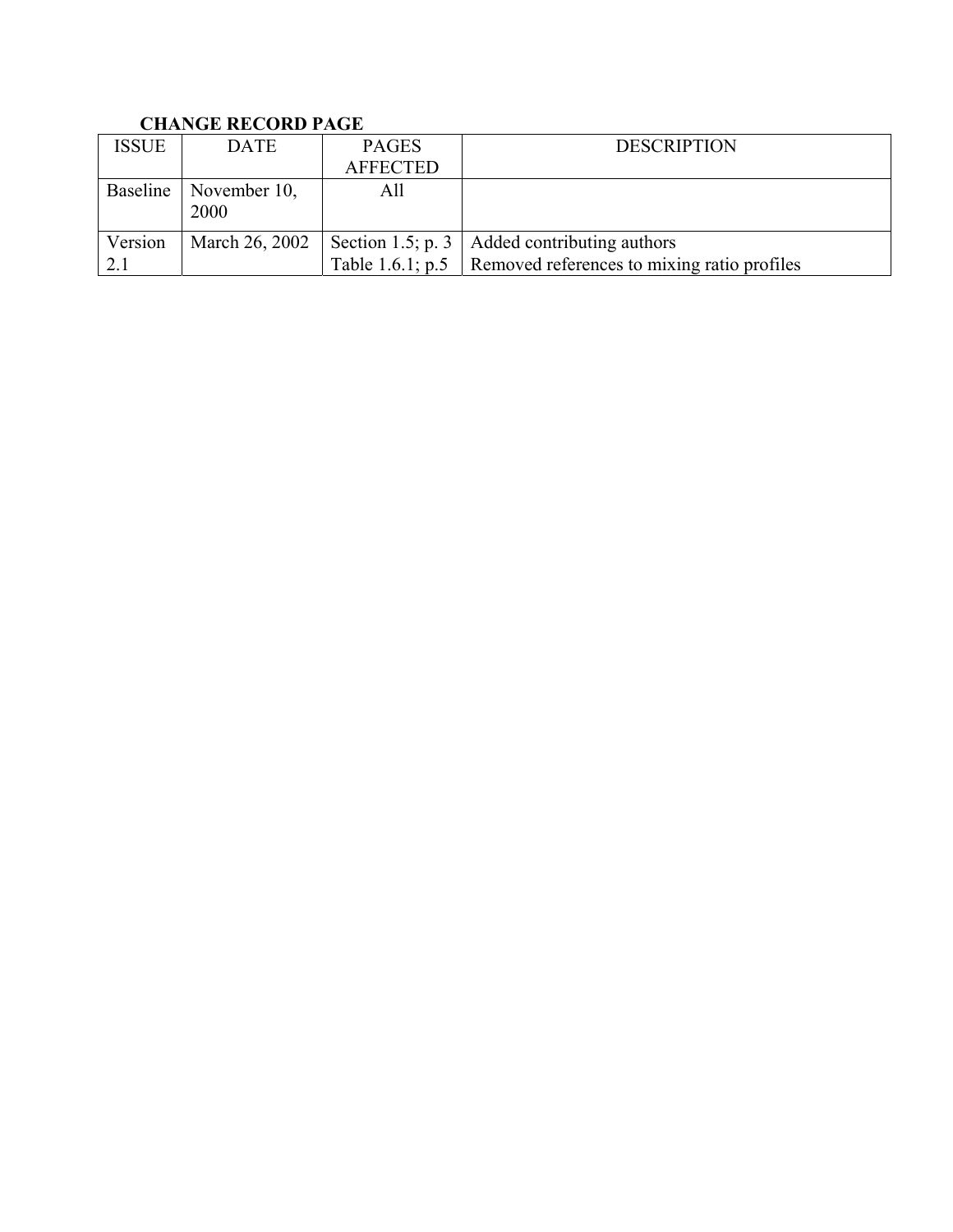**CHANGE RECORD PAGE**

| ISSUE | DATE | PAGES AFFECTED | DESCRIPTION |
|---|---|---|---|
| Baseline | November 10, 2000 | All | |
| Version 2.1 | March 26, 2002 | Section 1.5; p. 3<br>Table 1.6.1; p.5 | Added contributing authors<br>Removed references to mixing ratio profiles |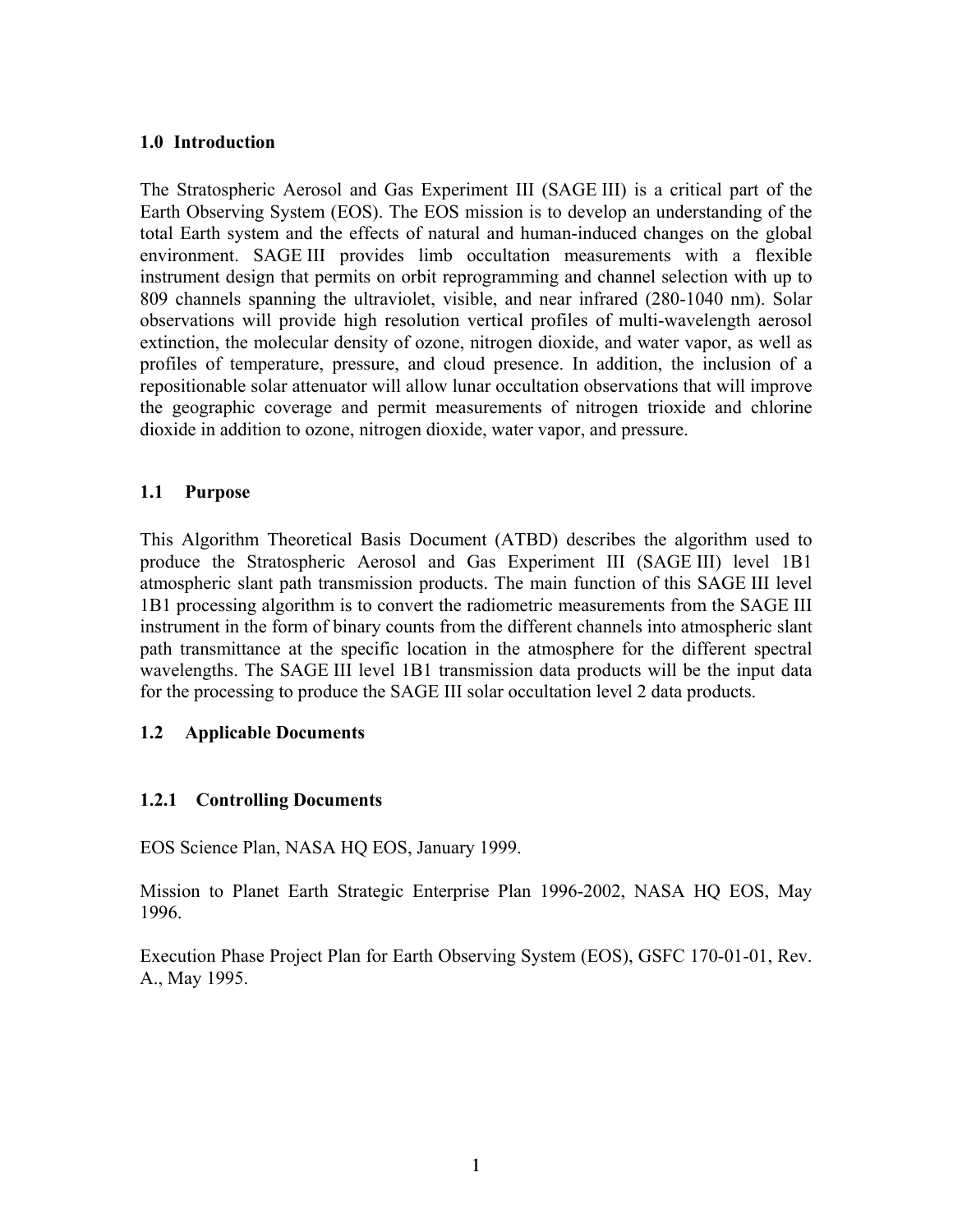# 1.0 Introduction

The Stratospheric Aerosol and Gas Experiment III (SAGE III) is a critical part of the Earth Observing System (EOS). The EOS mission is to develop an understanding of the total Earth system and the effects of natural and human-induced changes on the global environment. SAGE III provides limb occultation measurements with a flexible instrument design that permits on orbit reprogramming and channel selection with up to 809 channels spanning the ultraviolet, visible, and near infrared (280-1040 nm). Solar observations will provide high resolution vertical profiles of multi-wavelength aerosol extinction, the molecular density of ozone, nitrogen dioxide, and water vapor, as well as profiles of temperature, pressure, and cloud presence. In addition, the inclusion of a repositionable solar attenuator will allow lunar occultation observations that will improve the geographic coverage and permit measurements of nitrogen trioxide and chlorine dioxide in addition to ozone, nitrogen dioxide, water vapor, and pressure.

## 1.1 Purpose

This Algorithm Theoretical Basis Document (ATBD) describes the algorithm used to produce the Stratospheric Aerosol and Gas Experiment III (SAGE III) level 1B1 atmospheric slant path transmission products. The main function of this SAGE III level 1B1 processing algorithm is to convert the radiometric measurements from the SAGE III instrument in the form of binary counts from the different channels into atmospheric slant path transmittance at the specific location in the atmosphere for the different spectral wavelengths. The SAGE III level 1B1 transmission data products will be the input data for the processing to produce the SAGE III solar occultation level 2 data products.

## 1.2 Applicable Documents

### 1.2.1 Controlling Documents

EOS Science Plan, NASA HQ EOS, January 1999.

Mission to Planet Earth Strategic Enterprise Plan 1996-2002, NASA HQ EOS, May 1996.

Execution Phase Project Plan for Earth Observing System (EOS), GSFC 170-01-01, Rev. A., May 1995.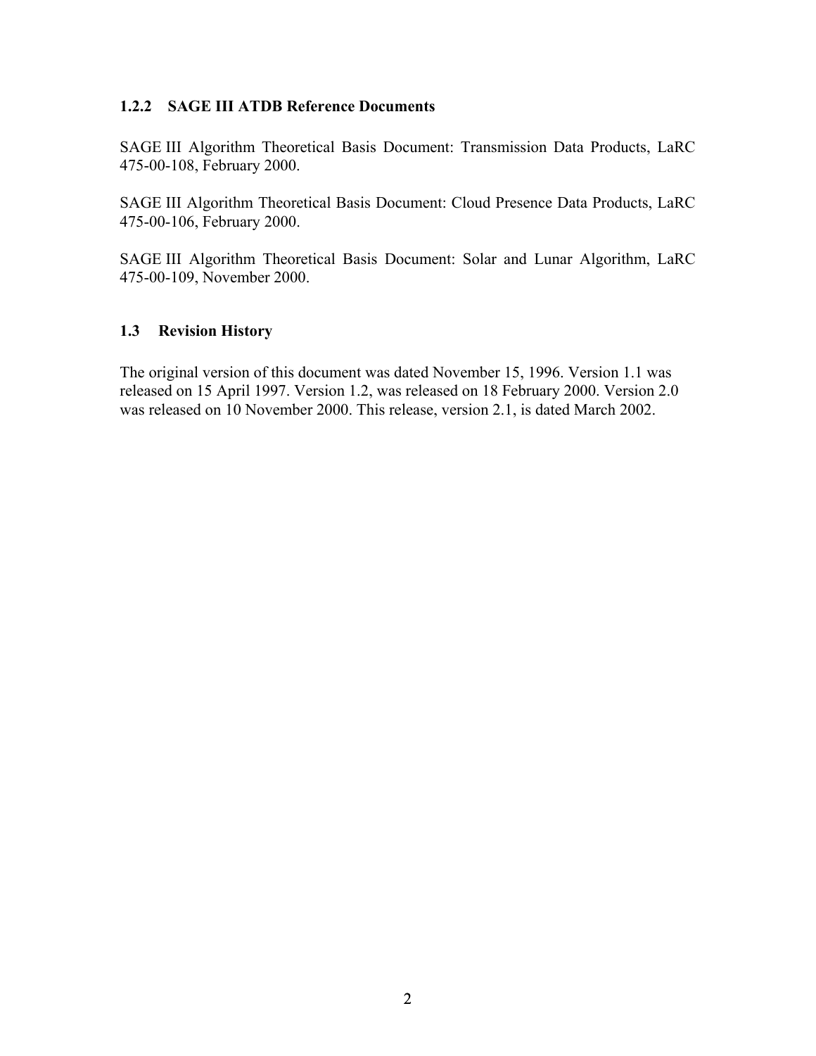### 1.2.2 SAGE III ATDB Reference Documents

SAGE III Algorithm Theoretical Basis Document: Transmission Data Products, LaRC 475-00-108, February 2000.

SAGE III Algorithm Theoretical Basis Document: Cloud Presence Data Products, LaRC 475-00-106, February 2000.

SAGE III Algorithm Theoretical Basis Document: Solar and Lunar Algorithm, LaRC 475-00-109, November 2000.

## 1.3 Revision History

The original version of this document was dated November 15, 1996. Version 1.1 was released on 15 April 1997. Version 1.2, was released on 18 February 2000. Version 2.0 was released on 10 November 2000. This release, version 2.1, is dated March 2002.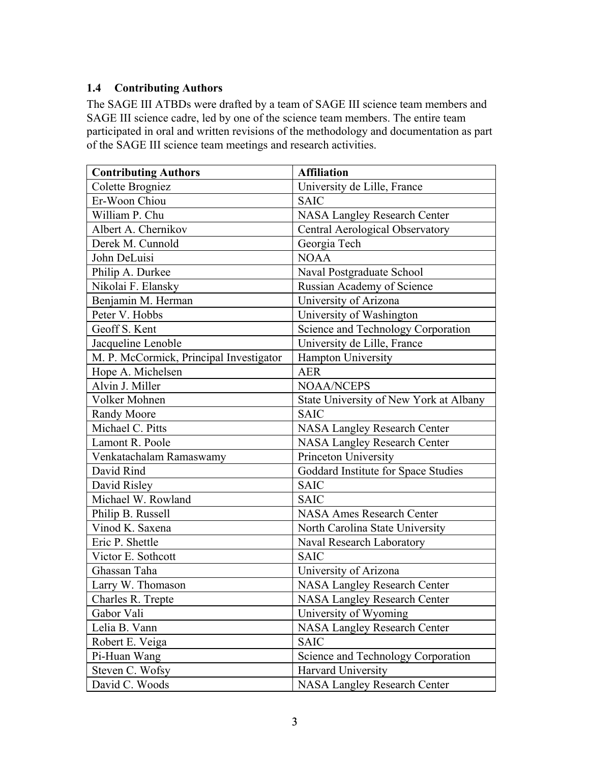### 1.4 Contributing Authors

The SAGE III ATBDs were drafted by a team of SAGE III science team members and SAGE III science cadre, led by one of the science team members. The entire team participated in oral and written revisions of the methodology and documentation as part of the SAGE III science team meetings and research activities.

| Contributing Authors | Affiliation |
|---|---|
| Colette Brogniez | University de Lille, France |
| Er-Woon Chiou | SAIC |
| William P. Chu | NASA Langley Research Center |
| Albert A. Chernikov | Central Aerological Observatory |
| Derek M. Cunnold | Georgia Tech |
| John DeLuisi | NOAA |
| Philip A. Durkee | Naval Postgraduate School |
| Nikolai F. Elansky | Russian Academy of Science |
| Benjamin M. Herman | University of Arizona |
| Peter V. Hobbs | University of Washington |
| Geoff S. Kent | Science and Technology Corporation |
| Jacqueline Lenoble | University de Lille, France |
| M. P. McCormick, Principal Investigator | Hampton University |
| Hope A. Michelsen | AER |
| Alvin J. Miller | NOAA/NCEPS |
| Volker Mohnen | State University of New York at Albany |
| Randy Moore | SAIC |
| Michael C. Pitts | NASA Langley Research Center |
| Lamont R. Poole | NASA Langley Research Center |
| Venkatachalam Ramaswamy | Princeton University |
| David Rind | Goddard Institute for Space Studies |
| David Risley | SAIC |
| Michael W. Rowland | SAIC |
| Philip B. Russell | NASA Ames Research Center |
| Vinod K. Saxena | North Carolina State University |
| Eric P. Shettle | Naval Research Laboratory |
| Victor E. Sothcott | SAIC |
| Ghassan Taha | University of Arizona |
| Larry W. Thomason | NASA Langley Research Center |
| Charles R. Trepte | NASA Langley Research Center |
| Gabor Vali | University of Wyoming |
| Lelia B. Vann | NASA Langley Research Center |
| Robert E. Veiga | SAIC |
| Pi-Huan Wang | Science and Technology Corporation |
| Steven C. Wofsy | Harvard University |
| David C. Woods | NASA Langley Research Center |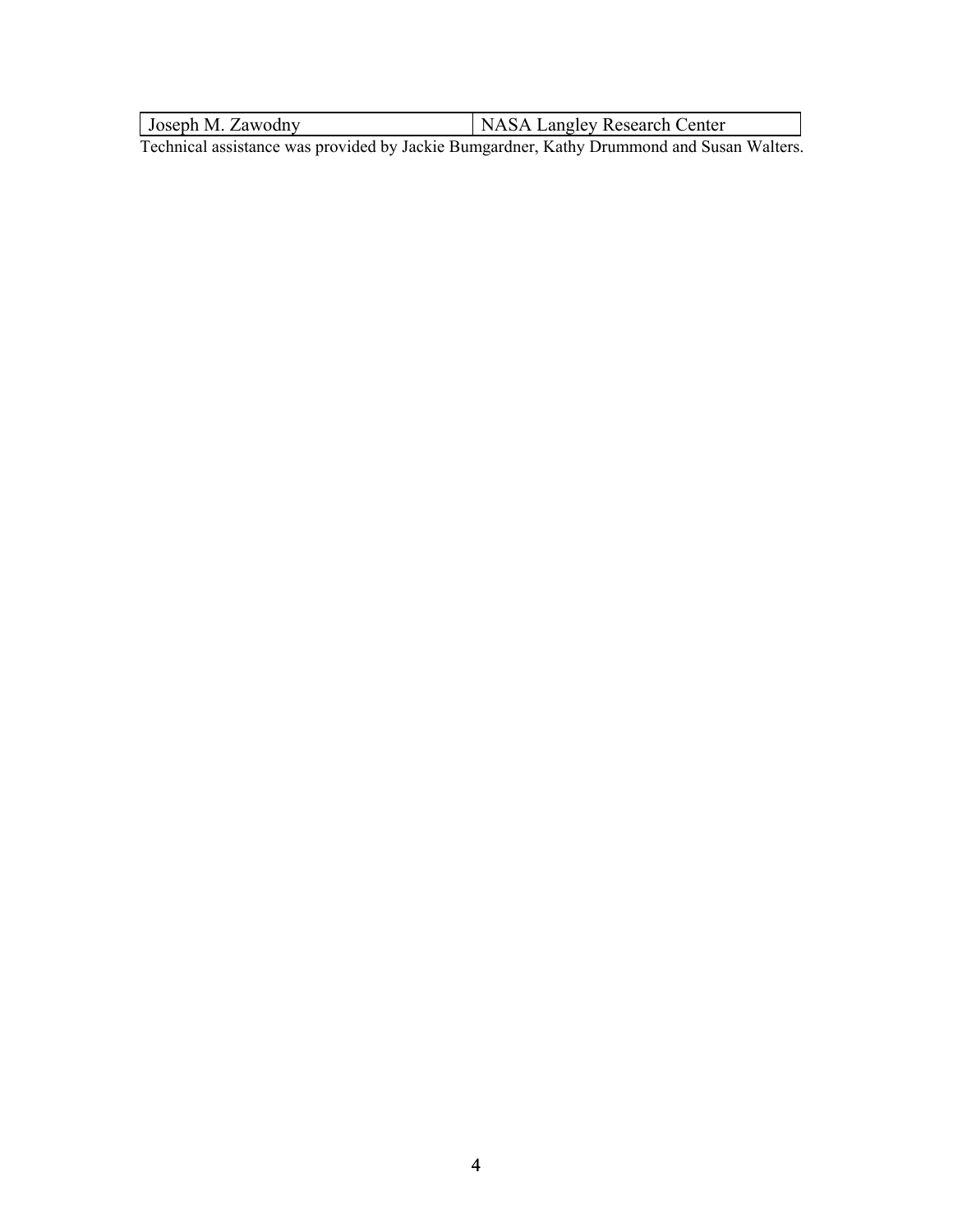| Joseph M. Zawodny | NASA Langley Research Center |
| --- | --- |

Technical assistance was provided by Jackie Bumgardner, Kathy Drummond and Susan Walters.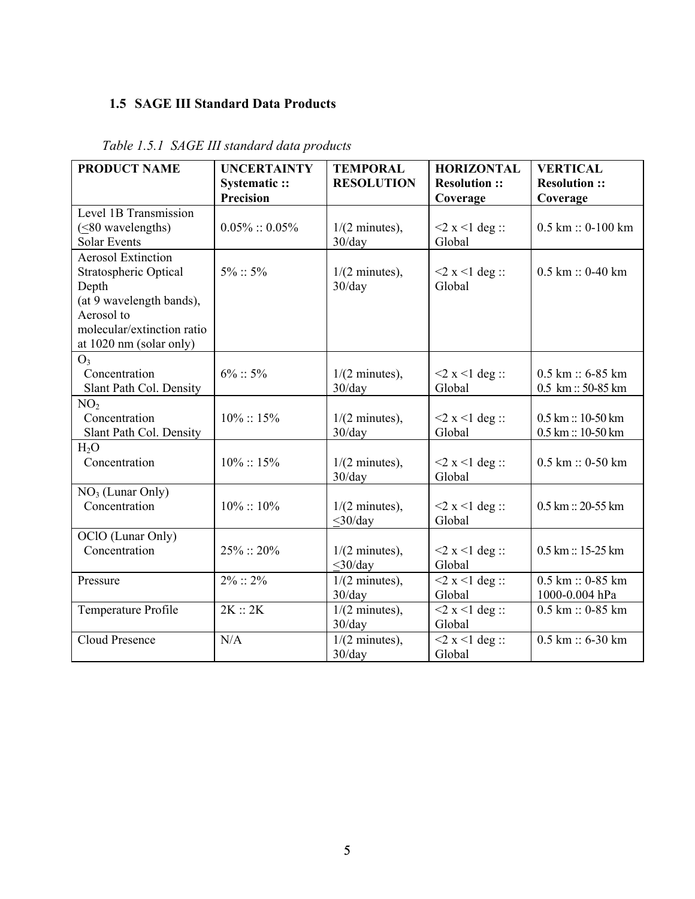### 1.5 SAGE III Standard Data Products

*Table 1.5.1 SAGE III standard data products*

| PRODUCT NAME | UNCERTAINTY Systematic :: Precision | TEMPORAL RESOLUTION | HORIZONTAL Resolution :: Coverage | VERTICAL Resolution :: Coverage |
|---|---|---|---|---|
| Level 1B Transmission (≤80 wavelengths) Solar Events | 0.05% :: 0.05% | 1/(2 minutes), 30/day | <2 x <1 deg :: Global | 0.5 km :: 0-100 km |
| Aerosol Extinction Stratospheric Optical Depth (at 9 wavelength bands), Aerosol to molecular/extinction ratio at 1020 nm (solar only) | 5% :: 5% | 1/(2 minutes), 30/day | <2 x <1 deg :: Global | 0.5 km :: 0-40 km |
| $O_3$ Concentration Slant Path Col. Density | 6% :: 5% | 1/(2 minutes), 30/day | <2 x <1 deg :: Global | 0.5 km :: 6-85 km 0.5 km :: 50-85 km |
| $NO_2$ Concentration Slant Path Col. Density | 10% :: 15% | 1/(2 minutes), 30/day | <2 x <1 deg :: Global | 0.5 km :: 10-50 km 0.5 km :: 10-50 km |
| $H_2O$ Concentration | 10% :: 15% | 1/(2 minutes), 30/day | <2 x <1 deg :: Global | 0.5 km :: 0-50 km |
| $NO_3$ (Lunar Only) Concentration | 10% :: 10% | 1/(2 minutes), ≤30/day | <2 x <1 deg :: Global | 0.5 km :: 20-55 km |
| OClO (Lunar Only) Concentration | 25% :: 20% | 1/(2 minutes), ≤30/day | <2 x <1 deg :: Global | 0.5 km :: 15-25 km |
| Pressure | 2% :: 2% | 1/(2 minutes), 30/day | <2 x <1 deg :: Global | 0.5 km :: 0-85 km 1000-0.004 hPa |
| Temperature Profile | 2K :: 2K | 1/(2 minutes), 30/day | <2 x <1 deg :: Global | 0.5 km :: 0-85 km |
| Cloud Presence | N/A | 1/(2 minutes), 30/day | <2 x <1 deg :: Global | 0.5 km :: 6-30 km |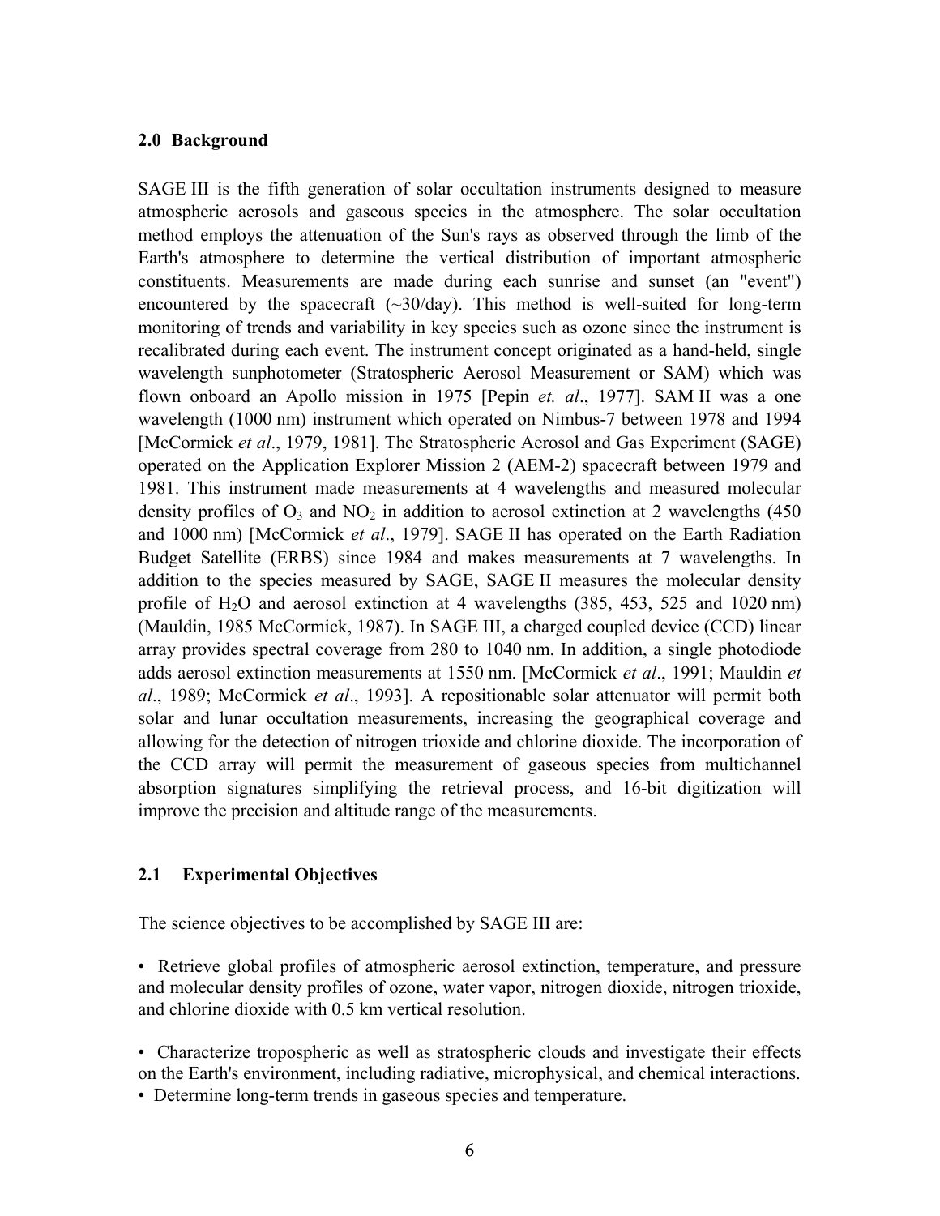## 2.0 Background

SAGE III is the fifth generation of solar occultation instruments designed to measure atmospheric aerosols and gaseous species in the atmosphere. The solar occultation method employs the attenuation of the Sun's rays as observed through the limb of the Earth's atmosphere to determine the vertical distribution of important atmospheric constituents. Measurements are made during each sunrise and sunset (an "event") encountered by the spacecraft (~30/day). This method is well-suited for long-term monitoring of trends and variability in key species such as ozone since the instrument is recalibrated during each event. The instrument concept originated as a hand-held, single wavelength sunphotometer (Stratospheric Aerosol Measurement or SAM) which was flown onboard an Apollo mission in 1975 [Pepin *et. al*., 1977]. SAM II was a one wavelength (1000 nm) instrument which operated on Nimbus-7 between 1978 and 1994 [McCormick *et al*., 1979, 1981]. The Stratospheric Aerosol and Gas Experiment (SAGE) operated on the Application Explorer Mission 2 (AEM-2) spacecraft between 1979 and 1981. This instrument made measurements at 4 wavelengths and measured molecular density profiles of $O_3$ and $NO_2$ in addition to aerosol extinction at 2 wavelengths (450 and 1000 nm) [McCormick *et al*., 1979]. SAGE II has operated on the Earth Radiation Budget Satellite (ERBS) since 1984 and makes measurements at 7 wavelengths. In addition to the species measured by SAGE, SAGE II measures the molecular density profile of $H_2O$ and aerosol extinction at 4 wavelengths (385, 453, 525 and 1020 nm) (Mauldin, 1985 McCormick, 1987). In SAGE III, a charged coupled device (CCD) linear array provides spectral coverage from 280 to 1040 nm. In addition, a single photodiode adds aerosol extinction measurements at 1550 nm. [McCormick *et al*., 1991; Mauldin *et al*., 1989; McCormick *et al*., 1993]. A repositionable solar attenuator will permit both solar and lunar occultation measurements, increasing the geographical coverage and allowing for the detection of nitrogen trioxide and chlorine dioxide. The incorporation of the CCD array will permit the measurement of gaseous species from multichannel absorption signatures simplifying the retrieval process, and 16-bit digitization will improve the precision and altitude range of the measurements.

### 2.1 Experimental Objectives

The science objectives to be accomplished by SAGE III are:

- Retrieve global profiles of atmospheric aerosol extinction, temperature, and pressure and molecular density profiles of ozone, water vapor, nitrogen dioxide, nitrogen trioxide, and chlorine dioxide with 0.5 km vertical resolution.

- Characterize tropospheric as well as stratospheric clouds and investigate their effects on the Earth's environment, including radiative, microphysical, and chemical interactions.
- Determine long-term trends in gaseous species and temperature.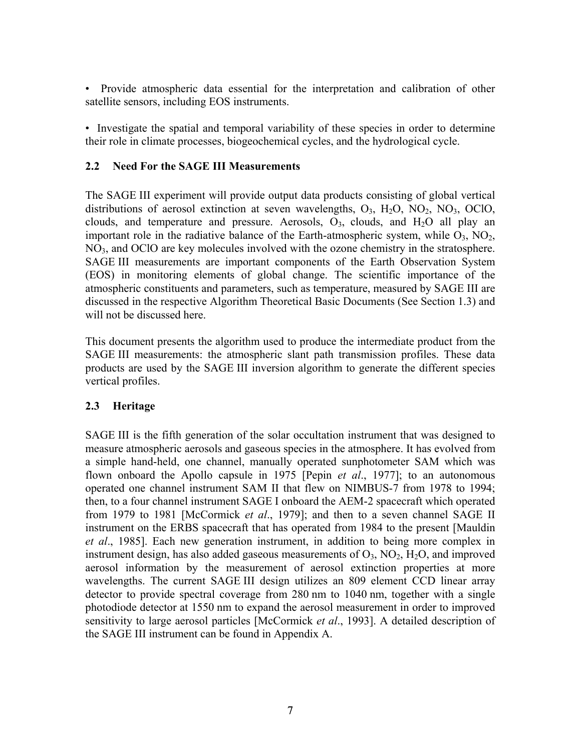• Provide atmospheric data essential for the interpretation and calibration of other satellite sensors, including EOS instruments.

• Investigate the spatial and temporal variability of these species in order to determine their role in climate processes, biogeochemical cycles, and the hydrological cycle.

### 2.2 Need For the SAGE III Measurements

The SAGE III experiment will provide output data products consisting of global vertical distributions of aerosol extinction at seven wavelengths, $O_3$, $H_2O$, $NO_2$, $NO_3$, OClO, clouds, and temperature and pressure. Aerosols, $O_3$, clouds, and $H_2O$ all play an important role in the radiative balance of the Earth-atmospheric system, while $O_3$, $NO_2$, $NO_3$, and OClO are key molecules involved with the ozone chemistry in the stratosphere. SAGE III measurements are important components of the Earth Observation System (EOS) in monitoring elements of global change. The scientific importance of the atmospheric constituents and parameters, such as temperature, measured by SAGE III are discussed in the respective Algorithm Theoretical Basic Documents (See Section 1.3) and will not be discussed here.

This document presents the algorithm used to produce the intermediate product from the SAGE III measurements: the atmospheric slant path transmission profiles. These data products are used by the SAGE III inversion algorithm to generate the different species vertical profiles.

### 2.3 Heritage

SAGE III is the fifth generation of the solar occultation instrument that was designed to measure atmospheric aerosols and gaseous species in the atmosphere. It has evolved from a simple hand-held, one channel, manually operated sunphotometer SAM which was flown onboard the Apollo capsule in 1975 [Pepin *et al*., 1977]; to an autonomous operated one channel instrument SAM II that flew on NIMBUS-7 from 1978 to 1994; then, to a four channel instrument SAGE I onboard the AEM-2 spacecraft which operated from 1979 to 1981 [McCormick *et al*., 1979]; and then to a seven channel SAGE II instrument on the ERBS spacecraft that has operated from 1984 to the present [Mauldin *et al*., 1985]. Each new generation instrument, in addition to being more complex in instrument design, has also added gaseous measurements of $O_3$, $NO_2$, $H_2O$, and improved aerosol information by the measurement of aerosol extinction properties at more wavelengths. The current SAGE III design utilizes an 809 element CCD linear array detector to provide spectral coverage from 280 nm to 1040 nm, together with a single photodiode detector at 1550 nm to expand the aerosol measurement in order to improved sensitivity to large aerosol particles [McCormick *et al*., 1993]. A detailed description of the SAGE III instrument can be found in Appendix A.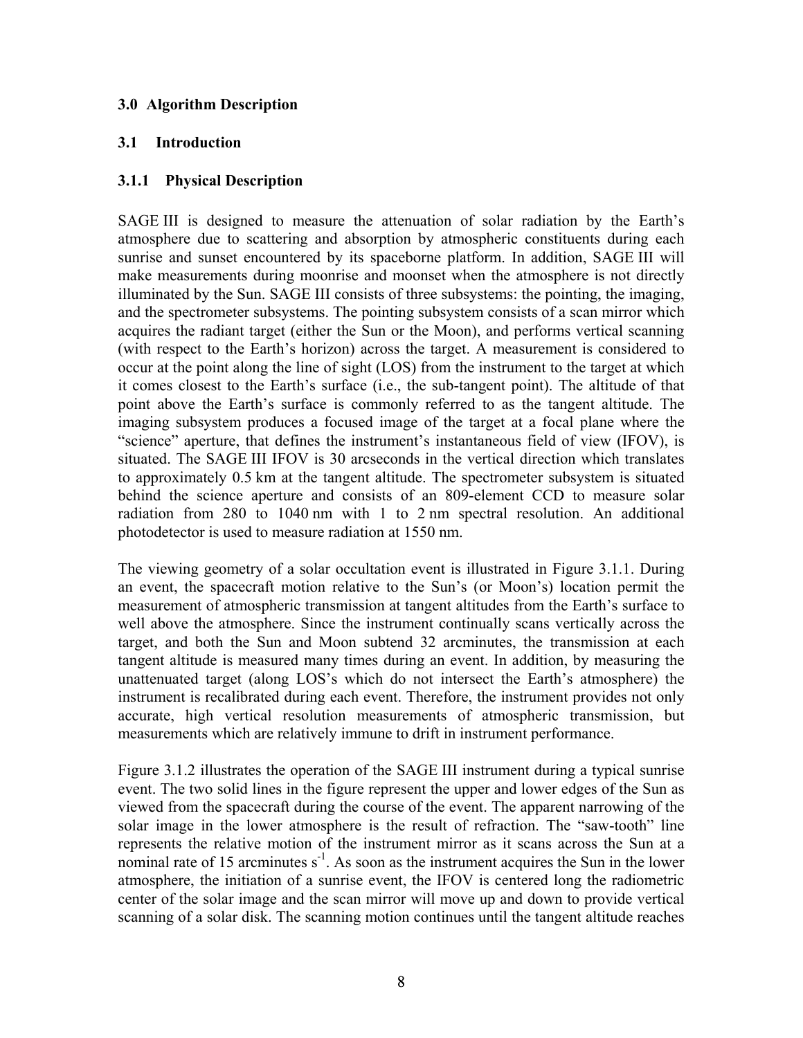## 3.0 Algorithm Description

## 3.1 Introduction

### 3.1.1 Physical Description

SAGE III is designed to measure the attenuation of solar radiation by the Earth's atmosphere due to scattering and absorption by atmospheric constituents during each sunrise and sunset encountered by its spaceborne platform. In addition, SAGE III will make measurements during moonrise and moonset when the atmosphere is not directly illuminated by the Sun. SAGE III consists of three subsystems: the pointing, the imaging, and the spectrometer subsystems. The pointing subsystem consists of a scan mirror which acquires the radiant target (either the Sun or the Moon), and performs vertical scanning (with respect to the Earth's horizon) across the target. A measurement is considered to occur at the point along the line of sight (LOS) from the instrument to the target at which it comes closest to the Earth's surface (i.e., the sub-tangent point). The altitude of that point above the Earth's surface is commonly referred to as the tangent altitude. The imaging subsystem produces a focused image of the target at a focal plane where the "science" aperture, that defines the instrument's instantaneous field of view (IFOV), is situated. The SAGE III IFOV is 30 arcseconds in the vertical direction which translates to approximately 0.5 km at the tangent altitude. The spectrometer subsystem is situated behind the science aperture and consists of an 809-element CCD to measure solar radiation from 280 to 1040 nm with 1 to 2 nm spectral resolution. An additional photodetector is used to measure radiation at 1550 nm.

The viewing geometry of a solar occultation event is illustrated in Figure 3.1.1. During an event, the spacecraft motion relative to the Sun's (or Moon's) location permit the measurement of atmospheric transmission at tangent altitudes from the Earth's surface to well above the atmosphere. Since the instrument continually scans vertically across the target, and both the Sun and Moon subtend 32 arcminutes, the transmission at each tangent altitude is measured many times during an event. In addition, by measuring the unattenuated target (along LOS's which do not intersect the Earth's atmosphere) the instrument is recalibrated during each event. Therefore, the instrument provides not only accurate, high vertical resolution measurements of atmospheric transmission, but measurements which are relatively immune to drift in instrument performance.

Figure 3.1.2 illustrates the operation of the SAGE III instrument during a typical sunrise event. The two solid lines in the figure represent the upper and lower edges of the Sun as viewed from the spacecraft during the course of the event. The apparent narrowing of the solar image in the lower atmosphere is the result of refraction. The "saw-tooth" line represents the relative motion of the instrument mirror as it scans across the Sun at a nominal rate of 15 arcminutes $s^{-1}$. As soon as the instrument acquires the Sun in the lower atmosphere, the initiation of a sunrise event, the IFOV is centered long the radiometric center of the solar image and the scan mirror will move up and down to provide vertical scanning of a solar disk. The scanning motion continues until the tangent altitude reaches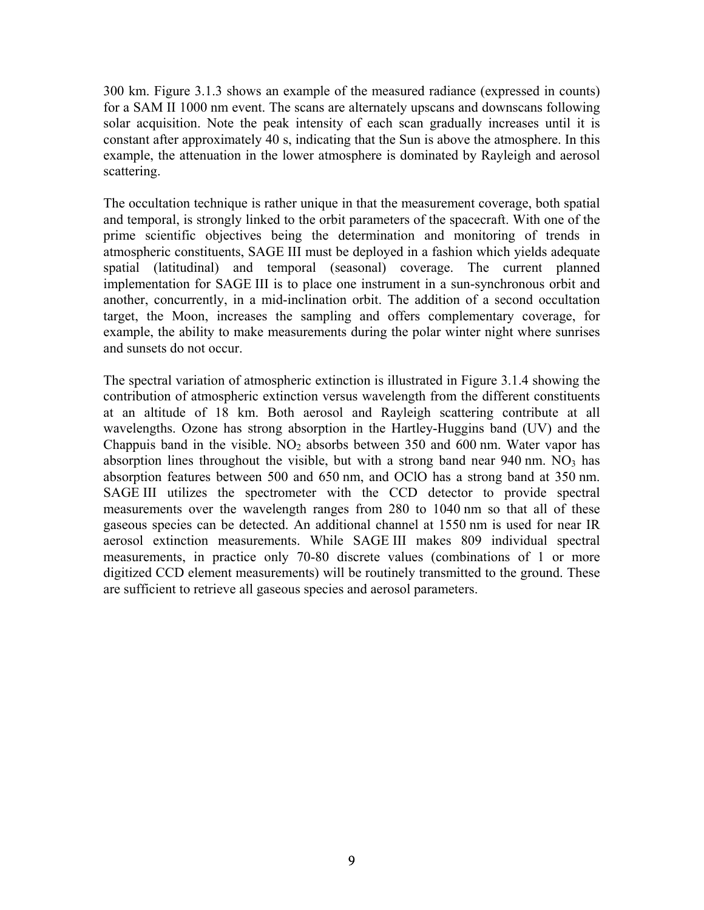300 km. Figure 3.1.3 shows an example of the measured radiance (expressed in counts) for a SAM II 1000 nm event. The scans are alternately upscans and downscans following solar acquisition. Note the peak intensity of each scan gradually increases until it is constant after approximately 40 s, indicating that the Sun is above the atmosphere. In this example, the attenuation in the lower atmosphere is dominated by Rayleigh and aerosol scattering.

The occultation technique is rather unique in that the measurement coverage, both spatial and temporal, is strongly linked to the orbit parameters of the spacecraft. With one of the prime scientific objectives being the determination and monitoring of trends in atmospheric constituents, SAGE III must be deployed in a fashion which yields adequate spatial (latitudinal) and temporal (seasonal) coverage. The current planned implementation for SAGE III is to place one instrument in a sun-synchronous orbit and another, concurrently, in a mid-inclination orbit. The addition of a second occultation target, the Moon, increases the sampling and offers complementary coverage, for example, the ability to make measurements during the polar winter night where sunrises and sunsets do not occur.

The spectral variation of atmospheric extinction is illustrated in Figure 3.1.4 showing the contribution of atmospheric extinction versus wavelength from the different constituents at an altitude of 18 km. Both aerosol and Rayleigh scattering contribute at all wavelengths. Ozone has strong absorption in the Hartley-Huggins band (UV) and the Chappuis band in the visible. $NO_2$ absorbs between 350 and 600 nm. Water vapor has absorption lines throughout the visible, but with a strong band near 940 nm. $NO_3$ has absorption features between 500 and 650 nm, and OClO has a strong band at 350 nm. SAGE III utilizes the spectrometer with the CCD detector to provide spectral measurements over the wavelength ranges from 280 to 1040 nm so that all of these gaseous species can be detected. An additional channel at 1550 nm is used for near IR aerosol extinction measurements. While SAGE III makes 809 individual spectral measurements, in practice only 70-80 discrete values (combinations of 1 or more digitized CCD element measurements) will be routinely transmitted to the ground. These are sufficient to retrieve all gaseous species and aerosol parameters.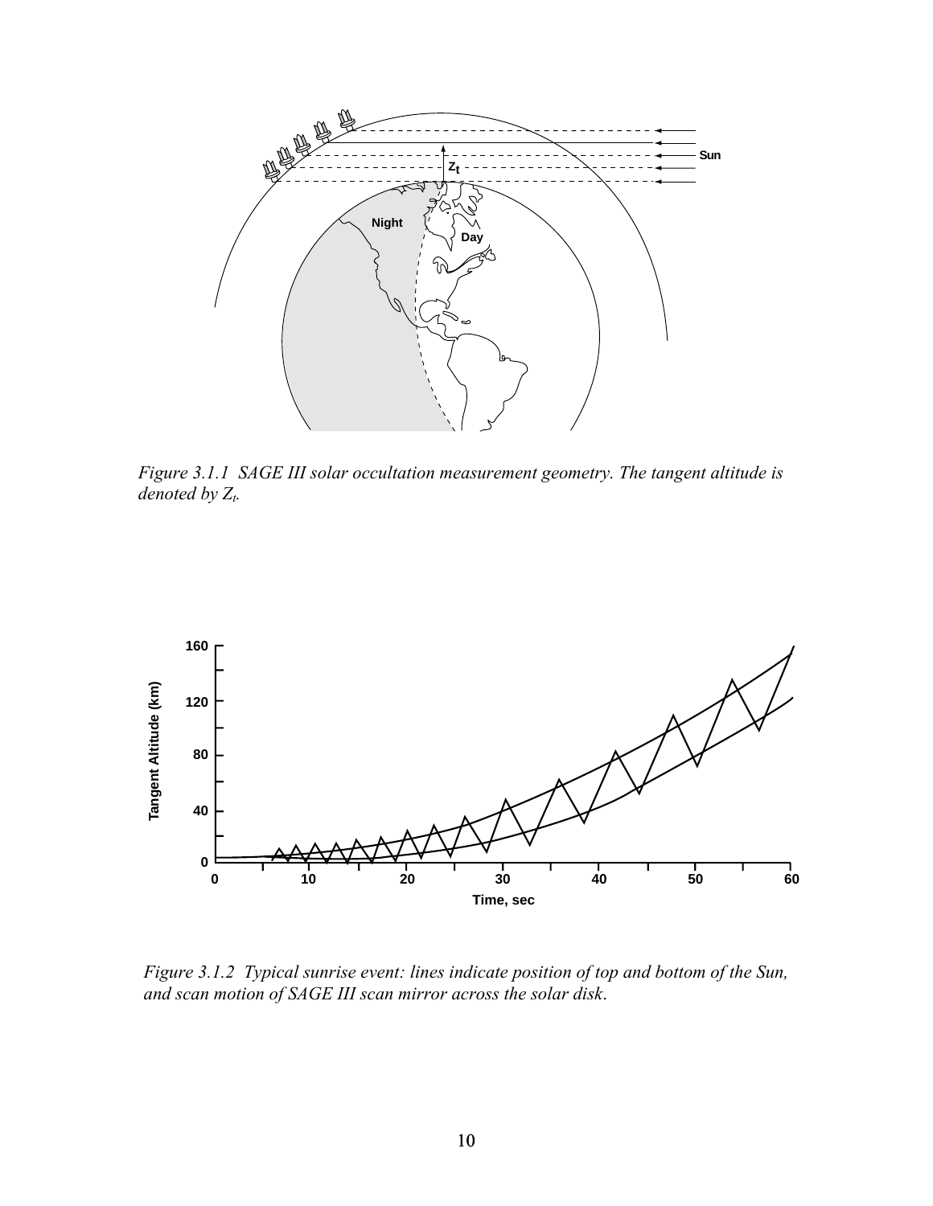*Figure 3.1.1 SAGE III solar occultation measurement geometry. The tangent altitude is denoted by $Z_t$.*

*Figure 3.1.2 Typical sunrise event: lines indicate position of top and bottom of the Sun, and scan motion of SAGE III scan mirror across the solar disk.*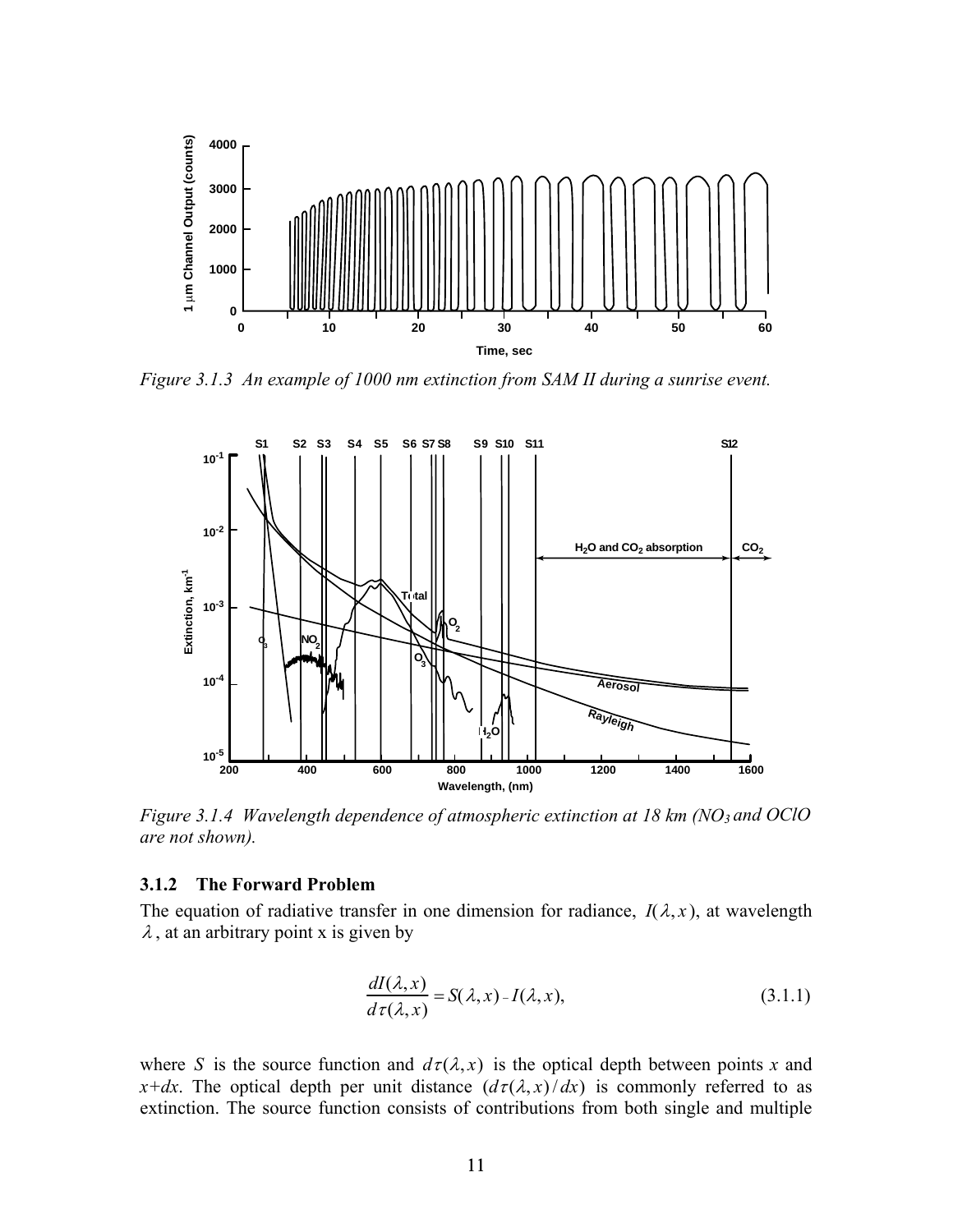*Figure 3.1.3  An example of 1000 nm extinction from SAM II during a sunrise event.*

*Figure 3.1.4  Wavelength dependence of atmospheric extinction at 18 km ($NO_3$ and OClO are not shown).*

### 3.1.2 The Forward Problem

The equation of radiative transfer in one dimension for radiance, $I(\lambda, x)$, at wavelength $\lambda$, at an arbitrary point x is given by

$$\frac{dI(\lambda, x)}{d\tau(\lambda, x)} = S(\lambda, x) - I(\lambda, x), \tag{3.1.1}$$

where $S$ is the source function and $d\tau(\lambda, x)$ is the optical depth between points $x$ and $x$+$dx$. The optical depth per unit distance $(d\tau(\lambda, x)/dx)$ is commonly referred to as extinction. The source function consists of contributions from both single and multiple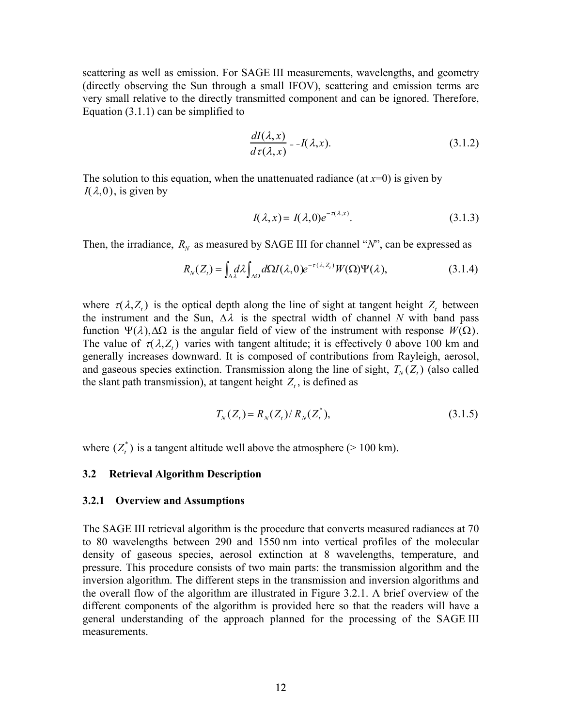scattering as well as emission. For SAGE III measurements, wavelengths, and geometry (directly observing the Sun through a small IFOV), scattering and emission terms are very small relative to the directly transmitted component and can be ignored. Therefore, Equation (3.1.1) can be simplified to

$$\frac{dI(\lambda,x)}{d\tau(\lambda,x)} = -I(\lambda,x). \tag{3.1.2}$$

The solution to this equation, when the unattenuated radiance (at $x$=0) is given by $I(\lambda,0)$, is given by

$$I(\lambda,x) = I(\lambda,0)e^{-\tau(\lambda,x)}. \tag{3.1.3}$$

Then, the irradiance, $R_N$ as measured by SAGE III for channel "*N*", can be expressed as

$$R_N(Z_t) = \int_{\Delta\lambda} d\lambda \int_{\Delta\Omega} d\Omega I(\lambda,0)e^{-\tau(\lambda,Z_t)}W(\Omega)\Psi(\lambda), \tag{3.1.4}$$

where $\tau(\lambda,Z_t)$ is the optical depth along the line of sight at tangent height $Z_t$ between the instrument and the Sun, $\Delta\lambda$ is the spectral width of channel *N* with band pass function $\Psi(\lambda), \Delta\Omega$ is the angular field of view of the instrument with response $W(\Omega)$. The value of $\tau(\lambda,Z_t)$ varies with tangent altitude; it is effectively 0 above 100 km and generally increases downward. It is composed of contributions from Rayleigh, aerosol, and gaseous species extinction. Transmission along the line of sight, $T_N(Z_t)$ (also called the slant path transmission), at tangent height $Z_t$, is defined as

$$T_N(Z_t) = R_N(Z_t)/R_N(Z_t^*), \tag{3.1.5}$$

where $(Z_t^*)$ is a tangent altitude well above the atmosphere (> 100 km).

### 3.2 Retrieval Algorithm Description

#### 3.2.1 Overview and Assumptions

The SAGE III retrieval algorithm is the procedure that converts measured radiances at 70 to 80 wavelengths between 290 and 1550 nm into vertical profiles of the molecular density of gaseous species, aerosol extinction at 8 wavelengths, temperature, and pressure. This procedure consists of two main parts: the transmission algorithm and the inversion algorithm. The different steps in the transmission and inversion algorithms and the overall flow of the algorithm are illustrated in Figure 3.2.1. A brief overview of the different components of the algorithm is provided here so that the readers will have a general understanding of the approach planned for the processing of the SAGE III measurements.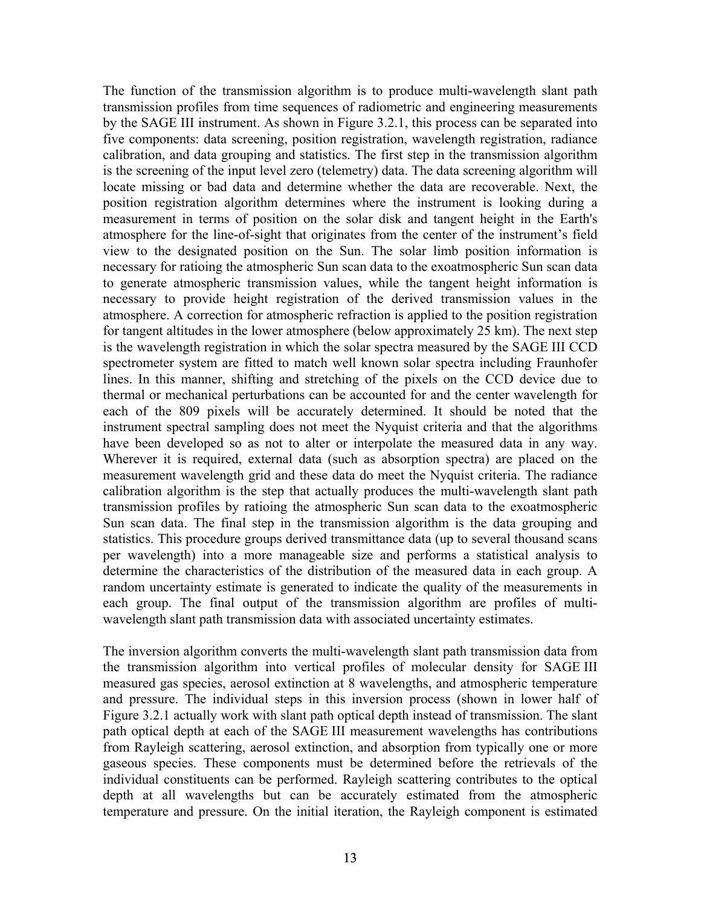The function of the transmission algorithm is to produce multi-wavelength slant path transmission profiles from time sequences of radiometric and engineering measurements by the SAGE III instrument. As shown in Figure 3.2.1, this process can be separated into five components: data screening, position registration, wavelength registration, radiance calibration, and data grouping and statistics. The first step in the transmission algorithm is the screening of the input level zero (telemetry) data. The data screening algorithm will locate missing or bad data and determine whether the data are recoverable. Next, the position registration algorithm determines where the instrument is looking during a measurement in terms of position on the solar disk and tangent height in the Earth's atmosphere for the line-of-sight that originates from the center of the instrument's field view to the designated position on the Sun. The solar limb position information is necessary for ratioing the atmospheric Sun scan data to the exoatmospheric Sun scan data to generate atmospheric transmission values, while the tangent height information is necessary to provide height registration of the derived transmission values in the atmosphere. A correction for atmospheric refraction is applied to the position registration for tangent altitudes in the lower atmosphere (below approximately 25 km). The next step is the wavelength registration in which the solar spectra measured by the SAGE III CCD spectrometer system are fitted to match well known solar spectra including Fraunhofer lines. In this manner, shifting and stretching of the pixels on the CCD device due to thermal or mechanical perturbations can be accounted for and the center wavelength for each of the 809 pixels will be accurately determined. It should be noted that the instrument spectral sampling does not meet the Nyquist criteria and that the algorithms have been developed so as not to alter or interpolate the measured data in any way. Wherever it is required, external data (such as absorption spectra) are placed on the measurement wavelength grid and these data do meet the Nyquist criteria. The radiance calibration algorithm is the step that actually produces the multi-wavelength slant path transmission profiles by ratioing the atmospheric Sun scan data to the exoatmospheric Sun scan data. The final step in the transmission algorithm is the data grouping and statistics. This procedure groups derived transmittance data (up to several thousand scans per wavelength) into a more manageable size and performs a statistical analysis to determine the characteristics of the distribution of the measured data in each group. A random uncertainty estimate is generated to indicate the quality of the measurements in each group. The final output of the transmission algorithm are profiles of multi-wavelength slant path transmission data with associated uncertainty estimates.

The inversion algorithm converts the multi-wavelength slant path transmission data from the transmission algorithm into vertical profiles of molecular density for SAGE III measured gas species, aerosol extinction at 8 wavelengths, and atmospheric temperature and pressure. The individual steps in this inversion process (shown in lower half of Figure 3.2.1 actually work with slant path optical depth instead of transmission. The slant path optical depth at each of the SAGE III measurement wavelengths has contributions from Rayleigh scattering, aerosol extinction, and absorption from typically one or more gaseous species. These components must be determined before the retrievals of the individual constituents can be performed. Rayleigh scattering contributes to the optical depth at all wavelengths but can be accurately estimated from the atmospheric temperature and pressure. On the initial iteration, the Rayleigh component is estimated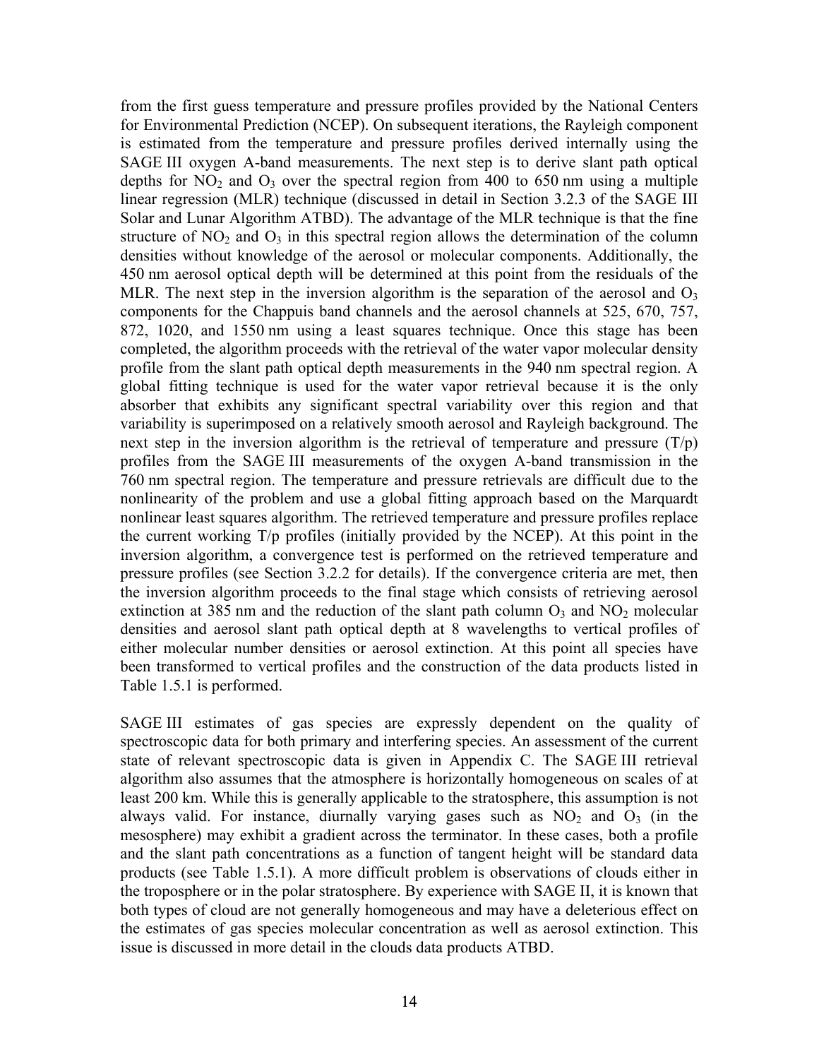from the first guess temperature and pressure profiles provided by the National Centers for Environmental Prediction (NCEP). On subsequent iterations, the Rayleigh component is estimated from the temperature and pressure profiles derived internally using the SAGE III oxygen A-band measurements. The next step is to derive slant path optical depths for $NO_2$ and $O_3$ over the spectral region from 400 to 650 nm using a multiple linear regression (MLR) technique (discussed in detail in Section 3.2.3 of the SAGE III Solar and Lunar Algorithm ATBD). The advantage of the MLR technique is that the fine structure of $NO_2$ and $O_3$ in this spectral region allows the determination of the column densities without knowledge of the aerosol or molecular components. Additionally, the 450 nm aerosol optical depth will be determined at this point from the residuals of the MLR. The next step in the inversion algorithm is the separation of the aerosol and $O_3$ components for the Chappuis band channels and the aerosol channels at 525, 670, 757, 872, 1020, and 1550 nm using a least squares technique. Once this stage has been completed, the algorithm proceeds with the retrieval of the water vapor molecular density profile from the slant path optical depth measurements in the 940 nm spectral region. A global fitting technique is used for the water vapor retrieval because it is the only absorber that exhibits any significant spectral variability over this region and that variability is superimposed on a relatively smooth aerosol and Rayleigh background. The next step in the inversion algorithm is the retrieval of temperature and pressure (T/p) profiles from the SAGE III measurements of the oxygen A-band transmission in the 760 nm spectral region. The temperature and pressure retrievals are difficult due to the nonlinearity of the problem and use a global fitting approach based on the Marquardt nonlinear least squares algorithm. The retrieved temperature and pressure profiles replace the current working T/p profiles (initially provided by the NCEP). At this point in the inversion algorithm, a convergence test is performed on the retrieved temperature and pressure profiles (see Section 3.2.2 for details). If the convergence criteria are met, then the inversion algorithm proceeds to the final stage which consists of retrieving aerosol extinction at 385 nm and the reduction of the slant path column $O_3$ and $NO_2$ molecular densities and aerosol slant path optical depth at 8 wavelengths to vertical profiles of either molecular number densities or aerosol extinction. At this point all species have been transformed to vertical profiles and the construction of the data products listed in Table 1.5.1 is performed.

SAGE III estimates of gas species are expressly dependent on the quality of spectroscopic data for both primary and interfering species. An assessment of the current state of relevant spectroscopic data is given in Appendix C. The SAGE III retrieval algorithm also assumes that the atmosphere is horizontally homogeneous on scales of at least 200 km. While this is generally applicable to the stratosphere, this assumption is not always valid. For instance, diurnally varying gases such as $NO_2$ and $O_3$ (in the mesosphere) may exhibit a gradient across the terminator. In these cases, both a profile and the slant path concentrations as a function of tangent height will be standard data products (see Table 1.5.1). A more difficult problem is observations of clouds either in the troposphere or in the polar stratosphere. By experience with SAGE II, it is known that both types of cloud are not generally homogeneous and may have a deleterious effect on the estimates of gas species molecular concentration as well as aerosol extinction. This issue is discussed in more detail in the clouds data products ATBD.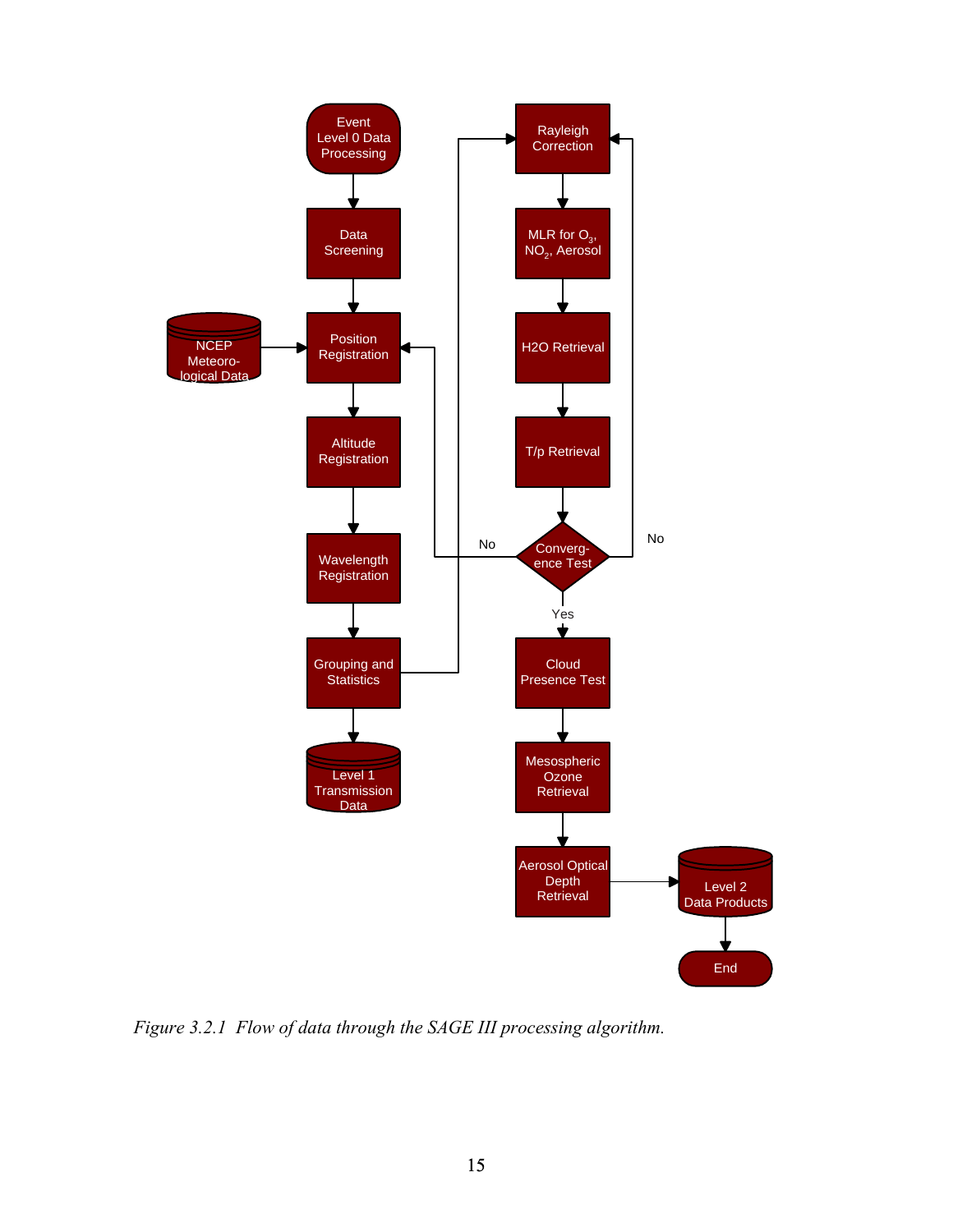*Figure 3.2.1 Flow of data through the SAGE III processing algorithm.*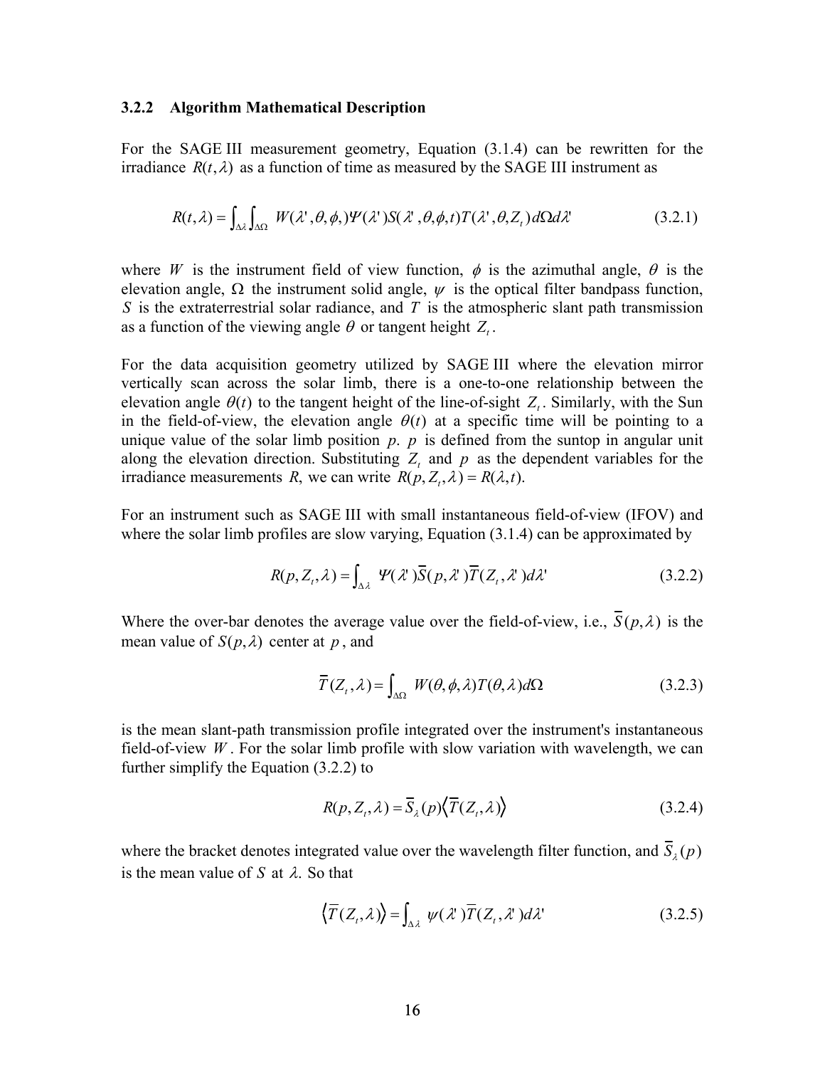### 3.2.2 Algorithm Mathematical Description

For the SAGE III measurement geometry, Equation (3.1.4) can be rewritten for the irradiance $R(t,\lambda)$ as a function of time as measured by the SAGE III instrument as

$$R(t,\lambda) = \int_{\Delta\lambda}\int_{\Delta\Omega} W(\lambda',\theta,\phi,)\Psi(\lambda')S(\lambda',\theta,\phi,t)T(\lambda',\theta,Z_t)\,d\Omega d\lambda' \tag{3.2.1}$$

where $W$ is the instrument field of view function, $\phi$ is the azimuthal angle, $\theta$ is the elevation angle, $\Omega$ the instrument solid angle, $\psi$ is the optical filter bandpass function, $S$ is the extraterrestrial solar radiance, and $T$ is the atmospheric slant path transmission as a function of the viewing angle $\theta$ or tangent height $Z_t$.

For the data acquisition geometry utilized by SAGE III where the elevation mirror vertically scan across the solar limb, there is a one-to-one relationship between the elevation angle $\theta(t)$ to the tangent height of the line-of-sight $Z_t$. Similarly, with the Sun in the field-of-view, the elevation angle $\theta(t)$ at a specific time will be pointing to a unique value of the solar limb position $p$. $p$ is defined from the suntop in angular unit along the elevation direction. Substituting $Z_t$ and $p$ as the dependent variables for the irradiance measurements $R$, we can write $R(p, Z_t, \lambda) = R(\lambda, t)$.

For an instrument such as SAGE III with small instantaneous field-of-view (IFOV) and where the solar limb profiles are slow varying, Equation (3.1.4) can be approximated by

$$R(p,Z_t,\lambda) = \int_{\Delta\lambda} \Psi(\lambda')\overline{S}(p,\lambda')\overline{T}(Z_t,\lambda')\,d\lambda' \tag{3.2.2}$$

Where the over-bar denotes the average value over the field-of-view, i.e., $\overline{S}(p,\lambda)$ is the mean value of $S(p,\lambda)$ center at $p$, and

$$\overline{T}(Z_t,\lambda) = \int_{\Delta\Omega} W(\theta,\phi,\lambda)T(\theta,\lambda)\,d\Omega \tag{3.2.3}$$

is the mean slant-path transmission profile integrated over the instrument's instantaneous field-of-view $W$. For the solar limb profile with slow variation with wavelength, we can further simplify the Equation (3.2.2) to

$$R(p,Z_t,\lambda) = \overline{S}_{\lambda}(p)\left\langle \overline{T}(Z_t,\lambda)\right\rangle \tag{3.2.4}$$

where the bracket denotes integrated value over the wavelength filter function, and $\overline{S}_{\lambda}(p)$ is the mean value of $S$ at $\lambda$. So that

$$\left\langle \overline{T}(Z_t,\lambda)\right\rangle = \int_{\Delta\lambda} \psi(\lambda')\overline{T}(Z_t,\lambda')\,d\lambda' \tag{3.2.5}$$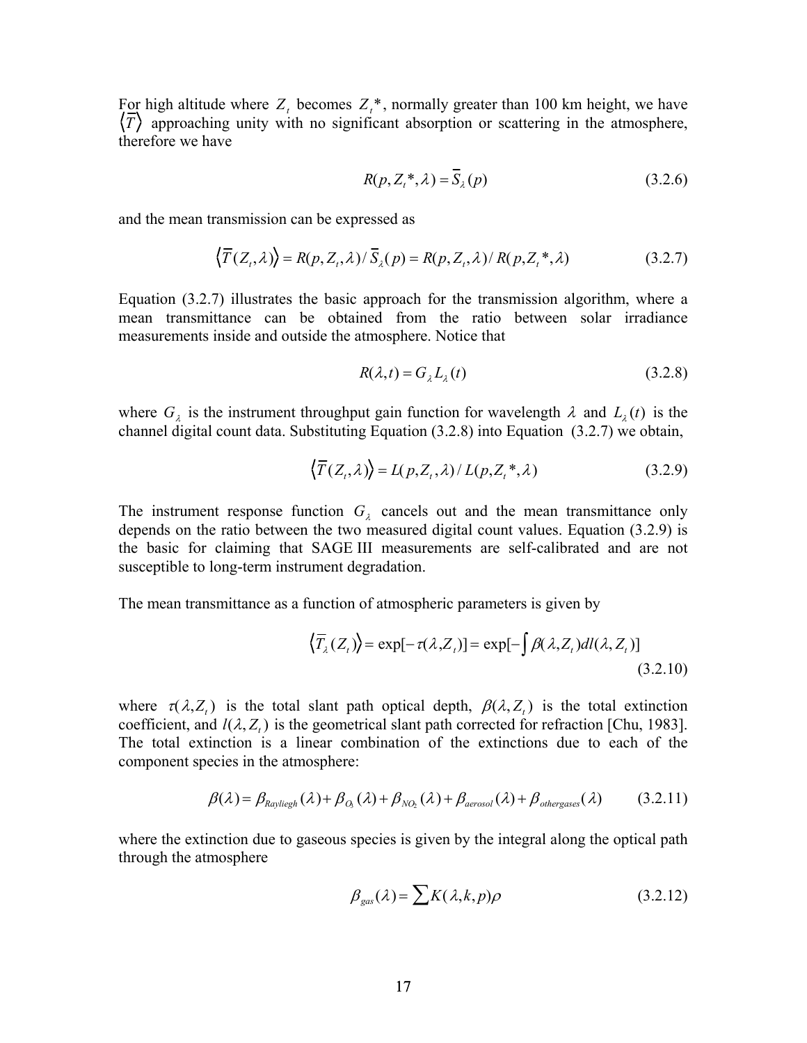For high altitude where $Z_t$ becomes $Z_t*$, normally greater than 100 km height, we have $\langle \overline{T} \rangle$ approaching unity with no significant absorption or scattering in the atmosphere, therefore we have

$$R(p, Z_t*, \lambda) = \overline{S}_\lambda(p) \tag{3.2.6}$$

and the mean transmission can be expressed as

$$\langle \overline{T}(Z_t, \lambda) \rangle = R(p, Z_t, \lambda) / \overline{S}_\lambda(p) = R(p, Z_t, \lambda) / R(p, Z_t*, \lambda) \tag{3.2.7}$$

Equation (3.2.7) illustrates the basic approach for the transmission algorithm, where a mean transmittance can be obtained from the ratio between solar irradiance measurements inside and outside the atmosphere. Notice that

$$R(\lambda, t) = G_\lambda L_\lambda(t) \tag{3.2.8}$$

where $G_\lambda$ is the instrument throughput gain function for wavelength $\lambda$ and $L_\lambda(t)$ is the channel digital count data. Substituting Equation (3.2.8) into Equation (3.2.7) we obtain,

$$\langle \overline{T}(Z_t, \lambda) \rangle = L(p, Z_t, \lambda) / L(p, Z_t*, \lambda) \tag{3.2.9}$$

The instrument response function $G_\lambda$ cancels out and the mean transmittance only depends on the ratio between the two measured digital count values. Equation (3.2.9) is the basic for claiming that SAGE III measurements are self-calibrated and are not susceptible to long-term instrument degradation.

The mean transmittance as a function of atmospheric parameters is given by

$$\langle \overline{T}_\lambda(Z_t) \rangle = \exp[-\tau(\lambda, Z_t)] = \exp[-\int \beta(\lambda, Z_t) dl(\lambda, Z_t)] \tag{3.2.10}$$

where $\tau(\lambda, Z_t)$ is the total slant path optical depth, $\beta(\lambda, Z_t)$ is the total extinction coefficient, and $l(\lambda, Z_t)$ is the geometrical slant path corrected for refraction [Chu, 1983]. The total extinction is a linear combination of the extinctions due to each of the component species in the atmosphere:

$$\beta(\lambda) = \beta_{Rayliegh}(\lambda) + \beta_{O_3}(\lambda) + \beta_{NO_2}(\lambda) + \beta_{aerosol}(\lambda) + \beta_{othergases}(\lambda) \tag{3.2.11}$$

where the extinction due to gaseous species is given by the integral along the optical path through the atmosphere

$$\beta_{gas}(\lambda) = \sum K(\lambda, k, p) \rho \tag{3.2.12}$$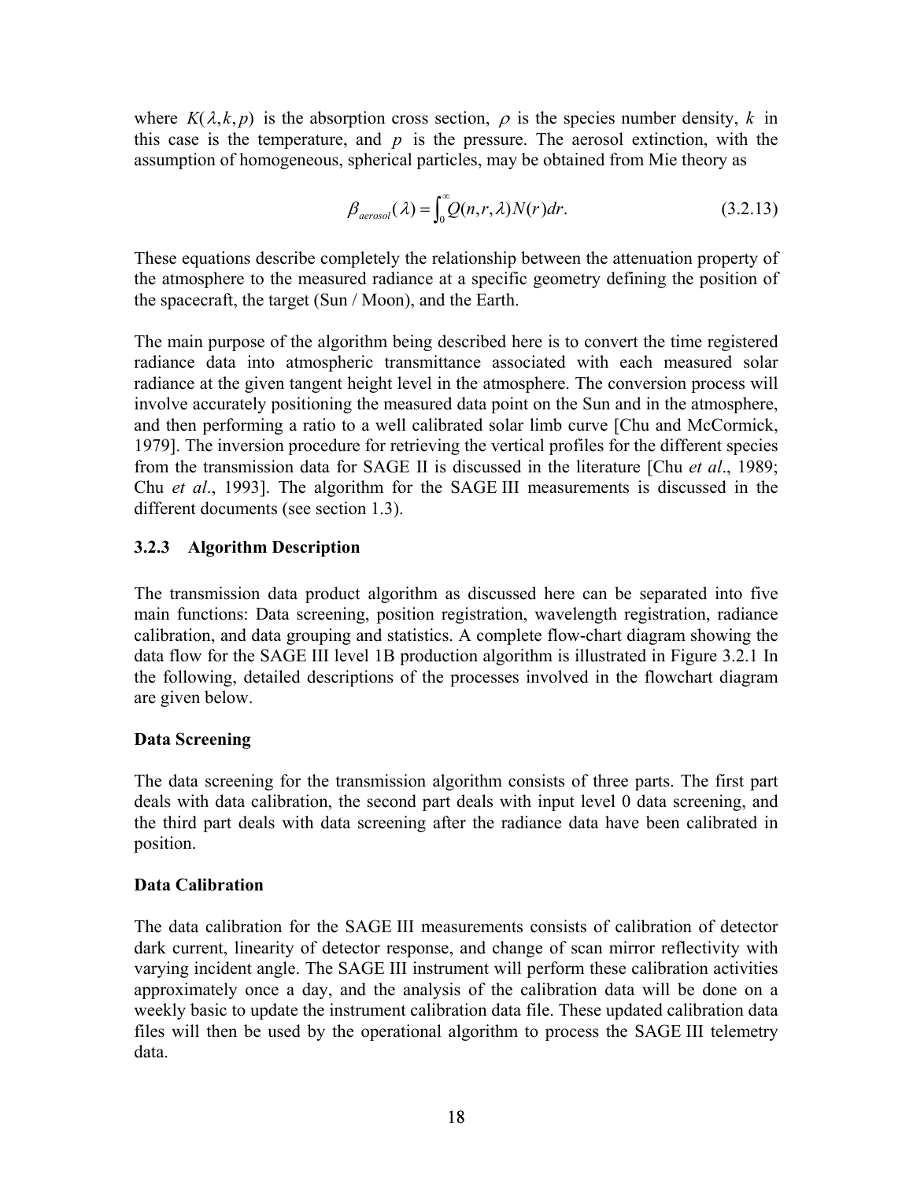where $K(\lambda, k, p)$ is the absorption cross section, $\rho$ is the species number density, $k$ in this case is the temperature, and $p$ is the pressure. The aerosol extinction, with the assumption of homogeneous, spherical particles, may be obtained from Mie theory as

$$\beta_{aerosol}(\lambda) = \int_0^\infty Q(n, r, \lambda) N(r) dr. \tag{3.2.13}$$

These equations describe completely the relationship between the attenuation property of the atmosphere to the measured radiance at a specific geometry defining the position of the spacecraft, the target (Sun / Moon), and the Earth.

The main purpose of the algorithm being described here is to convert the time registered radiance data into atmospheric transmittance associated with each measured solar radiance at the given tangent height level in the atmosphere. The conversion process will involve accurately positioning the measured data point on the Sun and in the atmosphere, and then performing a ratio to a well calibrated solar limb curve [Chu and McCormick, 1979]. The inversion procedure for retrieving the vertical profiles for the different species from the transmission data for SAGE II is discussed in the literature [Chu *et al*., 1989; Chu *et al*., 1993]. The algorithm for the SAGE III measurements is discussed in the different documents (see section 1.3).

### 3.2.3 Algorithm Description

The transmission data product algorithm as discussed here can be separated into five main functions: Data screening, position registration, wavelength registration, radiance calibration, and data grouping and statistics. A complete flow-chart diagram showing the data flow for the SAGE III level 1B production algorithm is illustrated in Figure 3.2.1 In the following, detailed descriptions of the processes involved in the flowchart diagram are given below.

**Data Screening**

The data screening for the transmission algorithm consists of three parts. The first part deals with data calibration, the second part deals with input level 0 data screening, and the third part deals with data screening after the radiance data have been calibrated in position.

**Data Calibration**

The data calibration for the SAGE III measurements consists of calibration of detector dark current, linearity of detector response, and change of scan mirror reflectivity with varying incident angle. The SAGE III instrument will perform these calibration activities approximately once a day, and the analysis of the calibration data will be done on a weekly basic to update the instrument calibration data file. These updated calibration data files will then be used by the operational algorithm to process the SAGE III telemetry data.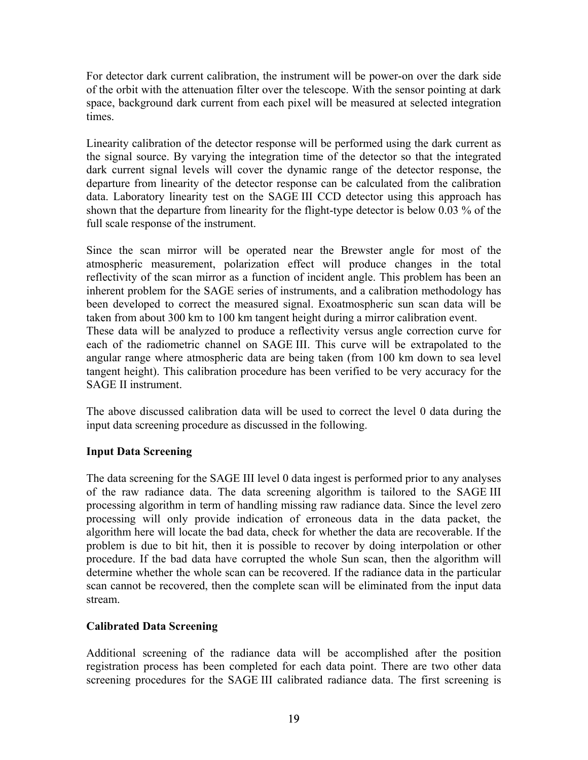For detector dark current calibration, the instrument will be power-on over the dark side of the orbit with the attenuation filter over the telescope. With the sensor pointing at dark space, background dark current from each pixel will be measured at selected integration times.

Linearity calibration of the detector response will be performed using the dark current as the signal source. By varying the integration time of the detector so that the integrated dark current signal levels will cover the dynamic range of the detector response, the departure from linearity of the detector response can be calculated from the calibration data. Laboratory linearity test on the SAGE III CCD detector using this approach has shown that the departure from linearity for the flight-type detector is below 0.03 % of the full scale response of the instrument.

Since the scan mirror will be operated near the Brewster angle for most of the atmospheric measurement, polarization effect will produce changes in the total reflectivity of the scan mirror as a function of incident angle. This problem has been an inherent problem for the SAGE series of instruments, and a calibration methodology has been developed to correct the measured signal. Exoatmospheric sun scan data will be taken from about 300 km to 100 km tangent height during a mirror calibration event.
These data will be analyzed to produce a reflectivity versus angle correction curve for each of the radiometric channel on SAGE III. This curve will be extrapolated to the angular range where atmospheric data are being taken (from 100 km down to sea level tangent height). This calibration procedure has been verified to be very accuracy for the SAGE II instrument.

The above discussed calibration data will be used to correct the level 0 data during the input data screening procedure as discussed in the following.

**Input Data Screening**

The data screening for the SAGE III level 0 data ingest is performed prior to any analyses of the raw radiance data. The data screening algorithm is tailored to the SAGE III processing algorithm in term of handling missing raw radiance data. Since the level zero processing will only provide indication of erroneous data in the data packet, the algorithm here will locate the bad data, check for whether the data are recoverable. If the problem is due to bit hit, then it is possible to recover by doing interpolation or other procedure. If the bad data have corrupted the whole Sun scan, then the algorithm will determine whether the whole scan can be recovered. If the radiance data in the particular scan cannot be recovered, then the complete scan will be eliminated from the input data stream.

**Calibrated Data Screening**

Additional screening of the radiance data will be accomplished after the position registration process has been completed for each data point. There are two other data screening procedures for the SAGE III calibrated radiance data. The first screening is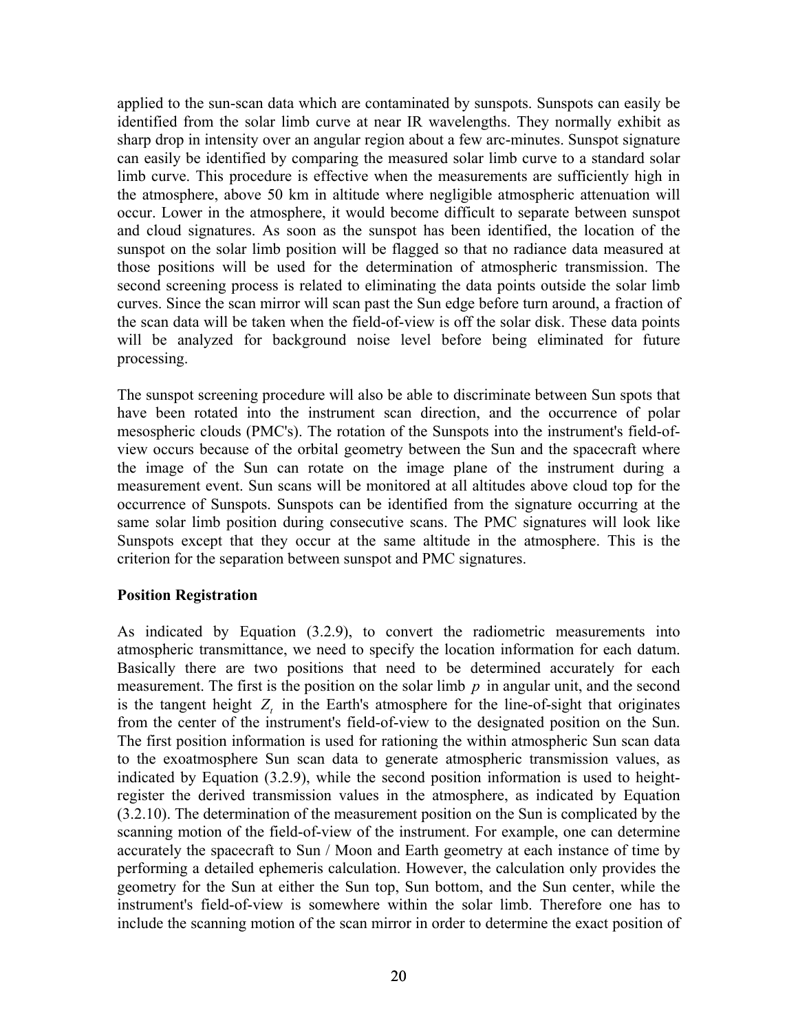applied to the sun-scan data which are contaminated by sunspots. Sunspots can easily be identified from the solar limb curve at near IR wavelengths. They normally exhibit as sharp drop in intensity over an angular region about a few arc-minutes. Sunspot signature can easily be identified by comparing the measured solar limb curve to a standard solar limb curve. This procedure is effective when the measurements are sufficiently high in the atmosphere, above 50 km in altitude where negligible atmospheric attenuation will occur. Lower in the atmosphere, it would become difficult to separate between sunspot and cloud signatures. As soon as the sunspot has been identified, the location of the sunspot on the solar limb position will be flagged so that no radiance data measured at those positions will be used for the determination of atmospheric transmission. The second screening process is related to eliminating the data points outside the solar limb curves. Since the scan mirror will scan past the Sun edge before turn around, a fraction of the scan data will be taken when the field-of-view is off the solar disk. These data points will be analyzed for background noise level before being eliminated for future processing.

The sunspot screening procedure will also be able to discriminate between Sun spots that have been rotated into the instrument scan direction, and the occurrence of polar mesospheric clouds (PMC's). The rotation of the Sunspots into the instrument's field-of-view occurs because of the orbital geometry between the Sun and the spacecraft where the image of the Sun can rotate on the image plane of the instrument during a measurement event. Sun scans will be monitored at all altitudes above cloud top for the occurrence of Sunspots. Sunspots can be identified from the signature occurring at the same solar limb position during consecutive scans. The PMC signatures will look like Sunspots except that they occur at the same altitude in the atmosphere. This is the criterion for the separation between sunspot and PMC signatures.

**Position Registration**

As indicated by Equation (3.2.9), to convert the radiometric measurements into atmospheric transmittance, we need to specify the location information for each datum. Basically there are two positions that need to be determined accurately for each measurement. The first is the position on the solar limb $p$ in angular unit, and the second is the tangent height $Z_t$ in the Earth's atmosphere for the line-of-sight that originates from the center of the instrument's field-of-view to the designated position on the Sun. The first position information is used for rationing the within atmospheric Sun scan data to the exoatmosphere Sun scan data to generate atmospheric transmission values, as indicated by Equation (3.2.9), while the second position information is used to height-register the derived transmission values in the atmosphere, as indicated by Equation (3.2.10). The determination of the measurement position on the Sun is complicated by the scanning motion of the field-of-view of the instrument. For example, one can determine accurately the spacecraft to Sun / Moon and Earth geometry at each instance of time by performing a detailed ephemeris calculation. However, the calculation only provides the geometry for the Sun at either the Sun top, Sun bottom, and the Sun center, while the instrument's field-of-view is somewhere within the solar limb. Therefore one has to include the scanning motion of the scan mirror in order to determine the exact position of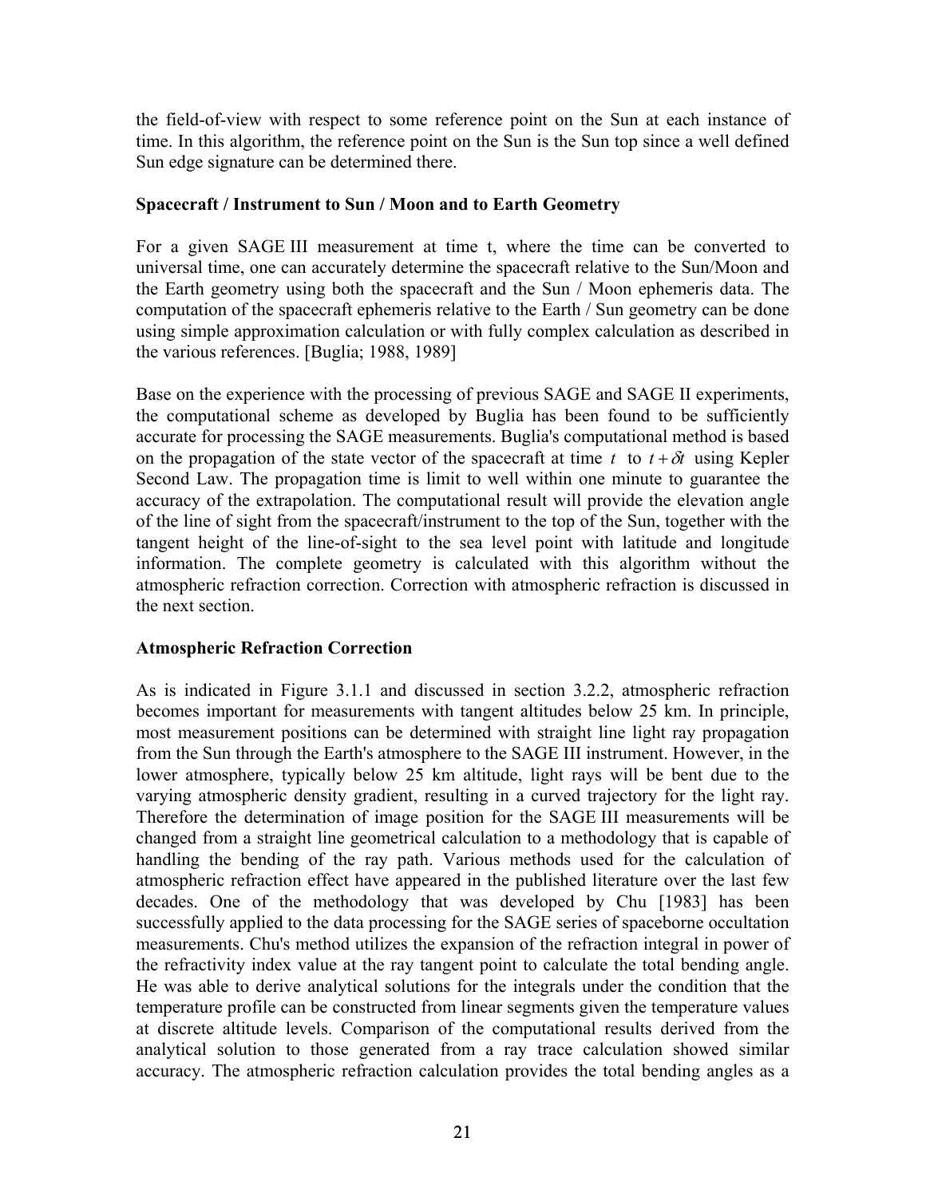the field-of-view with respect to some reference point on the Sun at each instance of time. In this algorithm, the reference point on the Sun is the Sun top since a well defined Sun edge signature can be determined there.

**Spacecraft / Instrument to Sun / Moon and to Earth Geometry**

For a given SAGE III measurement at time t, where the time can be converted to universal time, one can accurately determine the spacecraft relative to the Sun/Moon and the Earth geometry using both the spacecraft and the Sun / Moon ephemeris data. The computation of the spacecraft ephemeris relative to the Earth / Sun geometry can be done using simple approximation calculation or with fully complex calculation as described in the various references. [Buglia; 1988, 1989]

Base on the experience with the processing of previous SAGE and SAGE II experiments, the computational scheme as developed by Buglia has been found to be sufficiently accurate for processing the SAGE measurements. Buglia's computational method is based on the propagation of the state vector of the spacecraft at time $t$ to $t + \delta t$ using Kepler Second Law. The propagation time is limit to well within one minute to guarantee the accuracy of the extrapolation. The computational result will provide the elevation angle of the line of sight from the spacecraft/instrument to the top of the Sun, together with the tangent height of the line-of-sight to the sea level point with latitude and longitude information. The complete geometry is calculated with this algorithm without the atmospheric refraction correction. Correction with atmospheric refraction is discussed in the next section.

**Atmospheric Refraction Correction**

As is indicated in Figure 3.1.1 and discussed in section 3.2.2, atmospheric refraction becomes important for measurements with tangent altitudes below 25 km. In principle, most measurement positions can be determined with straight line light ray propagation from the Sun through the Earth's atmosphere to the SAGE III instrument. However, in the lower atmosphere, typically below 25 km altitude, light rays will be bent due to the varying atmospheric density gradient, resulting in a curved trajectory for the light ray. Therefore the determination of image position for the SAGE III measurements will be changed from a straight line geometrical calculation to a methodology that is capable of handling the bending of the ray path. Various methods used for the calculation of atmospheric refraction effect have appeared in the published literature over the last few decades. One of the methodology that was developed by Chu [1983] has been successfully applied to the data processing for the SAGE series of spaceborne occultation measurements. Chu's method utilizes the expansion of the refraction integral in power of the refractivity index value at the ray tangent point to calculate the total bending angle. He was able to derive analytical solutions for the integrals under the condition that the temperature profile can be constructed from linear segments given the temperature values at discrete altitude levels. Comparison of the computational results derived from the analytical solution to those generated from a ray trace calculation showed similar accuracy. The atmospheric refraction calculation provides the total bending angles as a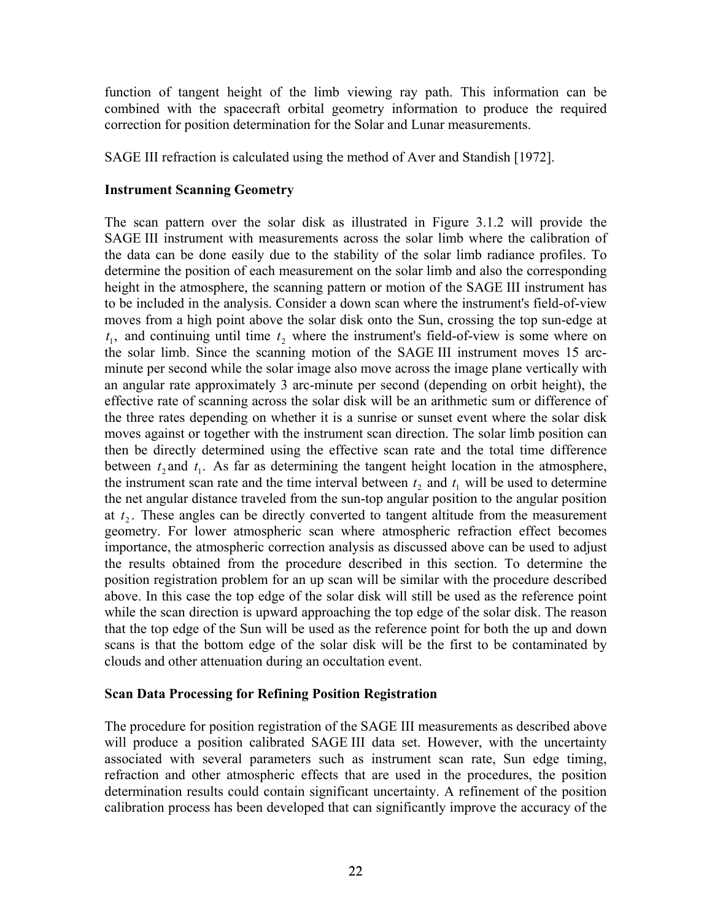function of tangent height of the limb viewing ray path. This information can be combined with the spacecraft orbital geometry information to produce the required correction for position determination for the Solar and Lunar measurements.

SAGE III refraction is calculated using the method of Aver and Standish [1972].

### Instrument Scanning Geometry

The scan pattern over the solar disk as illustrated in Figure 3.1.2 will provide the SAGE III instrument with measurements across the solar limb where the calibration of the data can be done easily due to the stability of the solar limb radiance profiles. To determine the position of each measurement on the solar limb and also the corresponding height in the atmosphere, the scanning pattern or motion of the SAGE III instrument has to be included in the analysis. Consider a down scan where the instrument's field-of-view moves from a high point above the solar disk onto the Sun, crossing the top sun-edge at $t_1$, and continuing until time $t_2$ where the instrument's field-of-view is some where on the solar limb. Since the scanning motion of the SAGE III instrument moves 15 arc-minute per second while the solar image also move across the image plane vertically with an angular rate approximately 3 arc-minute per second (depending on orbit height), the effective rate of scanning across the solar disk will be an arithmetic sum or difference of the three rates depending on whether it is a sunrise or sunset event where the solar disk moves against or together with the instrument scan direction. The solar limb position can then be directly determined using the effective scan rate and the total time difference between $t_2$ and $t_1$. As far as determining the tangent height location in the atmosphere, the instrument scan rate and the time interval between $t_2$ and $t_1$ will be used to determine the net angular distance traveled from the sun-top angular position to the angular position at $t_2$. These angles can be directly converted to tangent altitude from the measurement geometry. For lower atmospheric scan where atmospheric refraction effect becomes importance, the atmospheric correction analysis as discussed above can be used to adjust the results obtained from the procedure described in this section. To determine the position registration problem for an up scan will be similar with the procedure described above. In this case the top edge of the solar disk will still be used as the reference point while the scan direction is upward approaching the top edge of the solar disk. The reason that the top edge of the Sun will be used as the reference point for both the up and down scans is that the bottom edge of the solar disk will be the first to be contaminated by clouds and other attenuation during an occultation event.

### Scan Data Processing for Refining Position Registration

The procedure for position registration of the SAGE III measurements as described above will produce a position calibrated SAGE III data set. However, with the uncertainty associated with several parameters such as instrument scan rate, Sun edge timing, refraction and other atmospheric effects that are used in the procedures, the position determination results could contain significant uncertainty. A refinement of the position calibration process has been developed that can significantly improve the accuracy of the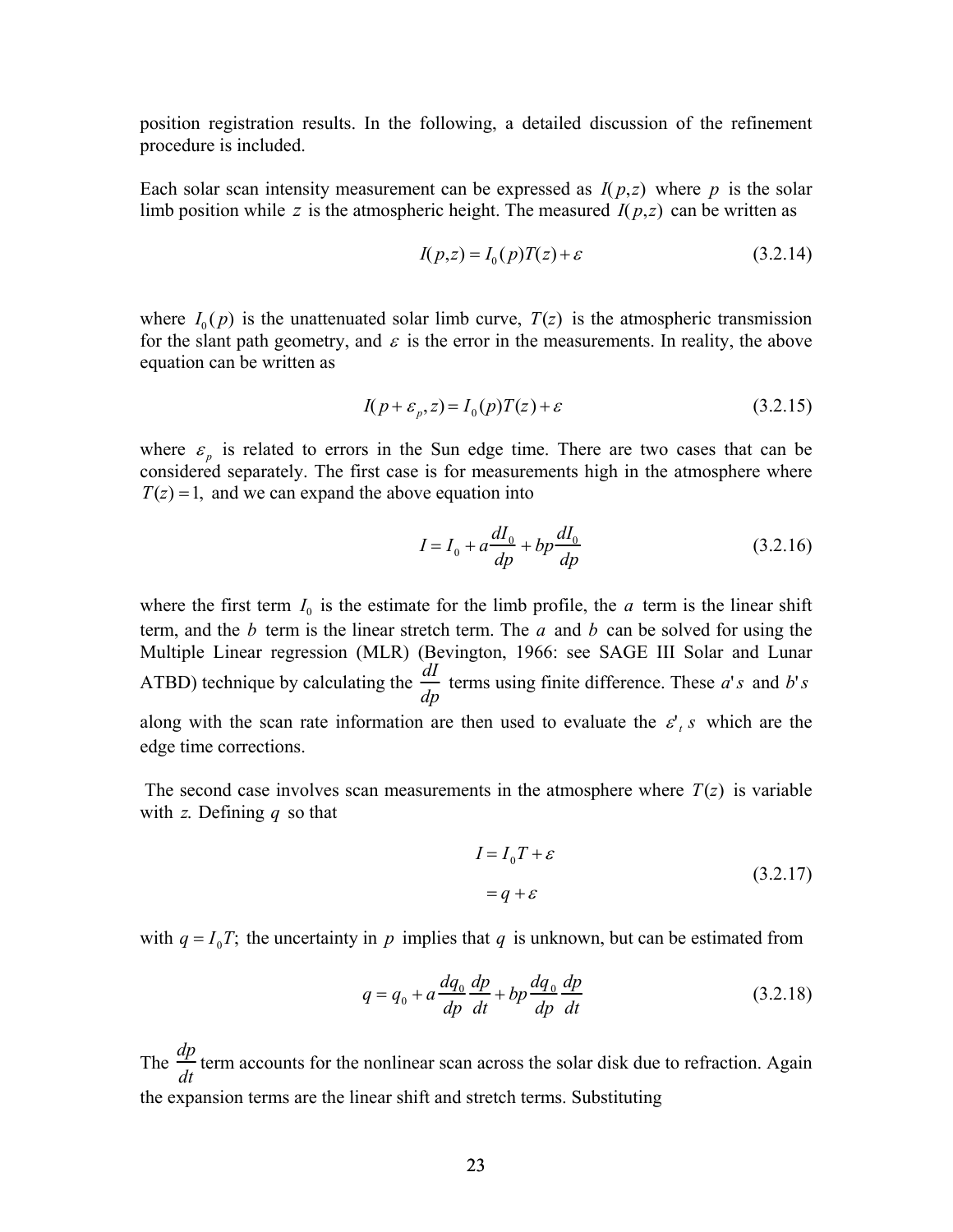position registration results. In the following, a detailed discussion of the refinement procedure is included.

Each solar scan intensity measurement can be expressed as $I(p,z)$ where $p$ is the solar limb position while $z$ is the atmospheric height. The measured $I(p,z)$ can be written as

$$I(p,z) = I_0(p)T(z) + \varepsilon \tag{3.2.14}$$

where $I_0(p)$ is the unattenuated solar limb curve, $T(z)$ is the atmospheric transmission for the slant path geometry, and $\varepsilon$ is the error in the measurements. In reality, the above equation can be written as

$$I(p + \varepsilon_p, z) = I_0(p)T(z) + \varepsilon \tag{3.2.15}$$

where $\varepsilon_p$ is related to errors in the Sun edge time. There are two cases that can be considered separately. The first case is for measurements high in the atmosphere where $T(z) = 1,$ and we can expand the above equation into

$$I = I_0 + a\frac{dI_0}{dp} + bp\frac{dI_0}{dp} \tag{3.2.16}$$

where the first term $I_0$ is the estimate for the limb profile, the $a$ term is the linear shift term, and the $b$ term is the linear stretch term. The $a$ and $b$ can be solved for using the Multiple Linear regression (MLR) (Bevington, 1966: see SAGE III Solar and Lunar ATBD) technique by calculating the $\frac{dI}{dp}$ terms using finite difference. These $a's$ and $b's$ along with the scan rate information are then used to evaluate the $\varepsilon'_t s$ which are the edge time corrections.

The second case involves scan measurements in the atmosphere where $T(z)$ is variable with $z$. Defining $q$ so that

$$\begin{aligned} I &= I_0 T + \varepsilon \\ &= q + \varepsilon \end{aligned} \tag{3.2.17}$$

with $q = I_0 T;$ the uncertainty in $p$ implies that $q$ is unknown, but can be estimated from

$$q = q_0 + a\frac{dq_0}{dp}\frac{dp}{dt} + bp\frac{dq_0}{dp}\frac{dp}{dt} \tag{3.2.18}$$

The $\frac{dp}{dt}$ term accounts for the nonlinear scan across the solar disk due to refraction. Again the expansion terms are the linear shift and stretch terms. Substituting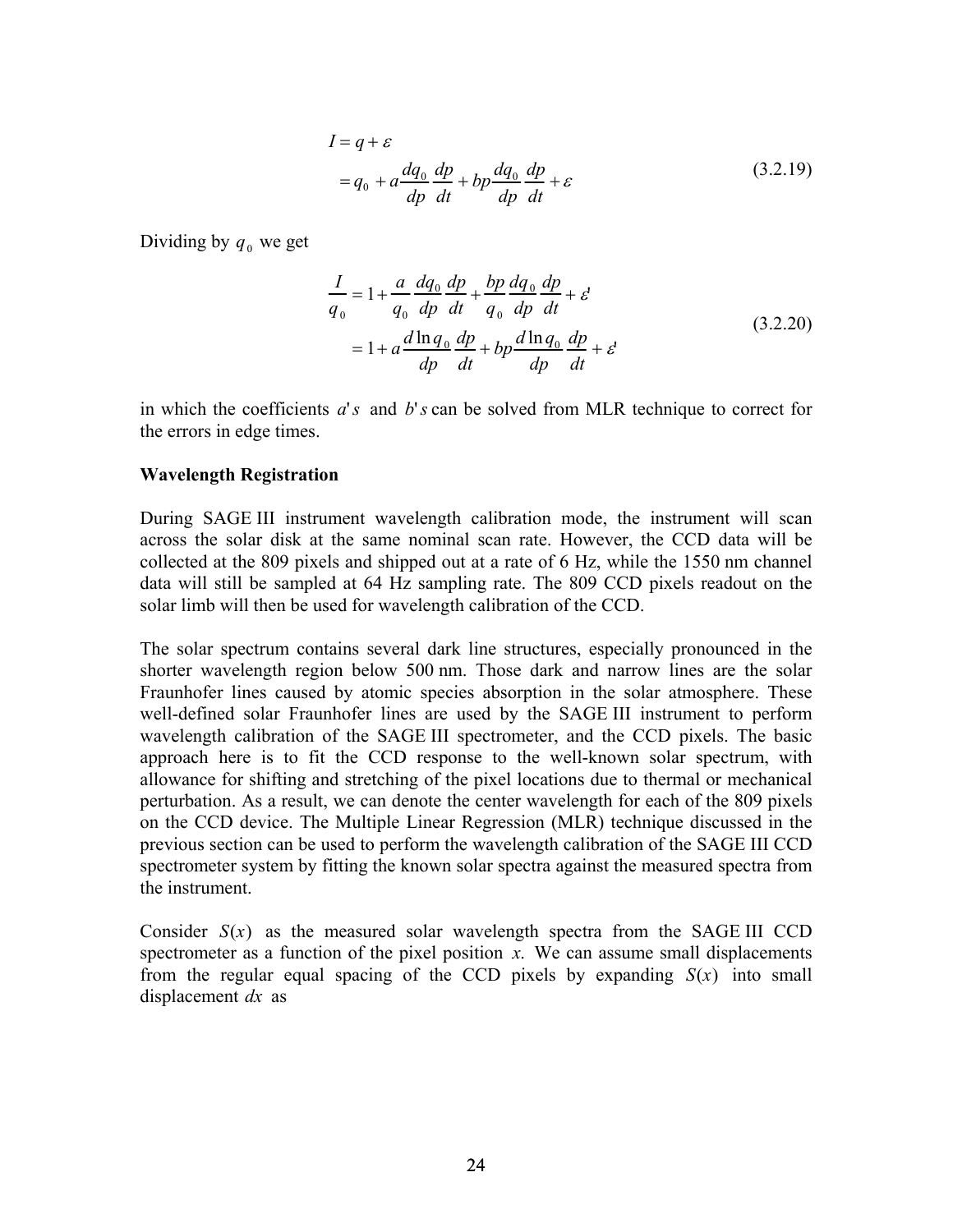$$
\begin{aligned}
I &= q + \varepsilon \\
&= q_0 + a\frac{dq_0}{dp}\frac{dp}{dt} + bp\frac{dq_0}{dp}\frac{dp}{dt} + \varepsilon
\end{aligned}
\tag{3.2.19}
$$

Dividing by $q_0$ we get

$$
\begin{aligned}
\frac{I}{q_0} &= 1 + \frac{a}{q_0}\frac{dq_0}{dp}\frac{dp}{dt} + \frac{bp}{q_0}\frac{dq_0}{dp}\frac{dp}{dt} + \varepsilon' \\
&= 1 + a\frac{d\ln q_0}{dp}\frac{dp}{dt} + bp\frac{d\ln q_0}{dp}\frac{dp}{dt} + \varepsilon'
\end{aligned}
\tag{3.2.20}
$$

in which the coefficients $a's$ and $b's$ can be solved from MLR technique to correct for the errors in edge times.

**Wavelength Registration**

During SAGE III instrument wavelength calibration mode, the instrument will scan across the solar disk at the same nominal scan rate. However, the CCD data will be collected at the 809 pixels and shipped out at a rate of 6 Hz, while the 1550 nm channel data will still be sampled at 64 Hz sampling rate. The 809 CCD pixels readout on the solar limb will then be used for wavelength calibration of the CCD.

The solar spectrum contains several dark line structures, especially pronounced in the shorter wavelength region below 500 nm. Those dark and narrow lines are the solar Fraunhofer lines caused by atomic species absorption in the solar atmosphere. These well-defined solar Fraunhofer lines are used by the SAGE III instrument to perform wavelength calibration of the SAGE III spectrometer, and the CCD pixels. The basic approach here is to fit the CCD response to the well-known solar spectrum, with allowance for shifting and stretching of the pixel locations due to thermal or mechanical perturbation. As a result, we can denote the center wavelength for each of the 809 pixels on the CCD device. The Multiple Linear Regression (MLR) technique discussed in the previous section can be used to perform the wavelength calibration of the SAGE III CCD spectrometer system by fitting the known solar spectra against the measured spectra from the instrument.

Consider $S(x)$ as the measured solar wavelength spectra from the SAGE III CCD spectrometer as a function of the pixel position $x$. We can assume small displacements from the regular equal spacing of the CCD pixels by expanding $S(x)$ into small displacement $dx$ as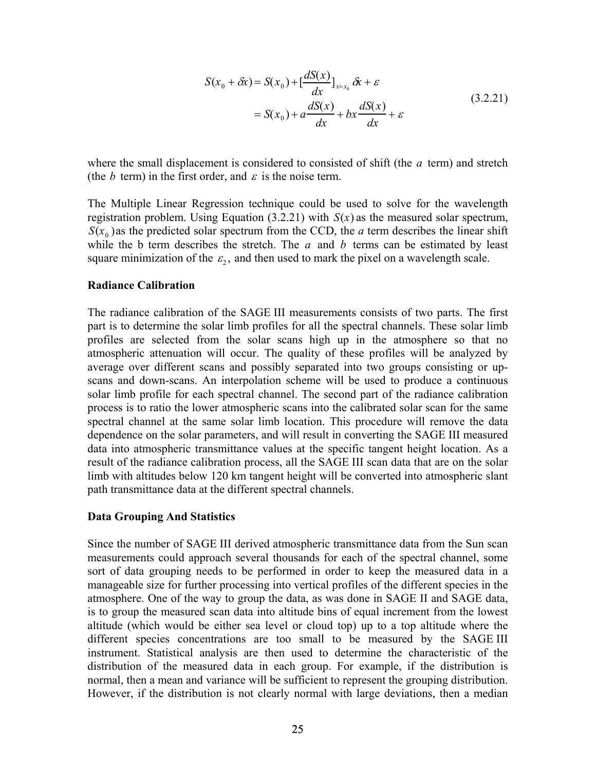$$
\begin{aligned}
S(x_0 + \delta x) &= S(x_0) + [\frac{dS(x)}{dx}]_{x=x_0} \delta x + \varepsilon \\
&= S(x_0) + a\frac{dS(x)}{dx} + bx\frac{dS(x)}{dx} + \varepsilon
\end{aligned}
\tag{3.2.21}
$$

where the small displacement is considered to consisted of shift (the $a$ term) and stretch (the $b$ term) in the first order, and $\varepsilon$ is the noise term.

The Multiple Linear Regression technique could be used to solve for the wavelength registration problem. Using Equation (3.2.21) with $S(x)$ as the measured solar spectrum, $S(x_0)$ as the predicted solar spectrum from the CCD, the *a* term describes the linear shift while the b term describes the stretch. The $a$ and $b$ terms can be estimated by least square minimization of the $\varepsilon_2$, and then used to mark the pixel on a wavelength scale.

**Radiance Calibration**

The radiance calibration of the SAGE III measurements consists of two parts. The first part is to determine the solar limb profiles for all the spectral channels. These solar limb profiles are selected from the solar scans high up in the atmosphere so that no atmospheric attenuation will occur. The quality of these profiles will be analyzed by average over different scans and possibly separated into two groups consisting or up-scans and down-scans. An interpolation scheme will be used to produce a continuous solar limb profile for each spectral channel. The second part of the radiance calibration process is to ratio the lower atmospheric scans into the calibrated solar scan for the same spectral channel at the same solar limb location. This procedure will remove the data dependence on the solar parameters, and will result in converting the SAGE III measured data into atmospheric transmittance values at the specific tangent height location. As a result of the radiance calibration process, all the SAGE III scan data that are on the solar limb with altitudes below 120 km tangent height will be converted into atmospheric slant path transmittance data at the different spectral channels.

**Data Grouping And Statistics**

Since the number of SAGE III derived atmospheric transmittance data from the Sun scan measurements could approach several thousands for each of the spectral channel, some sort of data grouping needs to be performed in order to keep the measured data in a manageable size for further processing into vertical profiles of the different species in the atmosphere. One of the way to group the data, as was done in SAGE II and SAGE data, is to group the measured scan data into altitude bins of equal increment from the lowest altitude (which would be either sea level or cloud top) up to a top altitude where the different species concentrations are too small to be measured by the SAGE III instrument. Statistical analysis are then used to determine the characteristic of the distribution of the measured data in each group. For example, if the distribution is normal, then a mean and variance will be sufficient to represent the grouping distribution. However, if the distribution is not clearly normal with large deviations, then a median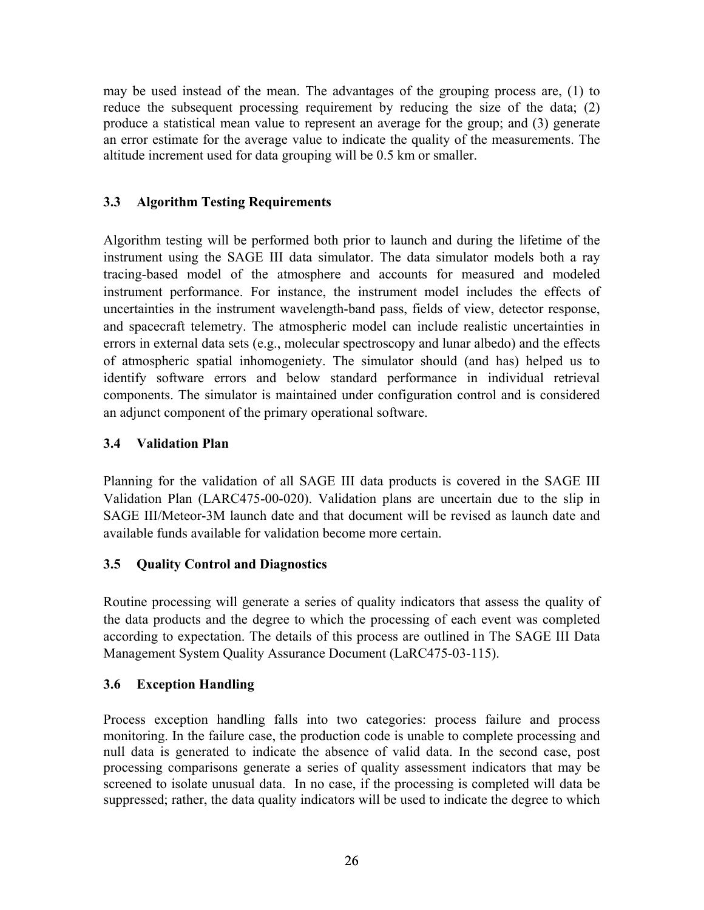may be used instead of the mean. The advantages of the grouping process are, (1) to reduce the subsequent processing requirement by reducing the size of the data; (2) produce a statistical mean value to represent an average for the group; and (3) generate an error estimate for the average value to indicate the quality of the measurements. The altitude increment used for data grouping will be 0.5 km or smaller.

### 3.3 Algorithm Testing Requirements

Algorithm testing will be performed both prior to launch and during the lifetime of the instrument using the SAGE III data simulator. The data simulator models both a ray tracing-based model of the atmosphere and accounts for measured and modeled instrument performance. For instance, the instrument model includes the effects of uncertainties in the instrument wavelength-band pass, fields of view, detector response, and spacecraft telemetry. The atmospheric model can include realistic uncertainties in errors in external data sets (e.g., molecular spectroscopy and lunar albedo) and the effects of atmospheric spatial inhomogeniety. The simulator should (and has) helped us to identify software errors and below standard performance in individual retrieval components. The simulator is maintained under configuration control and is considered an adjunct component of the primary operational software.

### 3.4 Validation Plan

Planning for the validation of all SAGE III data products is covered in the SAGE III Validation Plan (LARC475-00-020). Validation plans are uncertain due to the slip in SAGE III/Meteor-3M launch date and that document will be revised as launch date and available funds available for validation become more certain.

### 3.5 Quality Control and Diagnostics

Routine processing will generate a series of quality indicators that assess the quality of the data products and the degree to which the processing of each event was completed according to expectation. The details of this process are outlined in The SAGE III Data Management System Quality Assurance Document (LaRC475-03-115).

### 3.6 Exception Handling

Process exception handling falls into two categories: process failure and process monitoring. In the failure case, the production code is unable to complete processing and null data is generated to indicate the absence of valid data. In the second case, post processing comparisons generate a series of quality assessment indicators that may be screened to isolate unusual data. In no case, if the processing is completed will data be suppressed; rather, the data quality indicators will be used to indicate the degree to which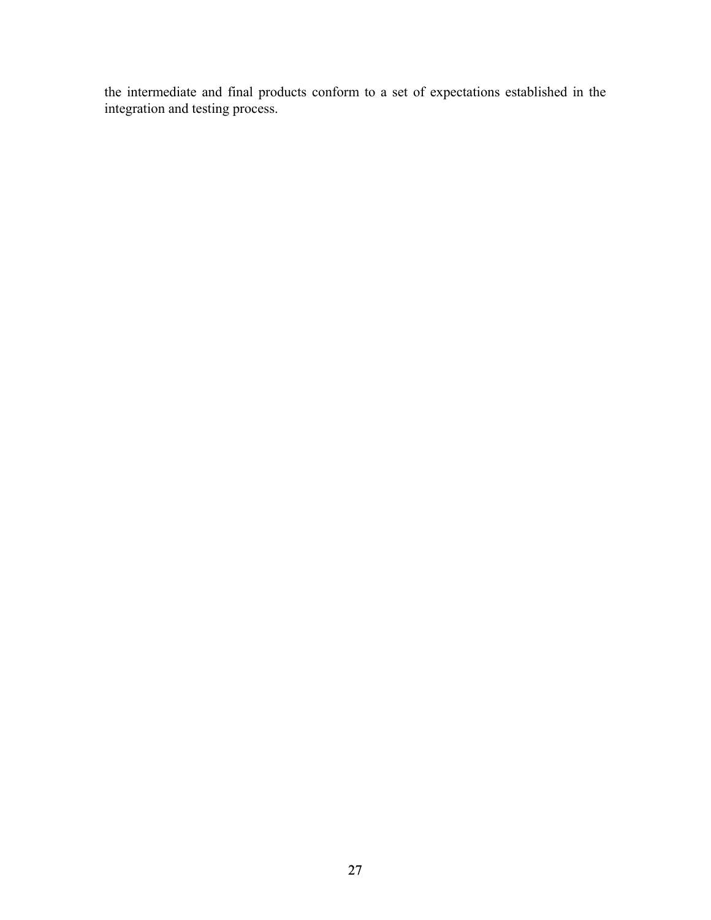the intermediate and final products conform to a set of expectations established in the integration and testing process.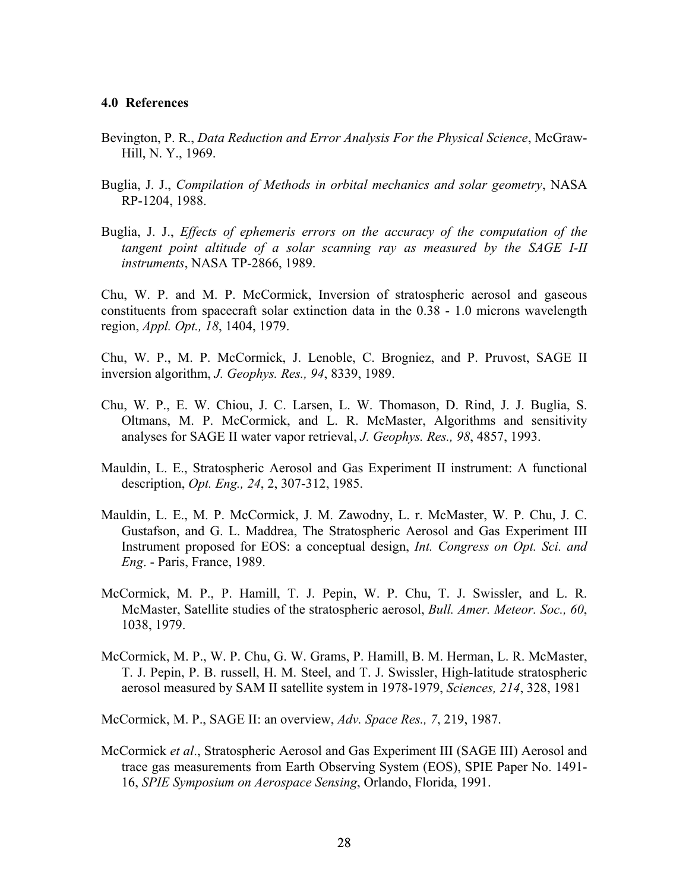## 4.0 References

Bevington, P. R., *Data Reduction and Error Analysis For the Physical Science*, McGraw-Hill, N. Y., 1969.

Buglia, J. J., *Compilation of Methods in orbital mechanics and solar geometry*, NASA RP-1204, 1988.

Buglia, J. J., *Effects of ephemeris errors on the accuracy of the computation of the tangent point altitude of a solar scanning ray as measured by the SAGE I-II instruments*, NASA TP-2866, 1989.

Chu, W. P. and M. P. McCormick, Inversion of stratospheric aerosol and gaseous constituents from spacecraft solar extinction data in the 0.38 - 1.0 microns wavelength region, *Appl. Opt., 18*, 1404, 1979.

Chu, W. P., M. P. McCormick, J. Lenoble, C. Brogniez, and P. Pruvost, SAGE II inversion algorithm, *J. Geophys. Res., 94*, 8339, 1989.

Chu, W. P., E. W. Chiou, J. C. Larsen, L. W. Thomason, D. Rind, J. J. Buglia, S. Oltmans, M. P. McCormick, and L. R. McMaster, Algorithms and sensitivity analyses for SAGE II water vapor retrieval, *J. Geophys. Res., 98*, 4857, 1993.

Mauldin, L. E., Stratospheric Aerosol and Gas Experiment II instrument: A functional description, *Opt. Eng., 24*, 2, 307-312, 1985.

Mauldin, L. E., M. P. McCormick, J. M. Zawodny, L. r. McMaster, W. P. Chu, J. C. Gustafson, and G. L. Maddrea, The Stratospheric Aerosol and Gas Experiment III Instrument proposed for EOS: a conceptual design, *Int. Congress on Opt. Sci. and Eng*. - Paris, France, 1989.

McCormick, M. P., P. Hamill, T. J. Pepin, W. P. Chu, T. J. Swissler, and L. R. McMaster, Satellite studies of the stratospheric aerosol, *Bull. Amer. Meteor. Soc., 60*, 1038, 1979.

McCormick, M. P., W. P. Chu, G. W. Grams, P. Hamill, B. M. Herman, L. R. McMaster, T. J. Pepin, P. B. russell, H. M. Steel, and T. J. Swissler, High-latitude stratospheric aerosol measured by SAM II satellite system in 1978-1979, *Sciences, 214*, 328, 1981

McCormick, M. P., SAGE II: an overview, *Adv. Space Res., 7*, 219, 1987.

McCormick *et al*., Stratospheric Aerosol and Gas Experiment III (SAGE III) Aerosol and trace gas measurements from Earth Observing System (EOS), SPIE Paper No. 1491-16, *SPIE Symposium on Aerospace Sensing*, Orlando, Florida, 1991.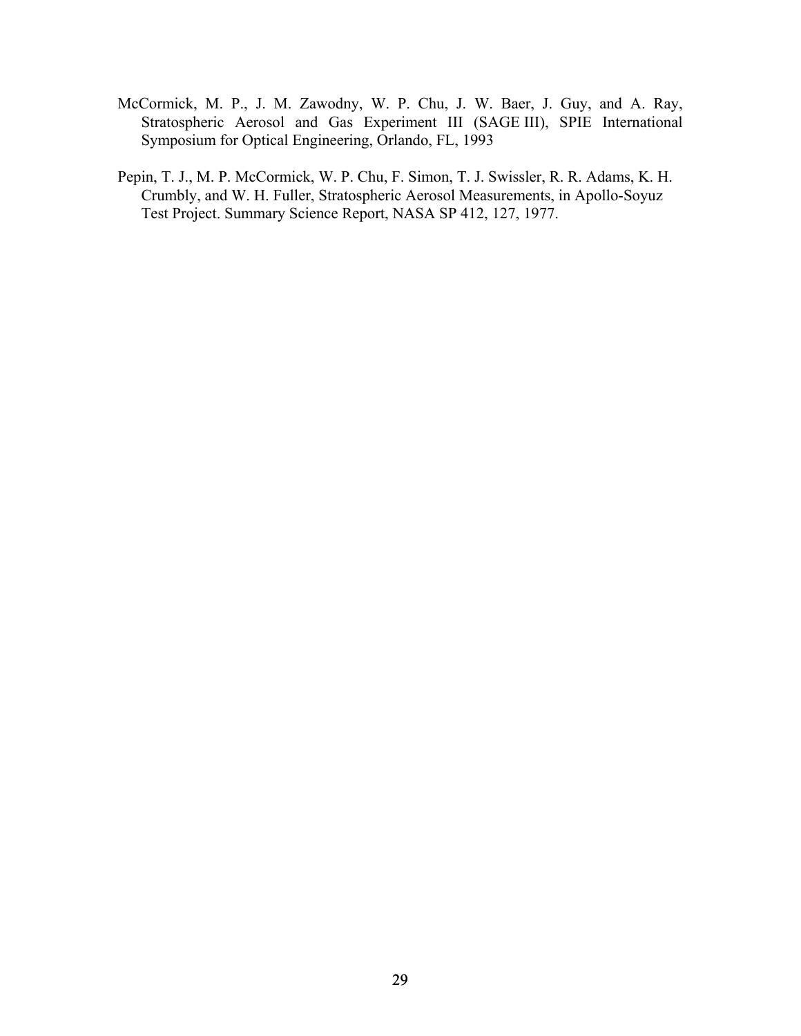McCormick, M. P., J. M. Zawodny, W. P. Chu, J. W. Baer, J. Guy, and A. Ray, Stratospheric Aerosol and Gas Experiment III (SAGE III), SPIE International Symposium for Optical Engineering, Orlando, FL, 1993

Pepin, T. J., M. P. McCormick, W. P. Chu, F. Simon, T. J. Swissler, R. R. Adams, K. H. Crumbly, and W. H. Fuller, Stratospheric Aerosol Measurements, in Apollo-Soyuz Test Project. Summary Science Report, NASA SP 412, 127, 1977.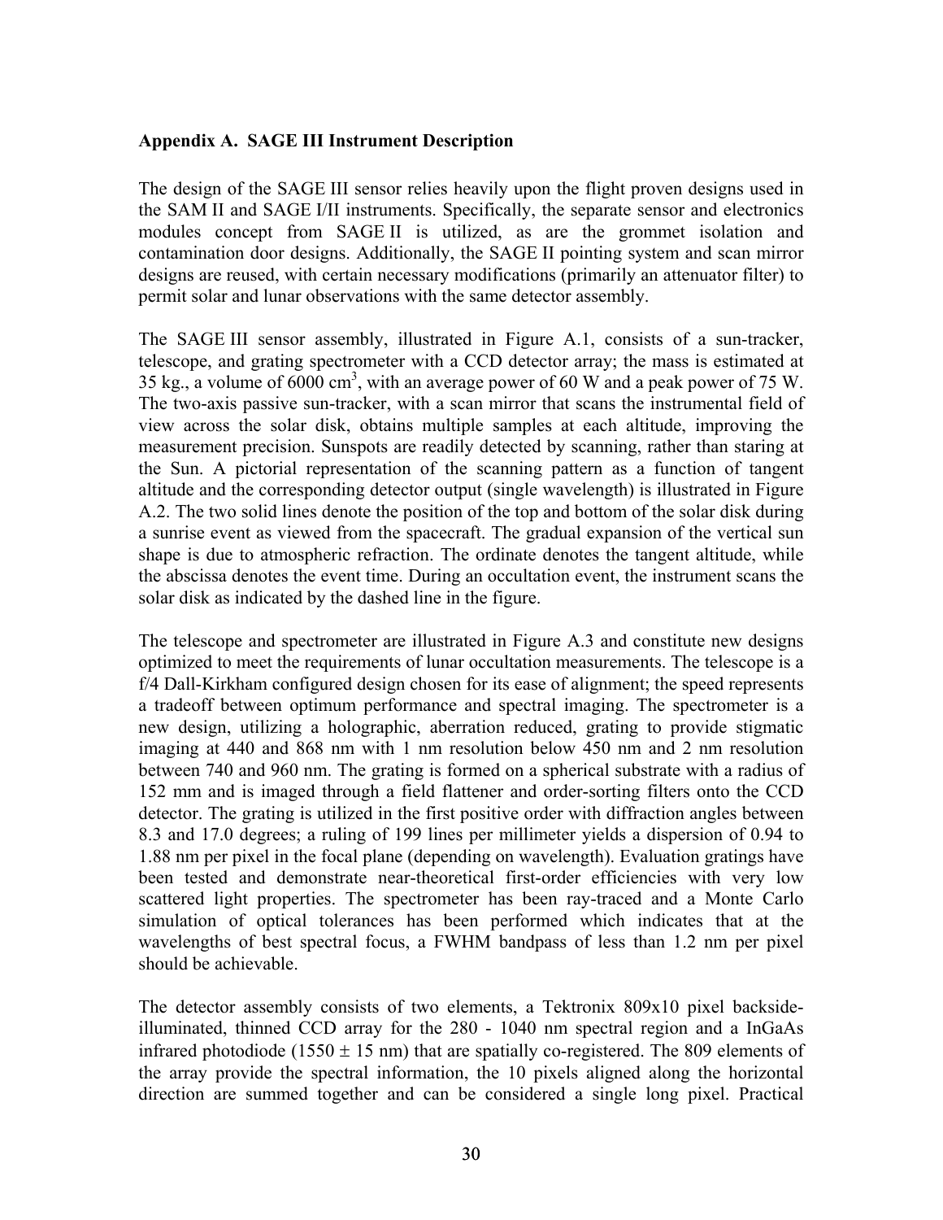## Appendix A. SAGE III Instrument Description

The design of the SAGE III sensor relies heavily upon the flight proven designs used in the SAM II and SAGE I/II instruments. Specifically, the separate sensor and electronics modules concept from SAGE II is utilized, as are the grommet isolation and contamination door designs. Additionally, the SAGE II pointing system and scan mirror designs are reused, with certain necessary modifications (primarily an attenuator filter) to permit solar and lunar observations with the same detector assembly.

The SAGE III sensor assembly, illustrated in Figure A.1, consists of a sun-tracker, telescope, and grating spectrometer with a CCD detector array; the mass is estimated at 35 kg., a volume of 6000 $cm^3$, with an average power of 60 W and a peak power of 75 W. The two-axis passive sun-tracker, with a scan mirror that scans the instrumental field of view across the solar disk, obtains multiple samples at each altitude, improving the measurement precision. Sunspots are readily detected by scanning, rather than staring at the Sun. A pictorial representation of the scanning pattern as a function of tangent altitude and the corresponding detector output (single wavelength) is illustrated in Figure A.2. The two solid lines denote the position of the top and bottom of the solar disk during a sunrise event as viewed from the spacecraft. The gradual expansion of the vertical sun shape is due to atmospheric refraction. The ordinate denotes the tangent altitude, while the abscissa denotes the event time. During an occultation event, the instrument scans the solar disk as indicated by the dashed line in the figure.

The telescope and spectrometer are illustrated in Figure A.3 and constitute new designs optimized to meet the requirements of lunar occultation measurements. The telescope is a f/4 Dall-Kirkham configured design chosen for its ease of alignment; the speed represents a tradeoff between optimum performance and spectral imaging. The spectrometer is a new design, utilizing a holographic, aberration reduced, grating to provide stigmatic imaging at 440 and 868 nm with 1 nm resolution below 450 nm and 2 nm resolution between 740 and 960 nm. The grating is formed on a spherical substrate with a radius of 152 mm and is imaged through a field flattener and order-sorting filters onto the CCD detector. The grating is utilized in the first positive order with diffraction angles between 8.3 and 17.0 degrees; a ruling of 199 lines per millimeter yields a dispersion of 0.94 to 1.88 nm per pixel in the focal plane (depending on wavelength). Evaluation gratings have been tested and demonstrate near-theoretical first-order efficiencies with very low scattered light properties. The spectrometer has been ray-traced and a Monte Carlo simulation of optical tolerances has been performed which indicates that at the wavelengths of best spectral focus, a FWHM bandpass of less than 1.2 nm per pixel should be achievable.

The detector assembly consists of two elements, a Tektronix 809x10 pixel backside-illuminated, thinned CCD array for the 280 - 1040 nm spectral region and a InGaAs infrared photodiode (1550 ± 15 nm) that are spatially co-registered. The 809 elements of the array provide the spectral information, the 10 pixels aligned along the horizontal direction are summed together and can be considered a single long pixel. Practical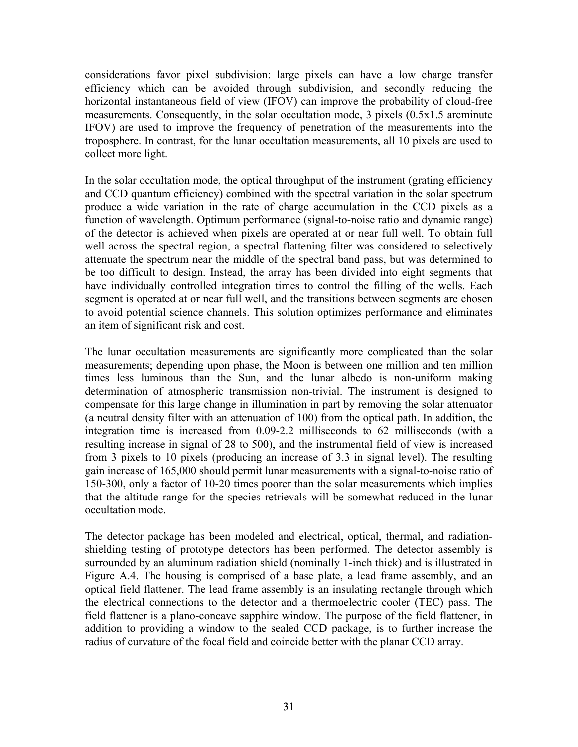considerations favor pixel subdivision: large pixels can have a low charge transfer efficiency which can be avoided through subdivision, and secondly reducing the horizontal instantaneous field of view (IFOV) can improve the probability of cloud-free measurements. Consequently, in the solar occultation mode, 3 pixels (0.5x1.5 arcminute IFOV) are used to improve the frequency of penetration of the measurements into the troposphere. In contrast, for the lunar occultation measurements, all 10 pixels are used to collect more light.

In the solar occultation mode, the optical throughput of the instrument (grating efficiency and CCD quantum efficiency) combined with the spectral variation in the solar spectrum produce a wide variation in the rate of charge accumulation in the CCD pixels as a function of wavelength. Optimum performance (signal-to-noise ratio and dynamic range) of the detector is achieved when pixels are operated at or near full well. To obtain full well across the spectral region, a spectral flattening filter was considered to selectively attenuate the spectrum near the middle of the spectral band pass, but was determined to be too difficult to design. Instead, the array has been divided into eight segments that have individually controlled integration times to control the filling of the wells. Each segment is operated at or near full well, and the transitions between segments are chosen to avoid potential science channels. This solution optimizes performance and eliminates an item of significant risk and cost.

The lunar occultation measurements are significantly more complicated than the solar measurements; depending upon phase, the Moon is between one million and ten million times less luminous than the Sun, and the lunar albedo is non-uniform making determination of atmospheric transmission non-trivial. The instrument is designed to compensate for this large change in illumination in part by removing the solar attenuator (a neutral density filter with an attenuation of 100) from the optical path. In addition, the integration time is increased from 0.09-2.2 milliseconds to 62 milliseconds (with a resulting increase in signal of 28 to 500), and the instrumental field of view is increased from 3 pixels to 10 pixels (producing an increase of 3.3 in signal level). The resulting gain increase of 165,000 should permit lunar measurements with a signal-to-noise ratio of 150-300, only a factor of 10-20 times poorer than the solar measurements which implies that the altitude range for the species retrievals will be somewhat reduced in the lunar occultation mode.

The detector package has been modeled and electrical, optical, thermal, and radiation-shielding testing of prototype detectors has been performed. The detector assembly is surrounded by an aluminum radiation shield (nominally 1-inch thick) and is illustrated in Figure A.4. The housing is comprised of a base plate, a lead frame assembly, and an optical field flattener. The lead frame assembly is an insulating rectangle through which the electrical connections to the detector and a thermoelectric cooler (TEC) pass. The field flattener is a plano-concave sapphire window. The purpose of the field flattener, in addition to providing a window to the sealed CCD package, is to further increase the radius of curvature of the focal field and coincide better with the planar CCD array.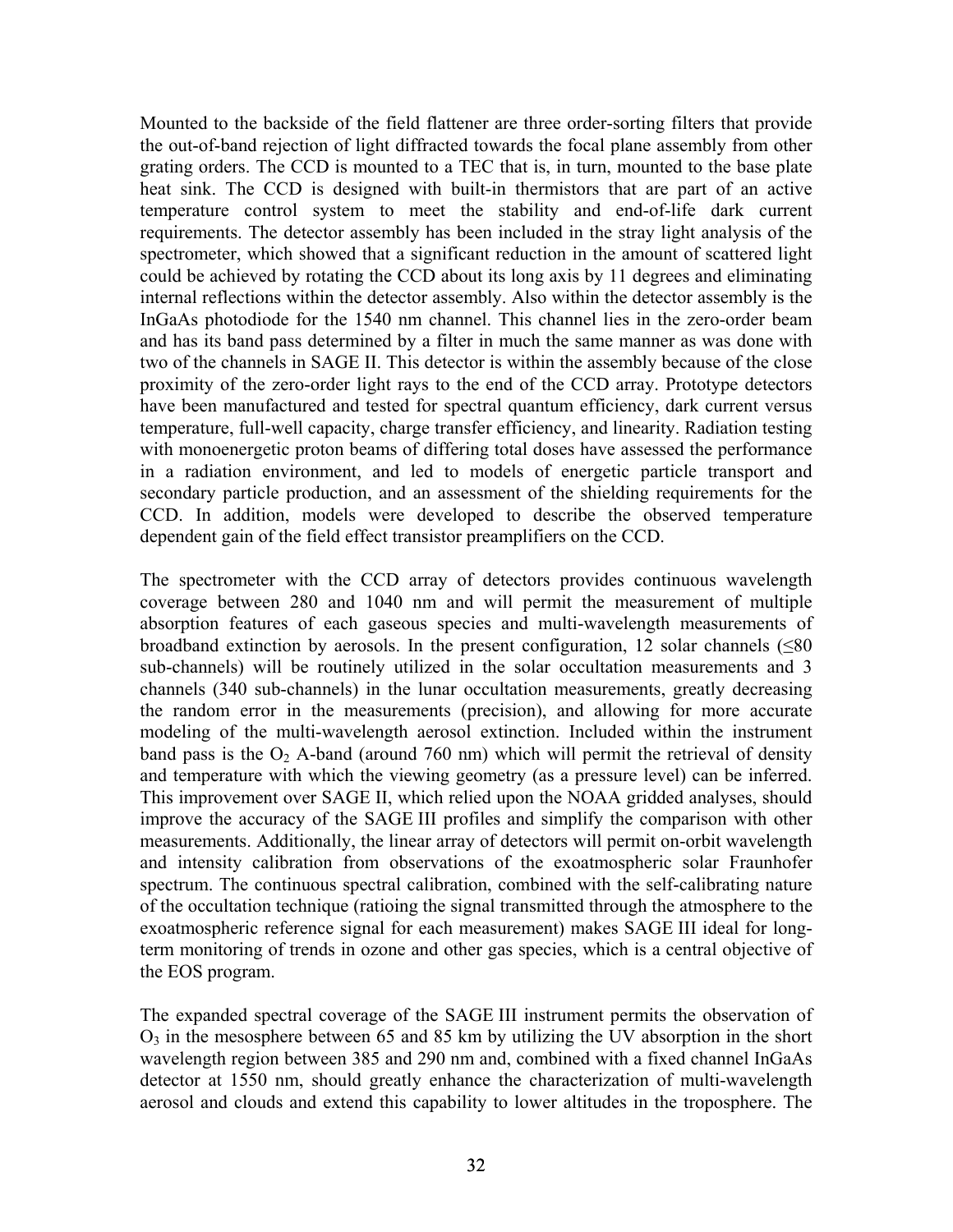Mounted to the backside of the field flattener are three order-sorting filters that provide the out-of-band rejection of light diffracted towards the focal plane assembly from other grating orders. The CCD is mounted to a TEC that is, in turn, mounted to the base plate heat sink. The CCD is designed with built-in thermistors that are part of an active temperature control system to meet the stability and end-of-life dark current requirements. The detector assembly has been included in the stray light analysis of the spectrometer, which showed that a significant reduction in the amount of scattered light could be achieved by rotating the CCD about its long axis by 11 degrees and eliminating internal reflections within the detector assembly. Also within the detector assembly is the InGaAs photodiode for the 1540 nm channel. This channel lies in the zero-order beam and has its band pass determined by a filter in much the same manner as was done with two of the channels in SAGE II. This detector is within the assembly because of the close proximity of the zero-order light rays to the end of the CCD array. Prototype detectors have been manufactured and tested for spectral quantum efficiency, dark current versus temperature, full-well capacity, charge transfer efficiency, and linearity. Radiation testing with monoenergetic proton beams of differing total doses have assessed the performance in a radiation environment, and led to models of energetic particle transport and secondary particle production, and an assessment of the shielding requirements for the CCD. In addition, models were developed to describe the observed temperature dependent gain of the field effect transistor preamplifiers on the CCD.

The spectrometer with the CCD array of detectors provides continuous wavelength coverage between 280 and 1040 nm and will permit the measurement of multiple absorption features of each gaseous species and multi-wavelength measurements of broadband extinction by aerosols. In the present configuration, 12 solar channels (≤80 sub-channels) will be routinely utilized in the solar occultation measurements and 3 channels (340 sub-channels) in the lunar occultation measurements, greatly decreasing the random error in the measurements (precision), and allowing for more accurate modeling of the multi-wavelength aerosol extinction. Included within the instrument band pass is the $O_2$ A-band (around 760 nm) which will permit the retrieval of density and temperature with which the viewing geometry (as a pressure level) can be inferred. This improvement over SAGE II, which relied upon the NOAA gridded analyses, should improve the accuracy of the SAGE III profiles and simplify the comparison with other measurements. Additionally, the linear array of detectors will permit on-orbit wavelength and intensity calibration from observations of the exoatmospheric solar Fraunhofer spectrum. The continuous spectral calibration, combined with the self-calibrating nature of the occultation technique (ratioing the signal transmitted through the atmosphere to the exoatmospheric reference signal for each measurement) makes SAGE III ideal for long-term monitoring of trends in ozone and other gas species, which is a central objective of the EOS program.

The expanded spectral coverage of the SAGE III instrument permits the observation of $O_3$ in the mesosphere between 65 and 85 km by utilizing the UV absorption in the short wavelength region between 385 and 290 nm and, combined with a fixed channel InGaAs detector at 1550 nm, should greatly enhance the characterization of multi-wavelength aerosol and clouds and extend this capability to lower altitudes in the troposphere. The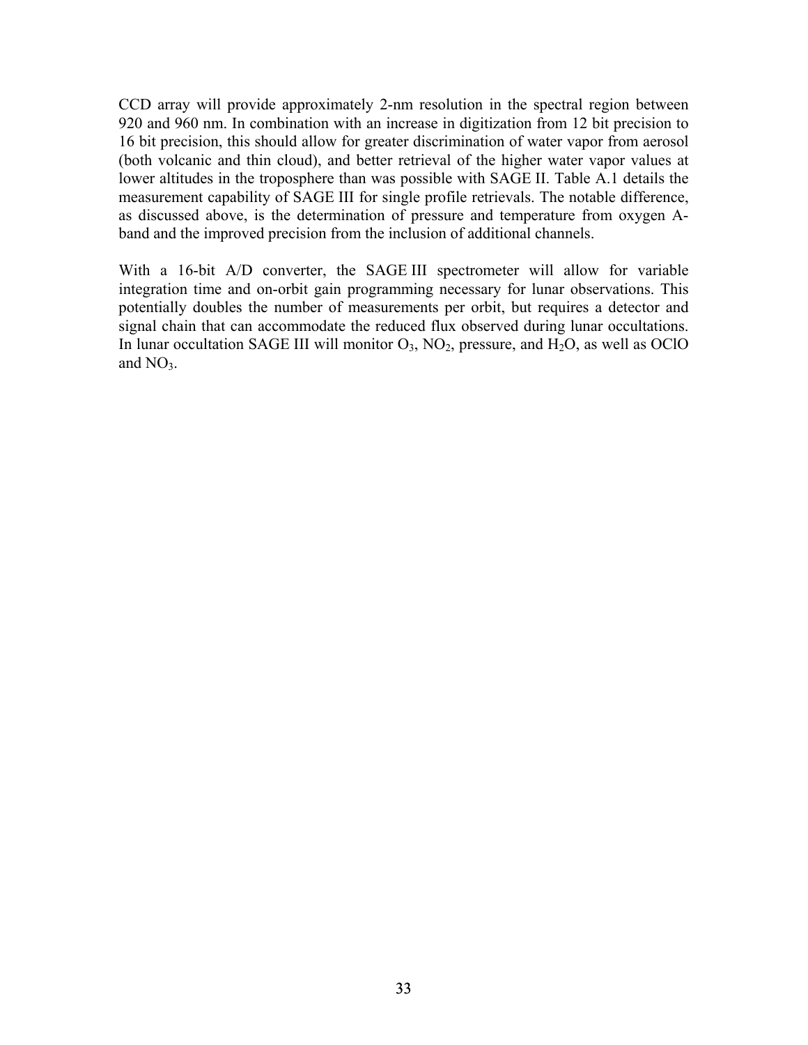CCD array will provide approximately 2-nm resolution in the spectral region between 920 and 960 nm. In combination with an increase in digitization from 12 bit precision to 16 bit precision, this should allow for greater discrimination of water vapor from aerosol (both volcanic and thin cloud), and better retrieval of the higher water vapor values at lower altitudes in the troposphere than was possible with SAGE II. Table A.1 details the measurement capability of SAGE III for single profile retrievals. The notable difference, as discussed above, is the determination of pressure and temperature from oxygen A-band and the improved precision from the inclusion of additional channels.

With a 16-bit A/D converter, the SAGE III spectrometer will allow for variable integration time and on-orbit gain programming necessary for lunar observations. This potentially doubles the number of measurements per orbit, but requires a detector and signal chain that can accommodate the reduced flux observed during lunar occultations. In lunar occultation SAGE III will monitor $O_3$, $NO_2$, pressure, and $H_2O$, as well as OClO and $NO_3$.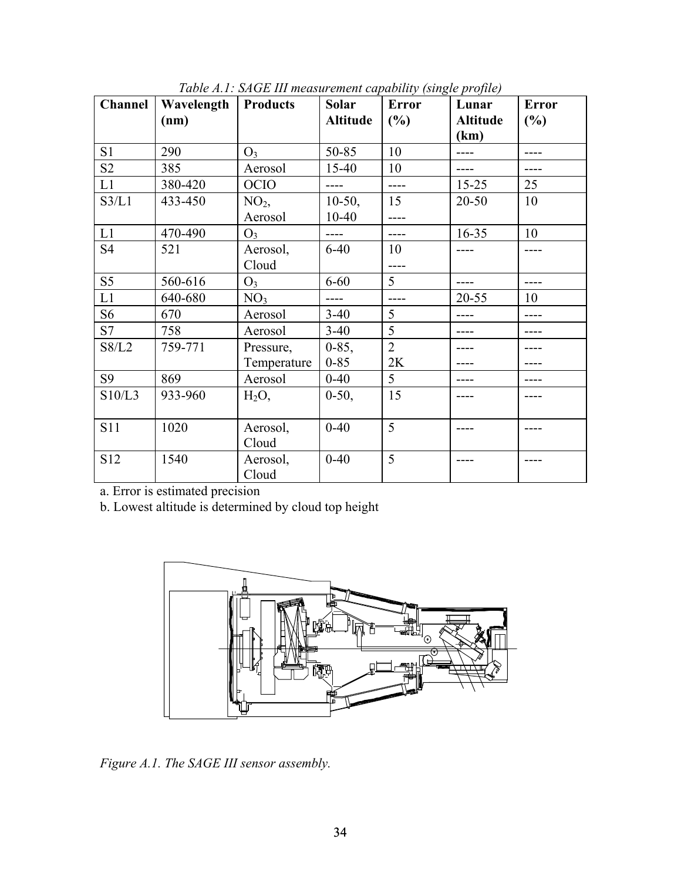*Table A.1: SAGE III measurement capability (single profile)*

| Channel | Wavelength (nm) | Products | Solar Altitude | Error (%) | Lunar Altitude (km) | Error (%) |
|---|---|---|---|---|---|---|
| S1 | 290 | $O_3$ | 50-85 | 10 | ---- | ---- |
| S2 | 385 | Aerosol | 15-40 | 10 | ---- | ---- |
| L1 | 380-420 | OCIO | ---- | ---- | 15-25 | 25 |
| S3/L1 | 433-450 | $NO_2$, Aerosol | 10-50, 10-40 | 15 ---- | 20-50 | 10 |
| L1 | 470-490 | $O_3$ | ---- | ---- | 16-35 | 10 |
| S4 | 521 | Aerosol, Cloud | 6-40 | 10 ---- | ---- | ---- |
| S5 | 560-616 | $O_3$ | 6-60 | 5 | ---- | ---- |
| L1 | 640-680 | $NO_3$ | ---- | ---- | 20-55 | 10 |
| S6 | 670 | Aerosol | 3-40 | 5 | ---- | ---- |
| S7 | 758 | Aerosol | 3-40 | 5 | ---- | ---- |
| S8/L2 | 759-771 | Pressure, Temperature | 0-85, 0-85 | 2 2K | ---- ---- | ---- ---- |
| S9 | 869 | Aerosol | 0-40 | 5 | ---- | ---- |
| S10/L3 | 933-960 | $H_2O$, | 0-50, | 15 | ---- | ---- |
| S11 | 1020 | Aerosol, Cloud | 0-40 | 5 | ---- | ---- |
| S12 | 1540 | Aerosol, Cloud | 0-40 | 5 | ---- | ---- |

a. Error is estimated precision

b. Lowest altitude is determined by cloud top height

*Figure A.1. The SAGE III sensor assembly.*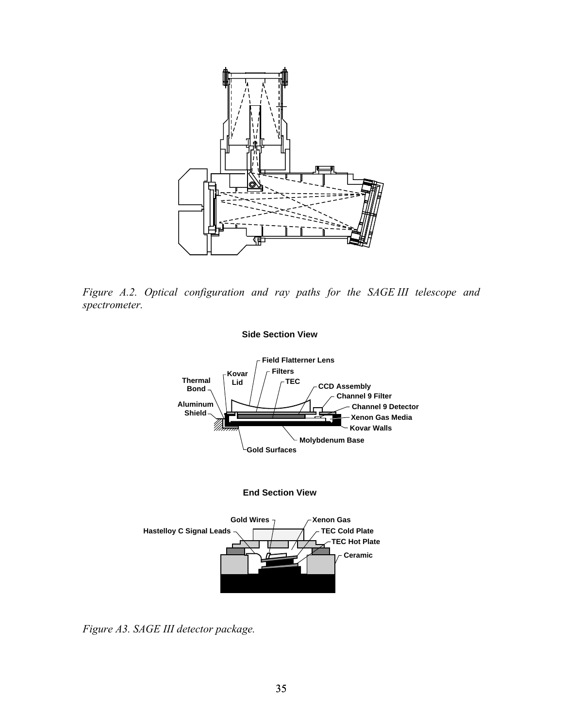*Figure A.2. Optical configuration and ray paths for the SAGE III telescope and spectrometer.*

Side Section View

Field Flatterner Lens
Filters
Kovar Lid
Thermal Bond
TEC
CCD Assembly
Channel 9 Filter
Aluminum Shield
Channel 9 Detector
Xenon Gas Media
Kovar Walls
Molybdenum Base
Gold Surfaces

End Section View

Gold Wires
Xenon Gas
Hastelloy C Signal Leads
TEC Cold Plate
TEC Hot Plate
Ceramic

*Figure A3. SAGE III detector package.*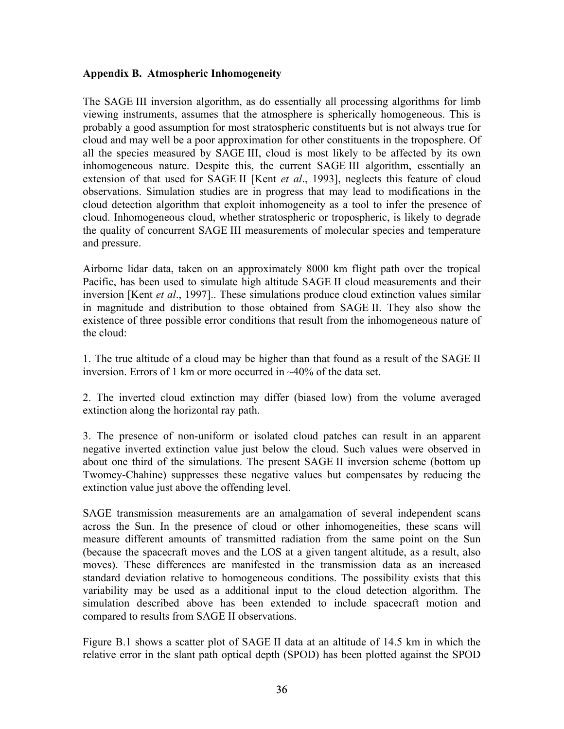## Appendix B. Atmospheric Inhomogeneity

The SAGE III inversion algorithm, as do essentially all processing algorithms for limb viewing instruments, assumes that the atmosphere is spherically homogeneous. This is probably a good assumption for most stratospheric constituents but is not always true for cloud and may well be a poor approximation for other constituents in the troposphere. Of all the species measured by SAGE III, cloud is most likely to be affected by its own inhomogeneous nature. Despite this, the current SAGE III algorithm, essentially an extension of that used for SAGE II [Kent *et al*., 1993], neglects this feature of cloud observations. Simulation studies are in progress that may lead to modifications in the cloud detection algorithm that exploit inhomogeneity as a tool to infer the presence of cloud. Inhomogeneous cloud, whether stratospheric or tropospheric, is likely to degrade the quality of concurrent SAGE III measurements of molecular species and temperature and pressure.

Airborne lidar data, taken on an approximately 8000 km flight path over the tropical Pacific, has been used to simulate high altitude SAGE II cloud measurements and their inversion [Kent *et al*., 1997].. These simulations produce cloud extinction values similar in magnitude and distribution to those obtained from SAGE II. They also show the existence of three possible error conditions that result from the inhomogeneous nature of the cloud:

1. The true altitude of a cloud may be higher than that found as a result of the SAGE II inversion. Errors of 1 km or more occurred in ~40% of the data set.

2. The inverted cloud extinction may differ (biased low) from the volume averaged extinction along the horizontal ray path.

3. The presence of non-uniform or isolated cloud patches can result in an apparent negative inverted extinction value just below the cloud. Such values were observed in about one third of the simulations. The present SAGE II inversion scheme (bottom up Twomey-Chahine) suppresses these negative values but compensates by reducing the extinction value just above the offending level.

SAGE transmission measurements are an amalgamation of several independent scans across the Sun. In the presence of cloud or other inhomogeneities, these scans will measure different amounts of transmitted radiation from the same point on the Sun (because the spacecraft moves and the LOS at a given tangent altitude, as a result, also moves). These differences are manifested in the transmission data as an increased standard deviation relative to homogeneous conditions. The possibility exists that this variability may be used as a additional input to the cloud detection algorithm. The simulation described above has been extended to include spacecraft motion and compared to results from SAGE II observations.

Figure B.1 shows a scatter plot of SAGE II data at an altitude of 14.5 km in which the relative error in the slant path optical depth (SPOD) has been plotted against the SPOD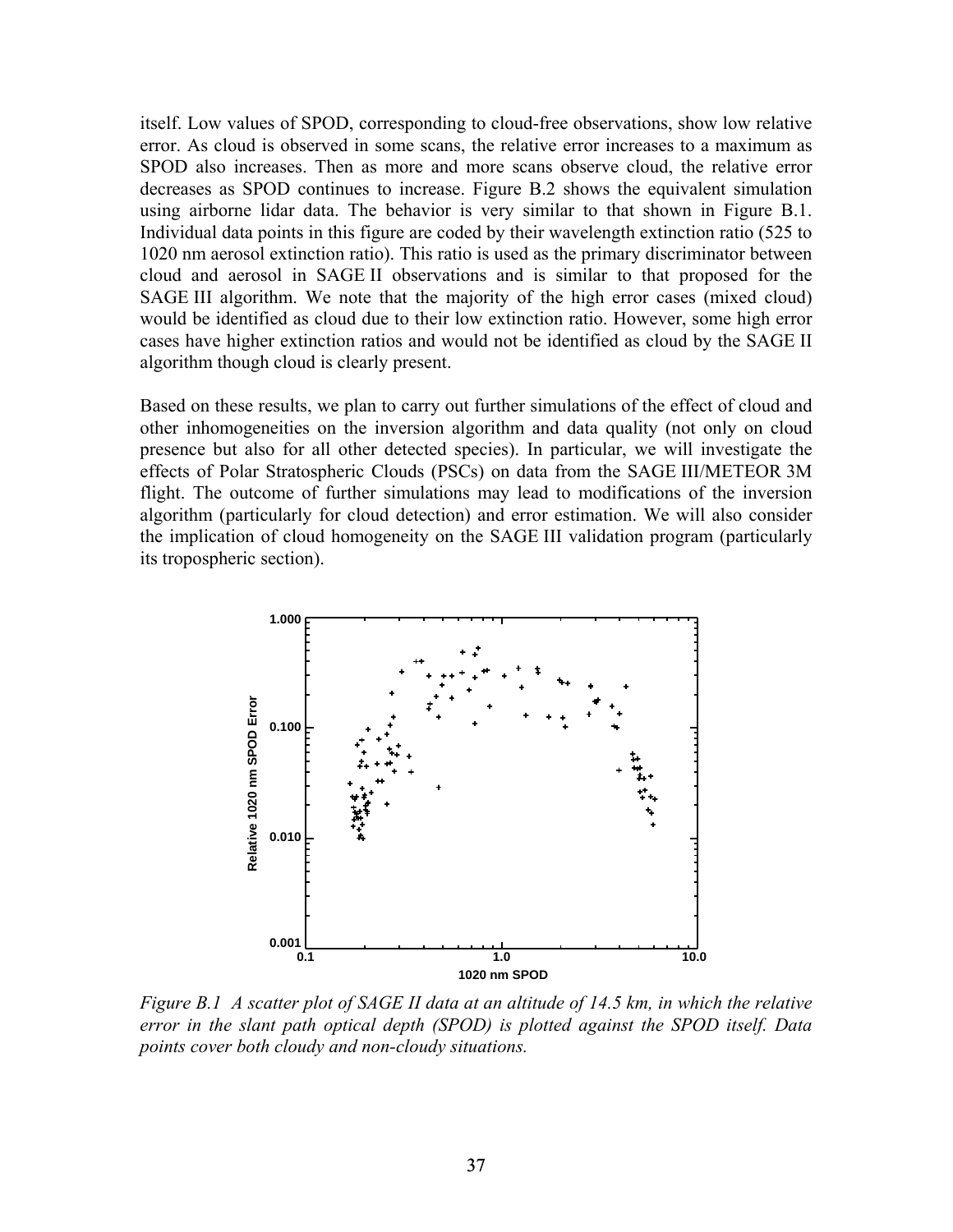itself. Low values of SPOD, corresponding to cloud-free observations, show low relative error. As cloud is observed in some scans, the relative error increases to a maximum as SPOD also increases. Then as more and more scans observe cloud, the relative error decreases as SPOD continues to increase. Figure B.2 shows the equivalent simulation using airborne lidar data. The behavior is very similar to that shown in Figure B.1. Individual data points in this figure are coded by their wavelength extinction ratio (525 to 1020 nm aerosol extinction ratio). This ratio is used as the primary discriminator between cloud and aerosol in SAGE II observations and is similar to that proposed for the SAGE III algorithm. We note that the majority of the high error cases (mixed cloud) would be identified as cloud due to their low extinction ratio. However, some high error cases have higher extinction ratios and would not be identified as cloud by the SAGE II algorithm though cloud is clearly present.

Based on these results, we plan to carry out further simulations of the effect of cloud and other inhomogeneities on the inversion algorithm and data quality (not only on cloud presence but also for all other detected species). In particular, we will investigate the effects of Polar Stratospheric Clouds (PSCs) on data from the SAGE III/METEOR 3M flight. The outcome of further simulations may lead to modifications of the inversion algorithm (particularly for cloud detection) and error estimation. We will also consider the implication of cloud homogeneity on the SAGE III validation program (particularly its tropospheric section).

*Figure B.1 A scatter plot of SAGE II data at an altitude of 14.5 km, in which the relative error in the slant path optical depth (SPOD) is plotted against the SPOD itself. Data points cover both cloudy and non-cloudy situations.*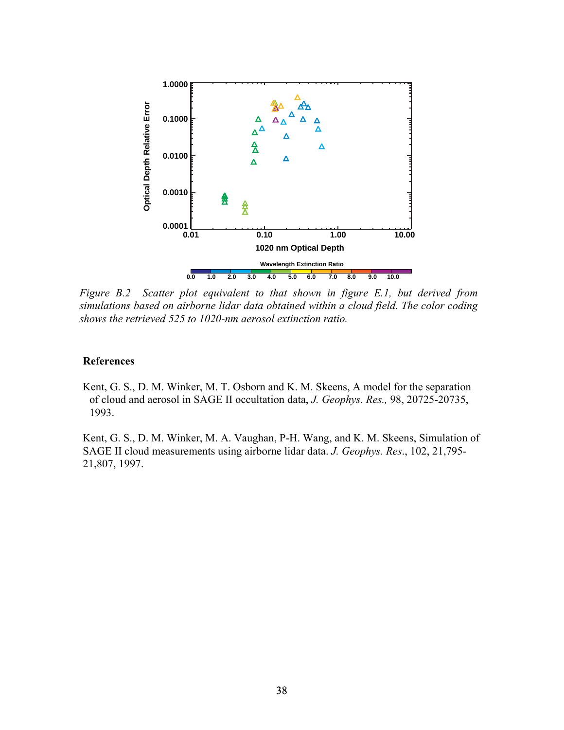*Figure B.2 Scatter plot equivalent to that shown in figure E.1, but derived from simulations based on airborne lidar data obtained within a cloud field. The color coding shows the retrieved 525 to 1020-nm aerosol extinction ratio.*

## References

Kent, G. S., D. M. Winker, M. T. Osborn and K. M. Skeens, A model for the separation of cloud and aerosol in SAGE II occultation data, *J. Geophys. Res.,* 98, 20725-20735, 1993.

Kent, G. S., D. M. Winker, M. A. Vaughan, P-H. Wang, and K. M. Skeens, Simulation of SAGE II cloud measurements using airborne lidar data. *J. Geophys. Res*., 102, 21,795-21,807, 1997.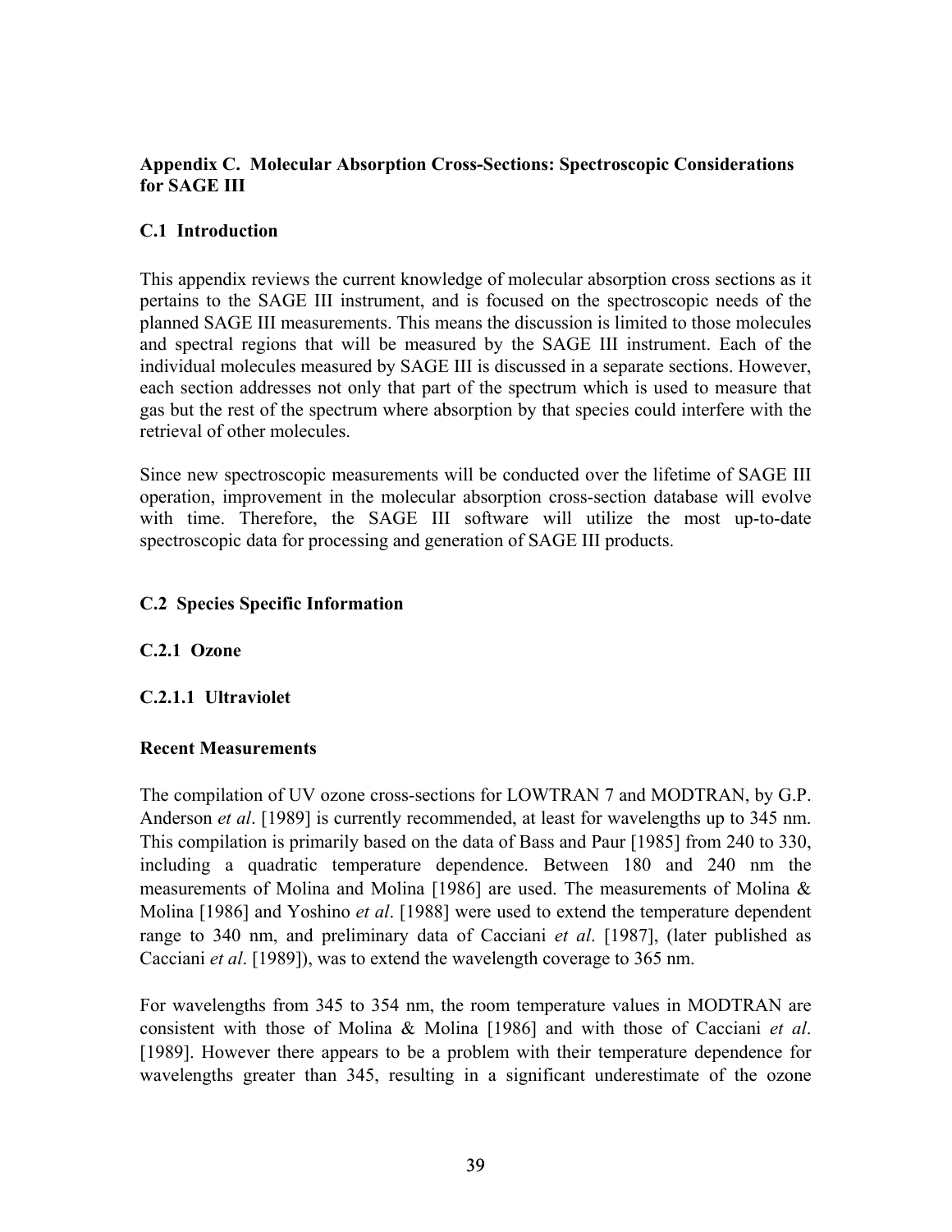## Appendix C. Molecular Absorption Cross-Sections: Spectroscopic Considerations for SAGE III

### C.1 Introduction

This appendix reviews the current knowledge of molecular absorption cross sections as it pertains to the SAGE III instrument, and is focused on the spectroscopic needs of the planned SAGE III measurements. This means the discussion is limited to those molecules and spectral regions that will be measured by the SAGE III instrument. Each of the individual molecules measured by SAGE III is discussed in a separate sections. However, each section addresses not only that part of the spectrum which is used to measure that gas but the rest of the spectrum where absorption by that species could interfere with the retrieval of other molecules.

Since new spectroscopic measurements will be conducted over the lifetime of SAGE III operation, improvement in the molecular absorption cross-section database will evolve with time. Therefore, the SAGE III software will utilize the most up-to-date spectroscopic data for processing and generation of SAGE III products.

### C.2 Species Specific Information

#### C.2.1 Ozone

##### C.2.1.1 Ultraviolet

**Recent Measurements**

The compilation of UV ozone cross-sections for LOWTRAN 7 and MODTRAN, by G.P. Anderson *et al*. [1989] is currently recommended, at least for wavelengths up to 345 nm. This compilation is primarily based on the data of Bass and Paur [1985] from 240 to 330, including a quadratic temperature dependence. Between 180 and 240 nm the measurements of Molina and Molina [1986] are used. The measurements of Molina & Molina [1986] and Yoshino *et al*. [1988] were used to extend the temperature dependent range to 340 nm, and preliminary data of Cacciani *et al*. [1987], (later published as Cacciani *et al*. [1989]), was to extend the wavelength coverage to 365 nm.

For wavelengths from 345 to 354 nm, the room temperature values in MODTRAN are consistent with those of Molina & Molina [1986] and with those of Cacciani *et al*. [1989]. However there appears to be a problem with their temperature dependence for wavelengths greater than 345, resulting in a significant underestimate of the ozone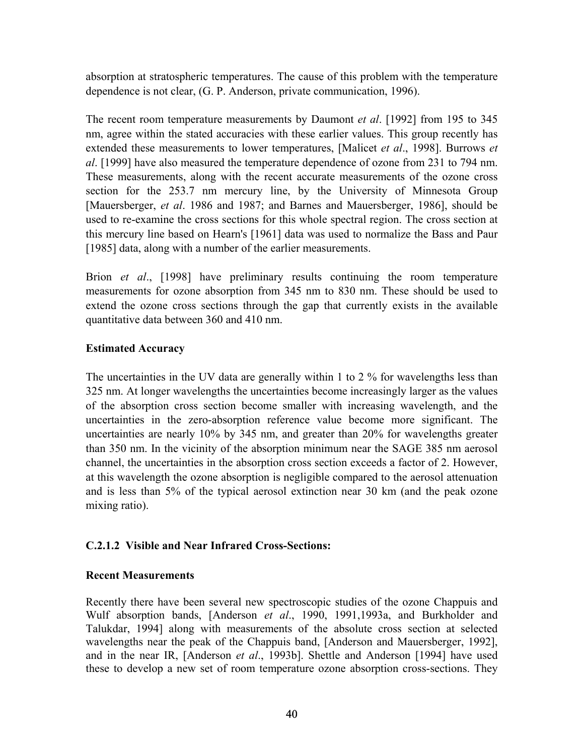absorption at stratospheric temperatures. The cause of this problem with the temperature dependence is not clear, (G. P. Anderson, private communication, 1996).

The recent room temperature measurements by Daumont *et al*. [1992] from 195 to 345 nm, agree within the stated accuracies with these earlier values. This group recently has extended these measurements to lower temperatures, [Malicet *et al*., 1998]. Burrows *et al*. [1999] have also measured the temperature dependence of ozone from 231 to 794 nm. These measurements, along with the recent accurate measurements of the ozone cross section for the 253.7 nm mercury line, by the University of Minnesota Group [Mauersberger, *et al*. 1986 and 1987; and Barnes and Mauersberger, 1986], should be used to re-examine the cross sections for this whole spectral region. The cross section at this mercury line based on Hearn's [1961] data was used to normalize the Bass and Paur [1985] data, along with a number of the earlier measurements.

Brion *et al*., [1998] have preliminary results continuing the room temperature measurements for ozone absorption from 345 nm to 830 nm. These should be used to extend the ozone cross sections through the gap that currently exists in the available quantitative data between 360 and 410 nm.

**Estimated Accuracy**

The uncertainties in the UV data are generally within 1 to 2 % for wavelengths less than 325 nm. At longer wavelengths the uncertainties become increasingly larger as the values of the absorption cross section become smaller with increasing wavelength, and the uncertainties in the zero-absorption reference value become more significant. The uncertainties are nearly 10% by 345 nm, and greater than 20% for wavelengths greater than 350 nm. In the vicinity of the absorption minimum near the SAGE 385 nm aerosol channel, the uncertainties in the absorption cross section exceeds a factor of 2. However, at this wavelength the ozone absorption is negligible compared to the aerosol attenuation and is less than 5% of the typical aerosol extinction near 30 km (and the peak ozone mixing ratio).

### C.2.1.2 Visible and Near Infrared Cross-Sections:

**Recent Measurements**

Recently there have been several new spectroscopic studies of the ozone Chappuis and Wulf absorption bands, [Anderson *et al*., 1990, 1991,1993a, and Burkholder and Talukdar, 1994] along with measurements of the absolute cross section at selected wavelengths near the peak of the Chappuis band, [Anderson and Mauersberger, 1992], and in the near IR, [Anderson *et al*., 1993b]. Shettle and Anderson [1994] have used these to develop a new set of room temperature ozone absorption cross-sections. They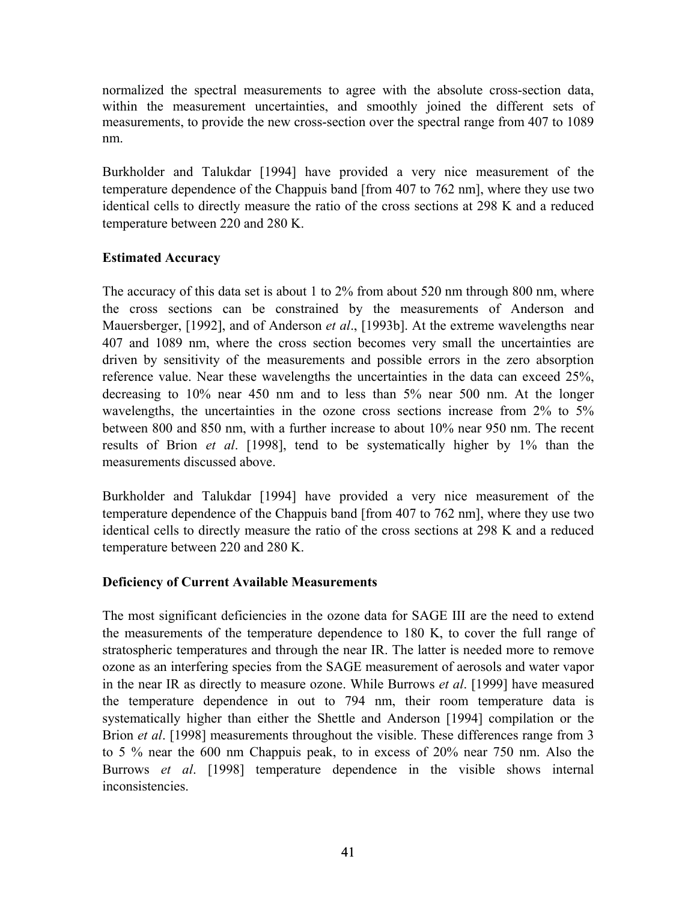normalized the spectral measurements to agree with the absolute cross-section data, within the measurement uncertainties, and smoothly joined the different sets of measurements, to provide the new cross-section over the spectral range from 407 to 1089 nm.

Burkholder and Talukdar [1994] have provided a very nice measurement of the temperature dependence of the Chappuis band [from 407 to 762 nm], where they use two identical cells to directly measure the ratio of the cross sections at 298 K and a reduced temperature between 220 and 280 K.

**Estimated Accuracy**

The accuracy of this data set is about 1 to 2% from about 520 nm through 800 nm, where the cross sections can be constrained by the measurements of Anderson and Mauersberger, [1992], and of Anderson *et al*., [1993b]. At the extreme wavelengths near 407 and 1089 nm, where the cross section becomes very small the uncertainties are driven by sensitivity of the measurements and possible errors in the zero absorption reference value. Near these wavelengths the uncertainties in the data can exceed 25%, decreasing to 10% near 450 nm and to less than 5% near 500 nm. At the longer wavelengths, the uncertainties in the ozone cross sections increase from 2% to 5% between 800 and 850 nm, with a further increase to about 10% near 950 nm. The recent results of Brion *et al*. [1998], tend to be systematically higher by 1% than the measurements discussed above.

Burkholder and Talukdar [1994] have provided a very nice measurement of the temperature dependence of the Chappuis band [from 407 to 762 nm], where they use two identical cells to directly measure the ratio of the cross sections at 298 K and a reduced temperature between 220 and 280 K.

**Deficiency of Current Available Measurements**

The most significant deficiencies in the ozone data for SAGE III are the need to extend the measurements of the temperature dependence to 180 K, to cover the full range of stratospheric temperatures and through the near IR. The latter is needed more to remove ozone as an interfering species from the SAGE measurement of aerosols and water vapor in the near IR as directly to measure ozone. While Burrows *et al*. [1999] have measured the temperature dependence in out to 794 nm, their room temperature data is systematically higher than either the Shettle and Anderson [1994] compilation or the Brion *et al*. [1998] measurements throughout the visible. These differences range from 3 to 5 % near the 600 nm Chappuis peak, to in excess of 20% near 750 nm. Also the Burrows *et al*. [1998] temperature dependence in the visible shows internal inconsistencies.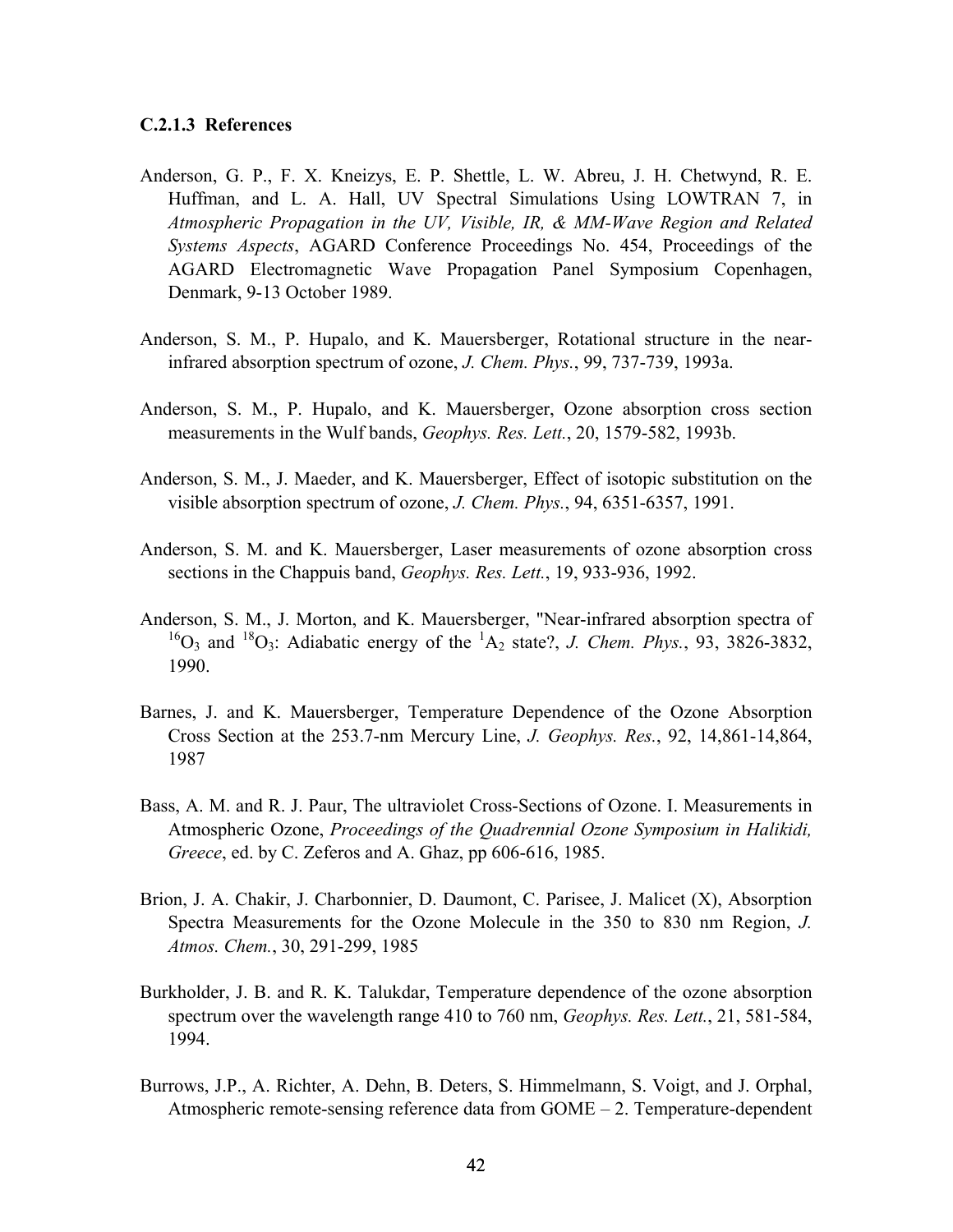#### C.2.1.3 References

Anderson, G. P., F. X. Kneizys, E. P. Shettle, L. W. Abreu, J. H. Chetwynd, R. E. Huffman, and L. A. Hall, UV Spectral Simulations Using LOWTRAN 7, in *Atmospheric Propagation in the UV, Visible, IR, & MM-Wave Region and Related Systems Aspects*, AGARD Conference Proceedings No. 454, Proceedings of the AGARD Electromagnetic Wave Propagation Panel Symposium Copenhagen, Denmark, 9-13 October 1989.

Anderson, S. M., P. Hupalo, and K. Mauersberger, Rotational structure in the near-infrared absorption spectrum of ozone, *J. Chem. Phys.*, 99, 737-739, 1993a.

Anderson, S. M., P. Hupalo, and K. Mauersberger, Ozone absorption cross section measurements in the Wulf bands, *Geophys. Res. Lett.*, 20, 1579-582, 1993b.

Anderson, S. M., J. Maeder, and K. Mauersberger, Effect of isotopic substitution on the visible absorption spectrum of ozone, *J. Chem. Phys.*, 94, 6351-6357, 1991.

Anderson, S. M. and K. Mauersberger, Laser measurements of ozone absorption cross sections in the Chappuis band, *Geophys. Res. Lett.*, 19, 933-936, 1992.

Anderson, S. M., J. Morton, and K. Mauersberger, "Near-infrared absorption spectra of $^{16}O_3$ and $^{18}O_3$: Adiabatic energy of the $^1A_2$ state?, *J. Chem. Phys.*, 93, 3826-3832, 1990.

Barnes, J. and K. Mauersberger, Temperature Dependence of the Ozone Absorption Cross Section at the 253.7-nm Mercury Line, *J. Geophys. Res.*, 92, 14,861-14,864, 1987

Bass, A. M. and R. J. Paur, The ultraviolet Cross-Sections of Ozone. I. Measurements in Atmospheric Ozone, *Proceedings of the Quadrennial Ozone Symposium in Halikidi, Greece*, ed. by C. Zeferos and A. Ghaz, pp 606-616, 1985.

Brion, J. A. Chakir, J. Charbonnier, D. Daumont, C. Parisee, J. Malicet (X), Absorption Spectra Measurements for the Ozone Molecule in the 350 to 830 nm Region, *J. Atmos. Chem.*, 30, 291-299, 1985

Burkholder, J. B. and R. K. Talukdar, Temperature dependence of the ozone absorption spectrum over the wavelength range 410 to 760 nm, *Geophys. Res. Lett.*, 21, 581-584, 1994.

Burrows, J.P., A. Richter, A. Dehn, B. Deters, S. Himmelmann, S. Voigt, and J. Orphal, Atmospheric remote-sensing reference data from GOME – 2. Temperature-dependent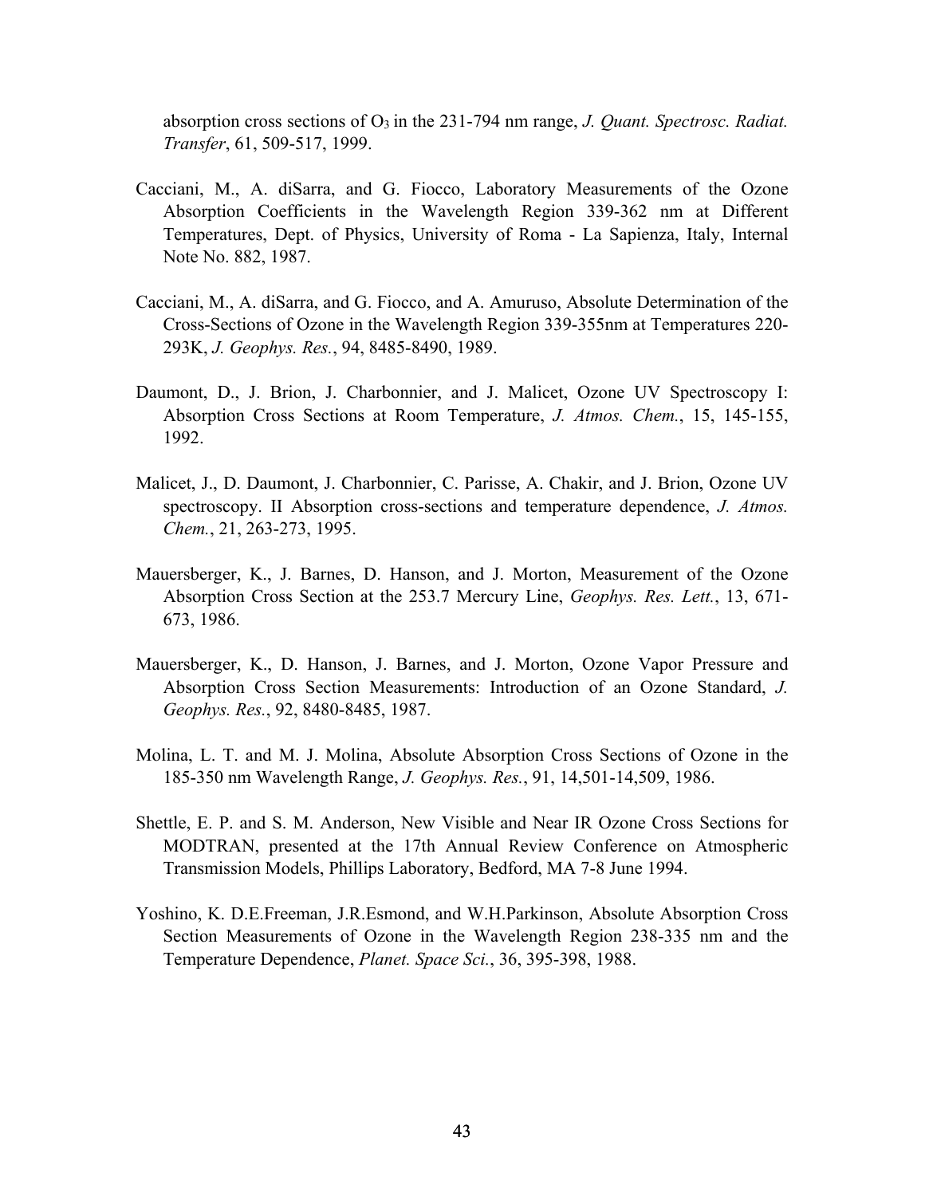absorption cross sections of $O_3$ in the 231-794 nm range, *J. Quant. Spectrosc. Radiat. Transfer*, 61, 509-517, 1999.

Cacciani, M., A. diSarra, and G. Fiocco, Laboratory Measurements of the Ozone Absorption Coefficients in the Wavelength Region 339-362 nm at Different Temperatures, Dept. of Physics, University of Roma - La Sapienza, Italy, Internal Note No. 882, 1987.

Cacciani, M., A. diSarra, and G. Fiocco, and A. Amuruso, Absolute Determination of the Cross-Sections of Ozone in the Wavelength Region 339-355nm at Temperatures 220-293K, *J. Geophys. Res.*, 94, 8485-8490, 1989.

Daumont, D., J. Brion, J. Charbonnier, and J. Malicet, Ozone UV Spectroscopy I: Absorption Cross Sections at Room Temperature, *J. Atmos. Chem.*, 15, 145-155, 1992.

Malicet, J., D. Daumont, J. Charbonnier, C. Parisse, A. Chakir, and J. Brion, Ozone UV spectroscopy. II Absorption cross-sections and temperature dependence, *J. Atmos. Chem.*, 21, 263-273, 1995.

Mauersberger, K., J. Barnes, D. Hanson, and J. Morton, Measurement of the Ozone Absorption Cross Section at the 253.7 Mercury Line, *Geophys. Res. Lett.*, 13, 671-673, 1986.

Mauersberger, K., D. Hanson, J. Barnes, and J. Morton, Ozone Vapor Pressure and Absorption Cross Section Measurements: Introduction of an Ozone Standard, *J. Geophys. Res.*, 92, 8480-8485, 1987.

Molina, L. T. and M. J. Molina, Absolute Absorption Cross Sections of Ozone in the 185-350 nm Wavelength Range, *J. Geophys. Res.*, 91, 14,501-14,509, 1986.

Shettle, E. P. and S. M. Anderson, New Visible and Near IR Ozone Cross Sections for MODTRAN, presented at the 17th Annual Review Conference on Atmospheric Transmission Models, Phillips Laboratory, Bedford, MA 7-8 June 1994.

Yoshino, K. D.E.Freeman, J.R.Esmond, and W.H.Parkinson, Absolute Absorption Cross Section Measurements of Ozone in the Wavelength Region 238-335 nm and the Temperature Dependence, *Planet. Space Sci.*, 36, 395-398, 1988.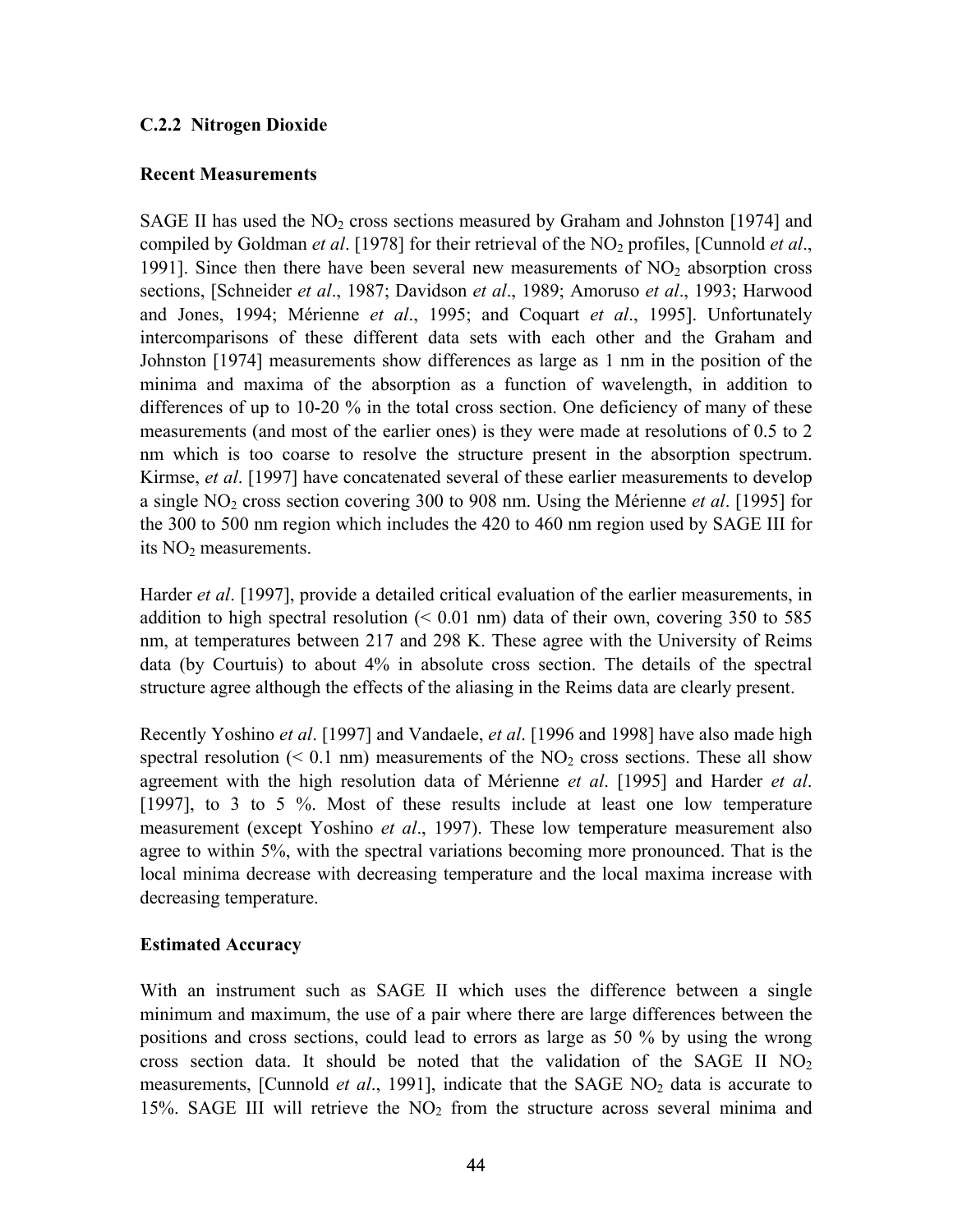### C.2.2 Nitrogen Dioxide

**Recent Measurements**

SAGE II has used the $NO_2$ cross sections measured by Graham and Johnston [1974] and compiled by Goldman *et al*. [1978] for their retrieval of the $NO_2$ profiles, [Cunnold *et al*., 1991]. Since then there have been several new measurements of $NO_2$ absorption cross sections, [Schneider *et al*., 1987; Davidson *et al*., 1989; Amoruso *et al*., 1993; Harwood and Jones, 1994; Mérienne *et al*., 1995; and Coquart *et al*., 1995]. Unfortunately intercomparisons of these different data sets with each other and the Graham and Johnston [1974] measurements show differences as large as 1 nm in the position of the minima and maxima of the absorption as a function of wavelength, in addition to differences of up to 10-20 % in the total cross section. One deficiency of many of these measurements (and most of the earlier ones) is they were made at resolutions of 0.5 to 2 nm which is too coarse to resolve the structure present in the absorption spectrum. Kirmse, *et al*. [1997] have concatenated several of these earlier measurements to develop a single $NO_2$ cross section covering 300 to 908 nm. Using the Mérienne *et al*. [1995] for the 300 to 500 nm region which includes the 420 to 460 nm region used by SAGE III for its $NO_2$ measurements.

Harder *et al*. [1997], provide a detailed critical evaluation of the earlier measurements, in addition to high spectral resolution (< 0.01 nm) data of their own, covering 350 to 585 nm, at temperatures between 217 and 298 K. These agree with the University of Reims data (by Courtuis) to about 4% in absolute cross section. The details of the spectral structure agree although the effects of the aliasing in the Reims data are clearly present.

Recently Yoshino *et al*. [1997] and Vandaele, *et al*. [1996 and 1998] have also made high spectral resolution (< 0.1 nm) measurements of the $NO_2$ cross sections. These all show agreement with the high resolution data of Mérienne *et al*. [1995] and Harder *et al*. [1997], to 3 to 5 %. Most of these results include at least one low temperature measurement (except Yoshino *et al*., 1997). These low temperature measurement also agree to within 5%, with the spectral variations becoming more pronounced. That is the local minima decrease with decreasing temperature and the local maxima increase with decreasing temperature.

**Estimated Accuracy**

With an instrument such as SAGE II which uses the difference between a single minimum and maximum, the use of a pair where there are large differences between the positions and cross sections, could lead to errors as large as 50 % by using the wrong cross section data. It should be noted that the validation of the SAGE II $NO_2$ measurements, [Cunnold *et al*., 1991], indicate that the SAGE $NO_2$ data is accurate to 15%. SAGE III will retrieve the $NO_2$ from the structure across several minima and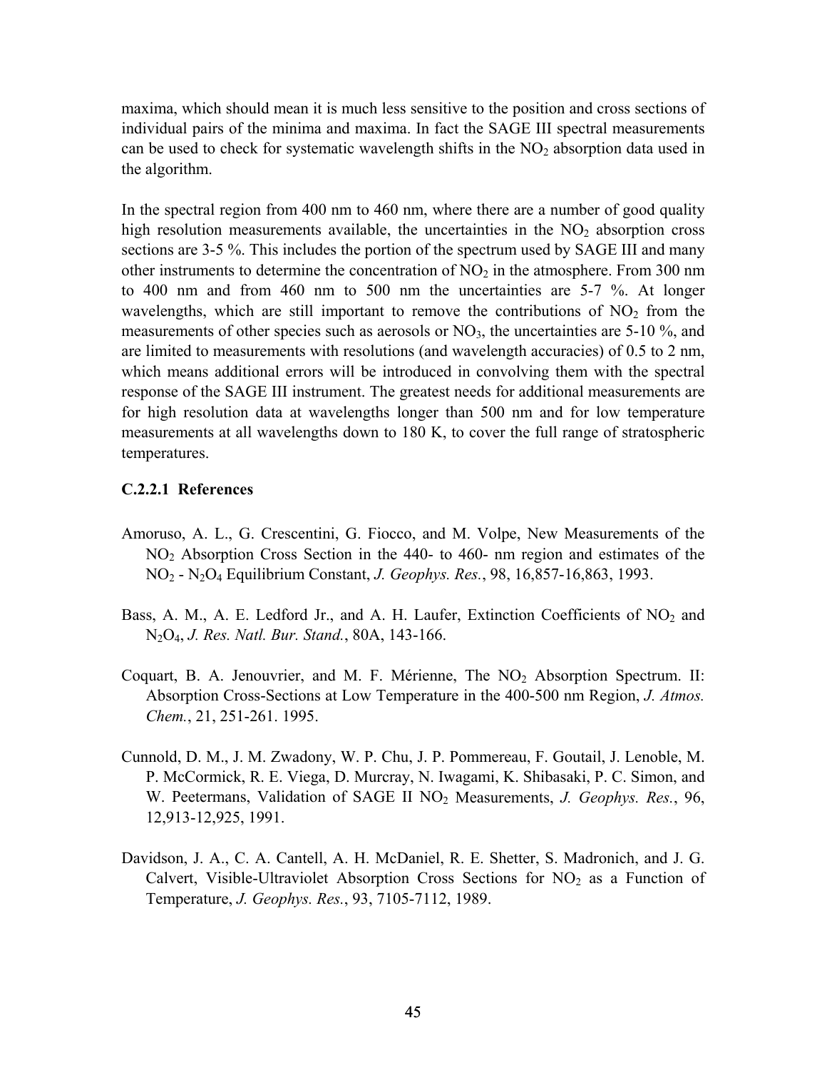maxima, which should mean it is much less sensitive to the position and cross sections of individual pairs of the minima and maxima. In fact the SAGE III spectral measurements can be used to check for systematic wavelength shifts in the $NO_2$ absorption data used in the algorithm.

In the spectral region from 400 nm to 460 nm, where there are a number of good quality high resolution measurements available, the uncertainties in the $NO_2$ absorption cross sections are 3-5 %. This includes the portion of the spectrum used by SAGE III and many other instruments to determine the concentration of $NO_2$ in the atmosphere. From 300 nm to 400 nm and from 460 nm to 500 nm the uncertainties are 5-7 %. At longer wavelengths, which are still important to remove the contributions of $NO_2$ from the measurements of other species such as aerosols or $NO_3$, the uncertainties are 5-10 %, and are limited to measurements with resolutions (and wavelength accuracies) of 0.5 to 2 nm, which means additional errors will be introduced in convolving them with the spectral response of the SAGE III instrument. The greatest needs for additional measurements are for high resolution data at wavelengths longer than 500 nm and for low temperature measurements at all wavelengths down to 180 K, to cover the full range of stratospheric temperatures.

### C.2.2.1 References

Amoruso, A. L., G. Crescentini, G. Fiocco, and M. Volpe, New Measurements of the $NO_2$ Absorption Cross Section in the 440- to 460- nm region and estimates of the $NO_2$ - $N_2O_4$ Equilibrium Constant, *J. Geophys. Res.*, 98, 16,857-16,863, 1993.

Bass, A. M., A. E. Ledford Jr., and A. H. Laufer, Extinction Coefficients of $NO_2$ and $N_2O_4$, *J. Res. Natl. Bur. Stand.*, 80A, 143-166.

Coquart, B. A. Jenouvrier, and M. F. Mérienne, The $NO_2$ Absorption Spectrum. II: Absorption Cross-Sections at Low Temperature in the 400-500 nm Region, *J. Atmos. Chem.*, 21, 251-261. 1995.

Cunnold, D. M., J. M. Zwadony, W. P. Chu, J. P. Pommereau, F. Goutail, J. Lenoble, M. P. McCormick, R. E. Viega, D. Murcray, N. Iwagami, K. Shibasaki, P. C. Simon, and W. Peetermans, Validation of SAGE II $NO_2$ Measurements, *J. Geophys. Res.*, 96, 12,913-12,925, 1991.

Davidson, J. A., C. A. Cantell, A. H. McDaniel, R. E. Shetter, S. Madronich, and J. G. Calvert, Visible-Ultraviolet Absorption Cross Sections for $NO_2$ as a Function of Temperature, *J. Geophys. Res.*, 93, 7105-7112, 1989.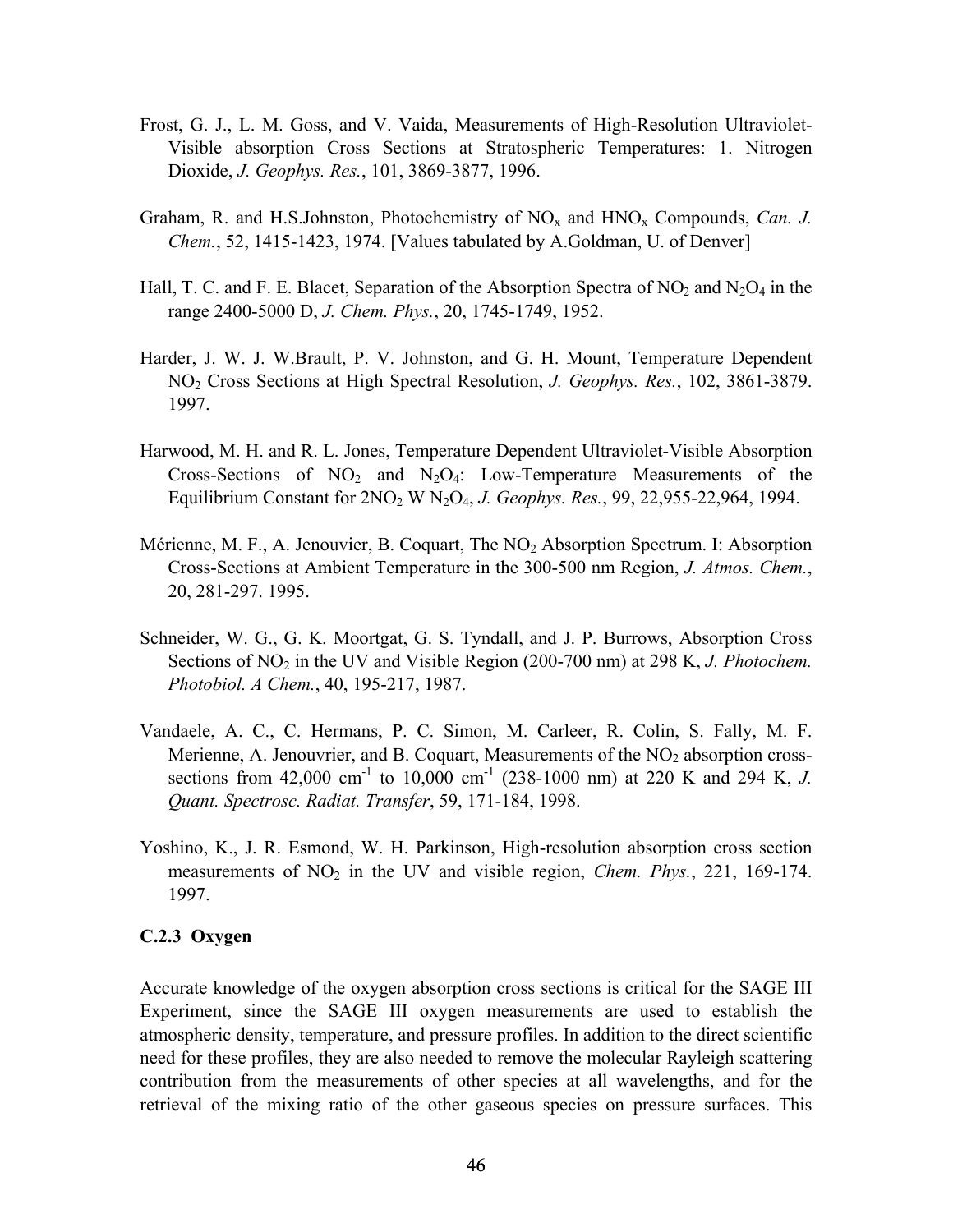Frost, G. J., L. M. Goss, and V. Vaida, Measurements of High-Resolution Ultraviolet-Visible absorption Cross Sections at Stratospheric Temperatures: 1. Nitrogen Dioxide, *J. Geophys. Res.*, 101, 3869-3877, 1996.

Graham, R. and H.S.Johnston, Photochemistry of $NO_x$ and $HNO_x$ Compounds, *Can. J. Chem.*, 52, 1415-1423, 1974. [Values tabulated by A.Goldman, U. of Denver]

Hall, T. C. and F. E. Blacet, Separation of the Absorption Spectra of $NO_2$ and $N_2O_4$ in the range 2400-5000 D, *J. Chem. Phys.*, 20, 1745-1749, 1952.

Harder, J. W. J. W.Brault, P. V. Johnston, and G. H. Mount, Temperature Dependent $NO_2$ Cross Sections at High Spectral Resolution, *J. Geophys. Res.*, 102, 3861-3879. 1997.

Harwood, M. H. and R. L. Jones, Temperature Dependent Ultraviolet-Visible Absorption Cross-Sections of $NO_2$ and $N_2O_4$: Low-Temperature Measurements of the Equilibrium Constant for $2NO_2$ W $N_2O_4$, *J. Geophys. Res.*, 99, 22,955-22,964, 1994.

Mérienne, M. F., A. Jenouvier, B. Coquart, The $NO_2$ Absorption Spectrum. I: Absorption Cross-Sections at Ambient Temperature in the 300-500 nm Region, *J. Atmos. Chem.*, 20, 281-297. 1995.

Schneider, W. G., G. K. Moortgat, G. S. Tyndall, and J. P. Burrows, Absorption Cross Sections of $NO_2$ in the UV and Visible Region (200-700 nm) at 298 K, *J. Photochem. Photobiol. A Chem.*, 40, 195-217, 1987.

Vandaele, A. C., C. Hermans, P. C. Simon, M. Carleer, R. Colin, S. Fally, M. F. Merienne, A. Jenouvrier, and B. Coquart, Measurements of the $NO_2$ absorption cross-sections from 42,000 $cm^{-1}$ to 10,000 $cm^{-1}$ (238-1000 nm) at 220 K and 294 K, *J. Quant. Spectrosc. Radiat. Transfer*, 59, 171-184, 1998.

Yoshino, K., J. R. Esmond, W. H. Parkinson, High-resolution absorption cross section measurements of $NO_2$ in the UV and visible region, *Chem. Phys.*, 221, 169-174. 1997.

### C.2.3 Oxygen

Accurate knowledge of the oxygen absorption cross sections is critical for the SAGE III Experiment, since the SAGE III oxygen measurements are used to establish the atmospheric density, temperature, and pressure profiles. In addition to the direct scientific need for these profiles, they are also needed to remove the molecular Rayleigh scattering contribution from the measurements of other species at all wavelengths, and for the retrieval of the mixing ratio of the other gaseous species on pressure surfaces. This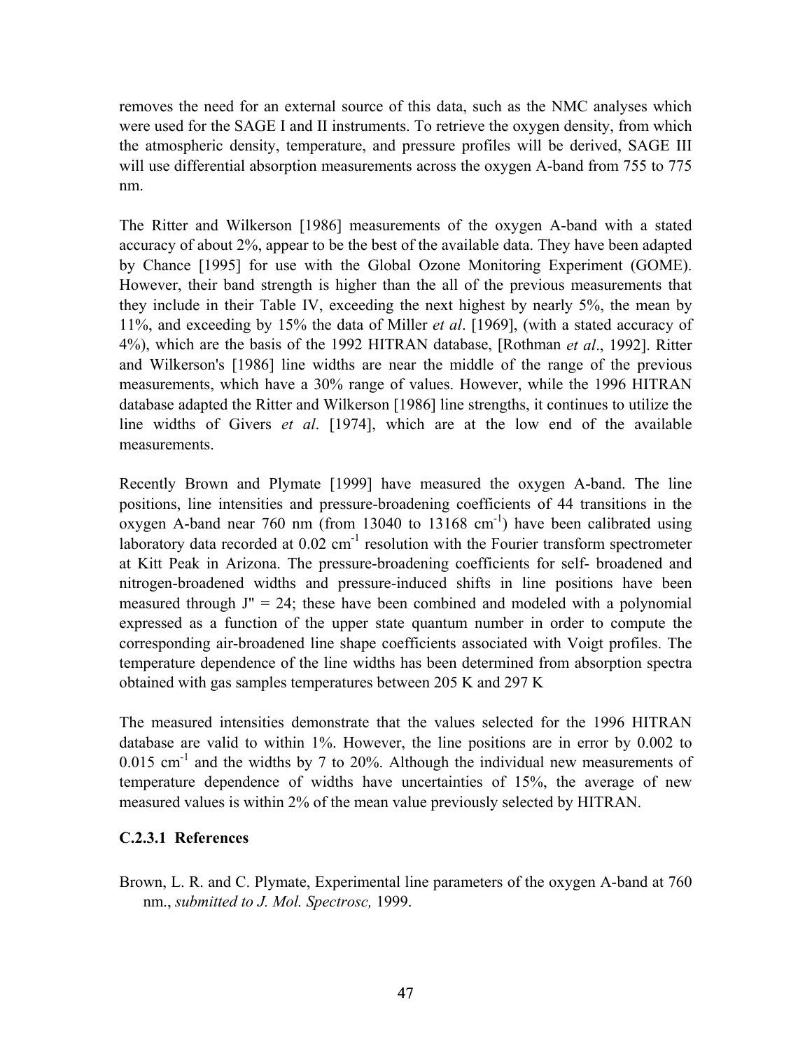removes the need for an external source of this data, such as the NMC analyses which were used for the SAGE I and II instruments. To retrieve the oxygen density, from which the atmospheric density, temperature, and pressure profiles will be derived, SAGE III will use differential absorption measurements across the oxygen A-band from 755 to 775 nm.

The Ritter and Wilkerson [1986] measurements of the oxygen A-band with a stated accuracy of about 2%, appear to be the best of the available data. They have been adapted by Chance [1995] for use with the Global Ozone Monitoring Experiment (GOME). However, their band strength is higher than the all of the previous measurements that they include in their Table IV, exceeding the next highest by nearly 5%, the mean by 11%, and exceeding by 15% the data of Miller *et al*. [1969], (with a stated accuracy of 4%), which are the basis of the 1992 HITRAN database, [Rothman *et al*., 1992]. Ritter and Wilkerson's [1986] line widths are near the middle of the range of the previous measurements, which have a 30% range of values. However, while the 1996 HITRAN database adapted the Ritter and Wilkerson [1986] line strengths, it continues to utilize the line widths of Givers *et al*. [1974], which are at the low end of the available measurements.

Recently Brown and Plymate [1999] have measured the oxygen A-band. The line positions, line intensities and pressure-broadening coefficients of 44 transitions in the oxygen A-band near 760 nm (from 13040 to 13168 $cm^{-1}$) have been calibrated using laboratory data recorded at 0.02 $cm^{-1}$ resolution with the Fourier transform spectrometer at Kitt Peak in Arizona. The pressure-broadening coefficients for self- broadened and nitrogen-broadened widths and pressure-induced shifts in line positions have been measured through $J'' = 24$; these have been combined and modeled with a polynomial expressed as a function of the upper state quantum number in order to compute the corresponding air-broadened line shape coefficients associated with Voigt profiles. The temperature dependence of the line widths has been determined from absorption spectra obtained with gas samples temperatures between 205 K and 297 K

The measured intensities demonstrate that the values selected for the 1996 HITRAN database are valid to within 1%. However, the line positions are in error by 0.002 to 0.015 $cm^{-1}$ and the widths by 7 to 20%. Although the individual new measurements of temperature dependence of widths have uncertainties of 15%, the average of new measured values is within 2% of the mean value previously selected by HITRAN.

### C.2.3.1 References

Brown, L. R. and C. Plymate, Experimental line parameters of the oxygen A-band at 760 nm., *submitted to J. Mol. Spectrosc,* 1999.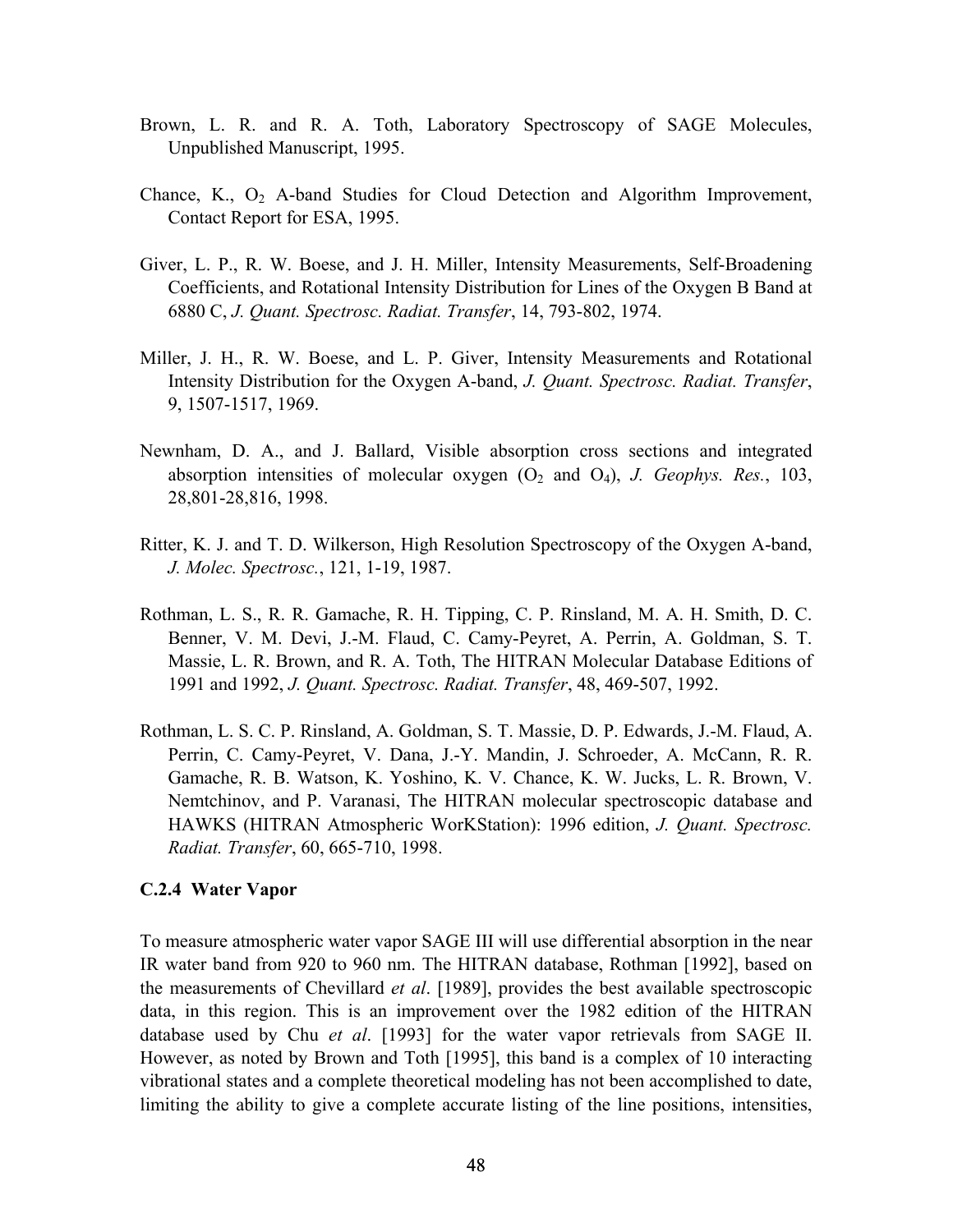Brown, L. R. and R. A. Toth, Laboratory Spectroscopy of SAGE Molecules, Unpublished Manuscript, 1995.

Chance, K., $O_2$ A-band Studies for Cloud Detection and Algorithm Improvement, Contact Report for ESA, 1995.

Giver, L. P., R. W. Boese, and J. H. Miller, Intensity Measurements, Self-Broadening Coefficients, and Rotational Intensity Distribution for Lines of the Oxygen B Band at 6880 C, *J. Quant. Spectrosc. Radiat. Transfer*, 14, 793-802, 1974.

Miller, J. H., R. W. Boese, and L. P. Giver, Intensity Measurements and Rotational Intensity Distribution for the Oxygen A-band, *J. Quant. Spectrosc. Radiat. Transfer*, 9, 1507-1517, 1969.

Newnham, D. A., and J. Ballard, Visible absorption cross sections and integrated absorption intensities of molecular oxygen ($O_2$ and $O_4$), *J. Geophys. Res.*, 103, 28,801-28,816, 1998.

Ritter, K. J. and T. D. Wilkerson, High Resolution Spectroscopy of the Oxygen A-band, *J. Molec. Spectrosc.*, 121, 1-19, 1987.

Rothman, L. S., R. R. Gamache, R. H. Tipping, C. P. Rinsland, M. A. H. Smith, D. C. Benner, V. M. Devi, J.-M. Flaud, C. Camy-Peyret, A. Perrin, A. Goldman, S. T. Massie, L. R. Brown, and R. A. Toth, The HITRAN Molecular Database Editions of 1991 and 1992, *J. Quant. Spectrosc. Radiat. Transfer*, 48, 469-507, 1992.

Rothman, L. S. C. P. Rinsland, A. Goldman, S. T. Massie, D. P. Edwards, J.-M. Flaud, A. Perrin, C. Camy-Peyret, V. Dana, J.-Y. Mandin, J. Schroeder, A. McCann, R. R. Gamache, R. B. Watson, K. Yoshino, K. V. Chance, K. W. Jucks, L. R. Brown, V. Nemtchinov, and P. Varanasi, The HITRAN molecular spectroscopic database and HAWKS (HITRAN Atmospheric WorKStation): 1996 edition, *J. Quant. Spectrosc. Radiat. Transfer*, 60, 665-710, 1998.

#### C.2.4 Water Vapor

To measure atmospheric water vapor SAGE III will use differential absorption in the near IR water band from 920 to 960 nm. The HITRAN database, Rothman [1992], based on the measurements of Chevillard *et al*. [1989], provides the best available spectroscopic data, in this region. This is an improvement over the 1982 edition of the HITRAN database used by Chu *et al*. [1993] for the water vapor retrievals from SAGE II. However, as noted by Brown and Toth [1995], this band is a complex of 10 interacting vibrational states and a complete theoretical modeling has not been accomplished to date, limiting the ability to give a complete accurate listing of the line positions, intensities,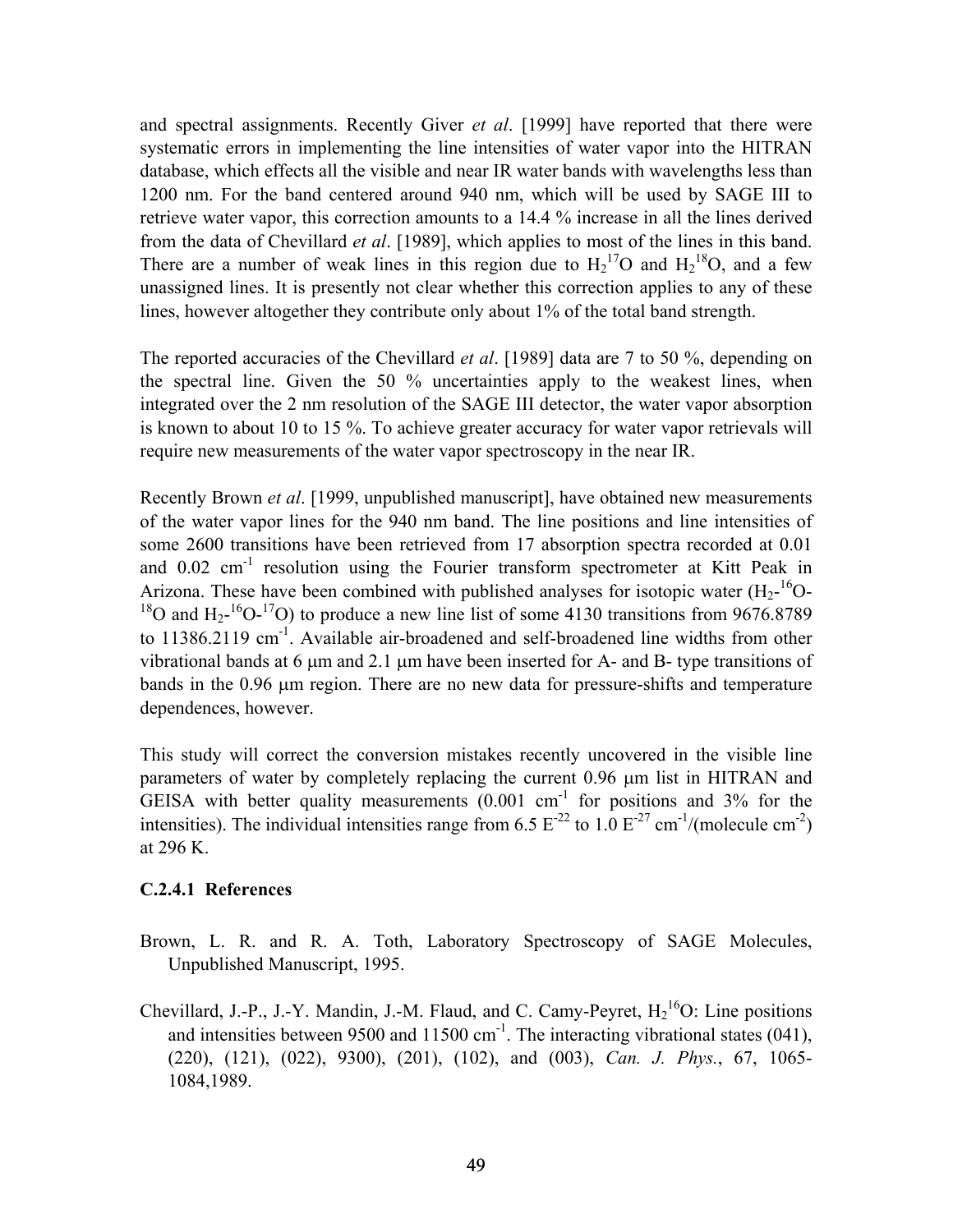and spectral assignments. Recently Giver *et al*. [1999] have reported that there were systematic errors in implementing the line intensities of water vapor into the HITRAN database, which effects all the visible and near IR water bands with wavelengths less than 1200 nm. For the band centered around 940 nm, which will be used by SAGE III to retrieve water vapor, this correction amounts to a 14.4 % increase in all the lines derived from the data of Chevillard *et al*. [1989], which applies to most of the lines in this band. There are a number of weak lines in this region due to $H_2{}^{17}O$ and $H_2{}^{18}O$, and a few unassigned lines. It is presently not clear whether this correction applies to any of these lines, however altogether they contribute only about 1% of the total band strength.

The reported accuracies of the Chevillard *et al*. [1989] data are 7 to 50 %, depending on the spectral line. Given the 50 % uncertainties apply to the weakest lines, when integrated over the 2 nm resolution of the SAGE III detector, the water vapor absorption is known to about 10 to 15 %. To achieve greater accuracy for water vapor retrievals will require new measurements of the water vapor spectroscopy in the near IR.

Recently Brown *et al*. [1999, unpublished manuscript], have obtained new measurements of the water vapor lines for the 940 nm band. The line positions and line intensities of some 2600 transitions have been retrieved from 17 absorption spectra recorded at 0.01 and 0.02 $cm^{-1}$ resolution using the Fourier transform spectrometer at Kitt Peak in Arizona. These have been combined with published analyses for isotopic water ($H_2$-$^{16}O$-$^{18}O$ and $H_2$-$^{16}O$-$^{17}O$) to produce a new line list of some 4130 transitions from 9676.8789 to 11386.2119 $cm^{-1}$. Available air-broadened and self-broadened line widths from other vibrational bands at 6 μm and 2.1 μm have been inserted for A- and B- type transitions of bands in the 0.96 μm region. There are no new data for pressure-shifts and temperature dependences, however.

This study will correct the conversion mistakes recently uncovered in the visible line parameters of water by completely replacing the current 0.96 μm list in HITRAN and GEISA with better quality measurements (0.001 $cm^{-1}$ for positions and 3% for the intensities). The individual intensities range from 6.5 $E^{-22}$ to 1.0 $E^{-27}$ $cm^{-1}$/(molecule $cm^{-2}$) at 296 K.

### C.2.4.1 References

Brown, L. R. and R. A. Toth, Laboratory Spectroscopy of SAGE Molecules, Unpublished Manuscript, 1995.

Chevillard, J.-P., J.-Y. Mandin, J.-M. Flaud, and C. Camy-Peyret, $H_2{}^{16}O$: Line positions and intensities between 9500 and 11500 $cm^{-1}$. The interacting vibrational states (041), (220), (121), (022), 9300), (201), (102), and (003), *Can. J. Phys.*, 67, 1065-1084,1989.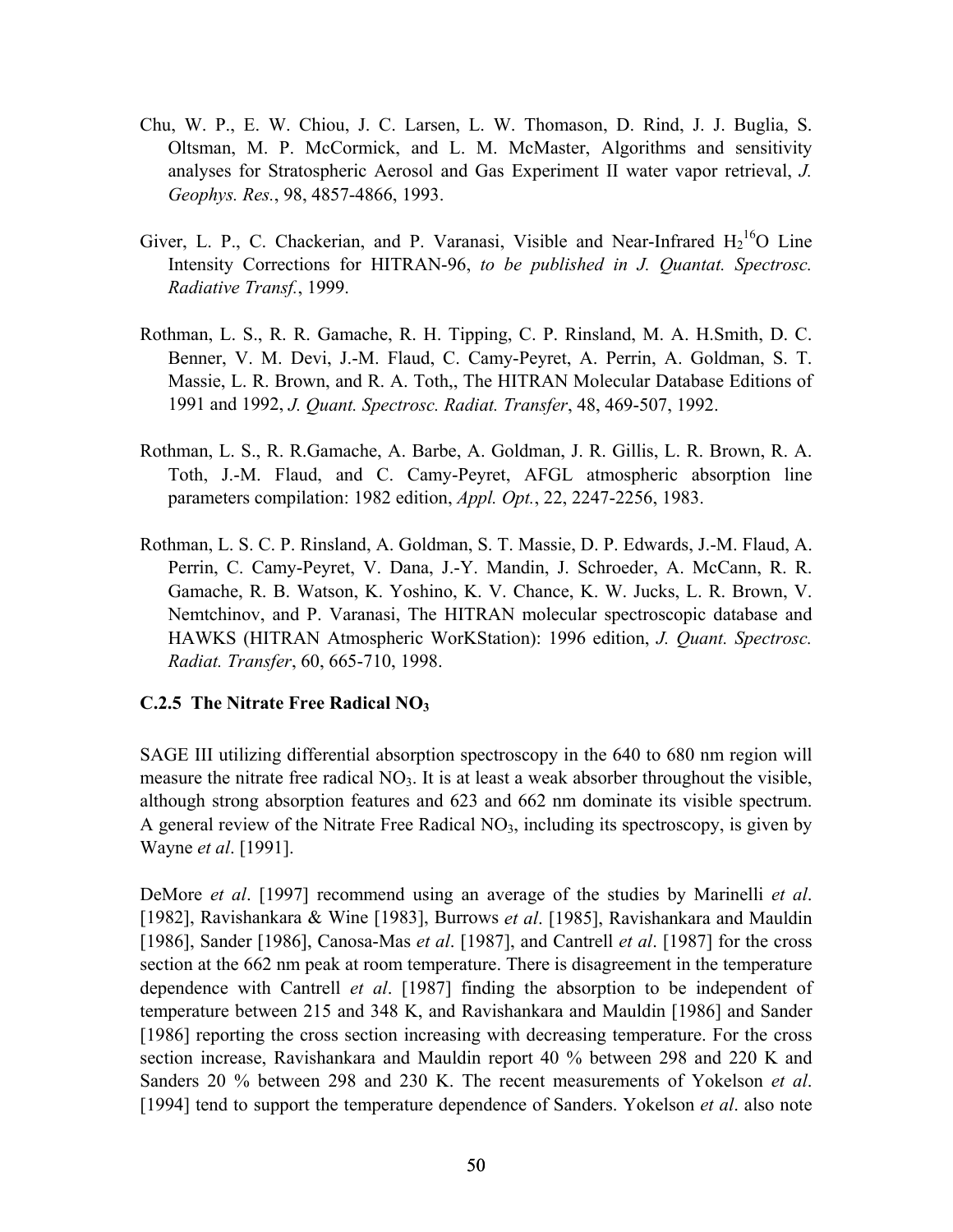Chu, W. P., E. W. Chiou, J. C. Larsen, L. W. Thomason, D. Rind, J. J. Buglia, S. Oltsman, M. P. McCormick, and L. M. McMaster, Algorithms and sensitivity analyses for Stratospheric Aerosol and Gas Experiment II water vapor retrieval, *J. Geophys. Res.*, 98, 4857-4866, 1993.

Giver, L. P., C. Chackerian, and P. Varanasi, Visible and Near-Infrared $H_2{}^{16}O$ Line Intensity Corrections for HITRAN-96, *to be published in J. Quantat. Spectrosc. Radiative Transf.*, 1999.

Rothman, L. S., R. R. Gamache, R. H. Tipping, C. P. Rinsland, M. A. H.Smith, D. C. Benner, V. M. Devi, J.-M. Flaud, C. Camy-Peyret, A. Perrin, A. Goldman, S. T. Massie, L. R. Brown, and R. A. Toth,, The HITRAN Molecular Database Editions of 1991 and 1992, *J. Quant. Spectrosc. Radiat. Transfer*, 48, 469-507, 1992.

Rothman, L. S., R. R.Gamache, A. Barbe, A. Goldman, J. R. Gillis, L. R. Brown, R. A. Toth, J.-M. Flaud, and C. Camy-Peyret, AFGL atmospheric absorption line parameters compilation: 1982 edition, *Appl. Opt.*, 22, 2247-2256, 1983.

Rothman, L. S. C. P. Rinsland, A. Goldman, S. T. Massie, D. P. Edwards, J.-M. Flaud, A. Perrin, C. Camy-Peyret, V. Dana, J.-Y. Mandin, J. Schroeder, A. McCann, R. R. Gamache, R. B. Watson, K. Yoshino, K. V. Chance, K. W. Jucks, L. R. Brown, V. Nemtchinov, and P. Varanasi, The HITRAN molecular spectroscopic database and HAWKS (HITRAN Atmospheric WorKStation): 1996 edition, *J. Quant. Spectrosc. Radiat. Transfer*, 60, 665-710, 1998.

### C.2.5 The Nitrate Free Radical $NO_3$

SAGE III utilizing differential absorption spectroscopy in the 640 to 680 nm region will measure the nitrate free radical $NO_3$. It is at least a weak absorber throughout the visible, although strong absorption features and 623 and 662 nm dominate its visible spectrum. A general review of the Nitrate Free Radical $NO_3$, including its spectroscopy, is given by Wayne *et al*. [1991].

DeMore *et al*. [1997] recommend using an average of the studies by Marinelli *et al*. [1982], Ravishankara & Wine [1983], Burrows *et al*. [1985], Ravishankara and Mauldin [1986], Sander [1986], Canosa-Mas *et al*. [1987], and Cantrell *et al*. [1987] for the cross section at the 662 nm peak at room temperature. There is disagreement in the temperature dependence with Cantrell *et al*. [1987] finding the absorption to be independent of temperature between 215 and 348 K, and Ravishankara and Mauldin [1986] and Sander [1986] reporting the cross section increasing with decreasing temperature. For the cross section increase, Ravishankara and Mauldin report 40 % between 298 and 220 K and Sanders 20 % between 298 and 230 K. The recent measurements of Yokelson *et al*. [1994] tend to support the temperature dependence of Sanders. Yokelson *et al*. also note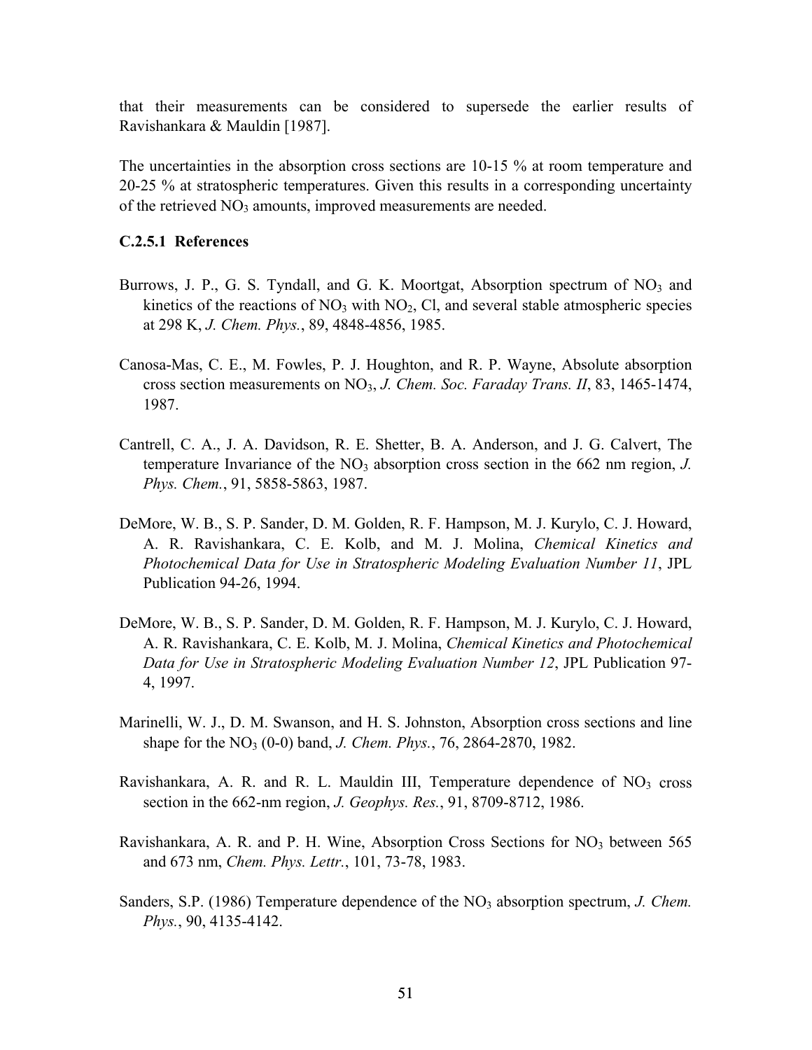that their measurements can be considered to supersede the earlier results of Ravishankara & Mauldin [1987].

The uncertainties in the absorption cross sections are 10-15 % at room temperature and 20-25 % at stratospheric temperatures. Given this results in a corresponding uncertainty of the retrieved $NO_3$ amounts, improved measurements are needed.

### C.2.5.1 References

Burrows, J. P., G. S. Tyndall, and G. K. Moortgat, Absorption spectrum of $NO_3$ and kinetics of the reactions of $NO_3$ with $NO_2$, Cl, and several stable atmospheric species at 298 K, *J. Chem. Phys.*, 89, 4848-4856, 1985.

Canosa-Mas, C. E., M. Fowles, P. J. Houghton, and R. P. Wayne, Absolute absorption cross section measurements on $NO_3$, *J. Chem. Soc. Faraday Trans. II*, 83, 1465-1474, 1987.

Cantrell, C. A., J. A. Davidson, R. E. Shetter, B. A. Anderson, and J. G. Calvert, The temperature Invariance of the $NO_3$ absorption cross section in the 662 nm region, *J. Phys. Chem.*, 91, 5858-5863, 1987.

DeMore, W. B., S. P. Sander, D. M. Golden, R. F. Hampson, M. J. Kurylo, C. J. Howard, A. R. Ravishankara, C. E. Kolb, and M. J. Molina, *Chemical Kinetics and Photochemical Data for Use in Stratospheric Modeling Evaluation Number 11*, JPL Publication 94-26, 1994.

DeMore, W. B., S. P. Sander, D. M. Golden, R. F. Hampson, M. J. Kurylo, C. J. Howard, A. R. Ravishankara, C. E. Kolb, M. J. Molina, *Chemical Kinetics and Photochemical Data for Use in Stratospheric Modeling Evaluation Number 12*, JPL Publication 97-4, 1997.

Marinelli, W. J., D. M. Swanson, and H. S. Johnston, Absorption cross sections and line shape for the $NO_3$ (0-0) band, *J. Chem. Phys.*, 76, 2864-2870, 1982.

Ravishankara, A. R. and R. L. Mauldin III, Temperature dependence of $NO_3$ cross section in the 662-nm region, *J. Geophys. Res.*, 91, 8709-8712, 1986.

Ravishankara, A. R. and P. H. Wine, Absorption Cross Sections for $NO_3$ between 565 and 673 nm, *Chem. Phys. Lettr.*, 101, 73-78, 1983.

Sanders, S.P. (1986) Temperature dependence of the $NO_3$ absorption spectrum, *J. Chem. Phys.*, 90, 4135-4142.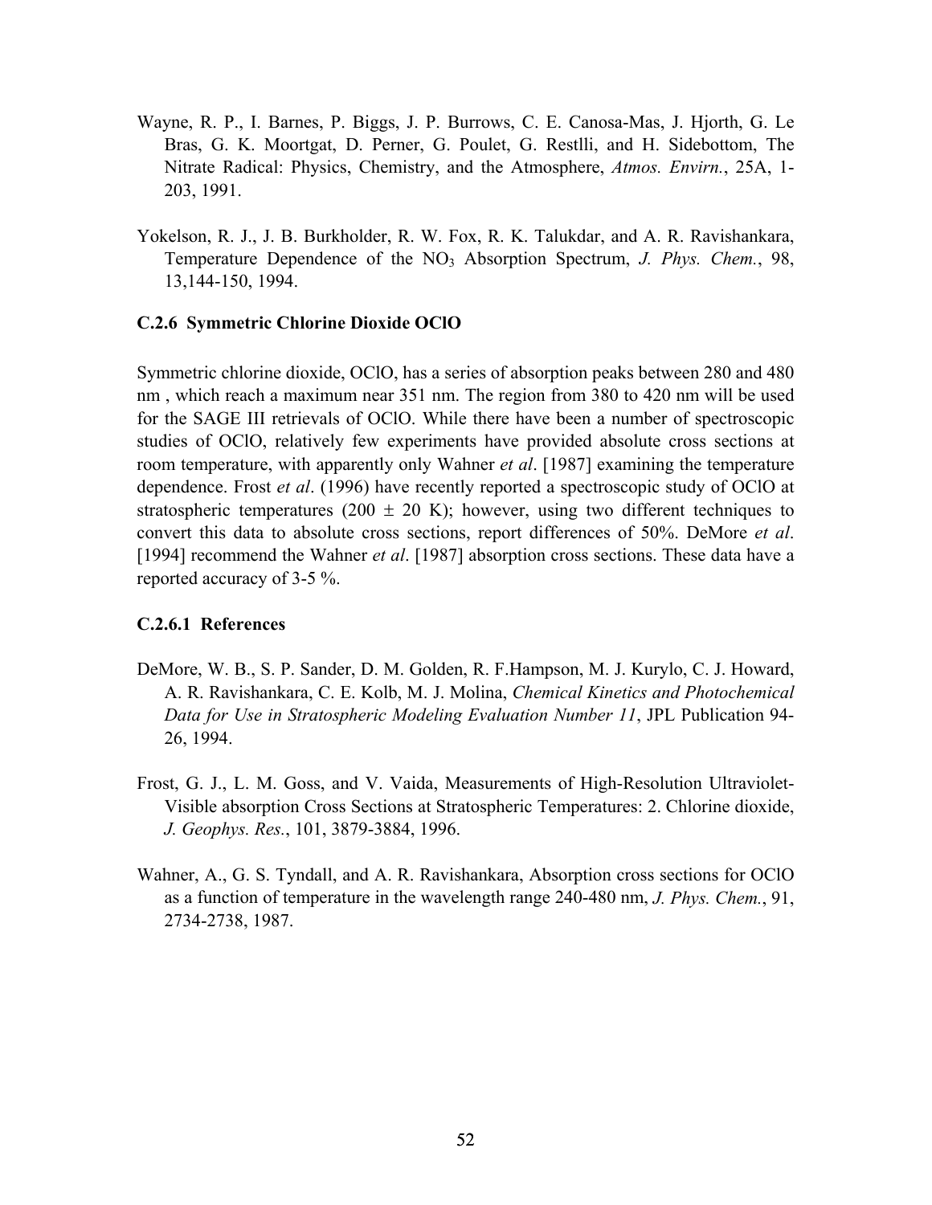Wayne, R. P., I. Barnes, P. Biggs, J. P. Burrows, C. E. Canosa-Mas, J. Hjorth, G. Le Bras, G. K. Moortgat, D. Perner, G. Poulet, G. Restlli, and H. Sidebottom, The Nitrate Radical: Physics, Chemistry, and the Atmosphere, *Atmos. Envirn.*, 25A, 1-203, 1991.

Yokelson, R. J., J. B. Burkholder, R. W. Fox, R. K. Talukdar, and A. R. Ravishankara, Temperature Dependence of the $NO_3$ Absorption Spectrum, *J. Phys. Chem.*, 98, 13,144-150, 1994.

### C.2.6 Symmetric Chlorine Dioxide OClO

Symmetric chlorine dioxide, OClO, has a series of absorption peaks between 280 and 480 nm , which reach a maximum near 351 nm. The region from 380 to 420 nm will be used for the SAGE III retrievals of OClO. While there have been a number of spectroscopic studies of OClO, relatively few experiments have provided absolute cross sections at room temperature, with apparently only Wahner *et al*. [1987] examining the temperature dependence. Frost *et al*. (1996) have recently reported a spectroscopic study of OClO at stratospheric temperatures (200 ± 20 K); however, using two different techniques to convert this data to absolute cross sections, report differences of 50%. DeMore *et al*. [1994] recommend the Wahner *et al*. [1987] absorption cross sections. These data have a reported accuracy of 3-5 %.

#### C.2.6.1 References

DeMore, W. B., S. P. Sander, D. M. Golden, R. F.Hampson, M. J. Kurylo, C. J. Howard, A. R. Ravishankara, C. E. Kolb, M. J. Molina, *Chemical Kinetics and Photochemical Data for Use in Stratospheric Modeling Evaluation Number 11*, JPL Publication 94-26, 1994.

Frost, G. J., L. M. Goss, and V. Vaida, Measurements of High-Resolution Ultraviolet-Visible absorption Cross Sections at Stratospheric Temperatures: 2. Chlorine dioxide, *J. Geophys. Res.*, 101, 3879-3884, 1996.

Wahner, A., G. S. Tyndall, and A. R. Ravishankara, Absorption cross sections for OClO as a function of temperature in the wavelength range 240-480 nm, *J. Phys. Chem.*, 91, 2734-2738, 1987.